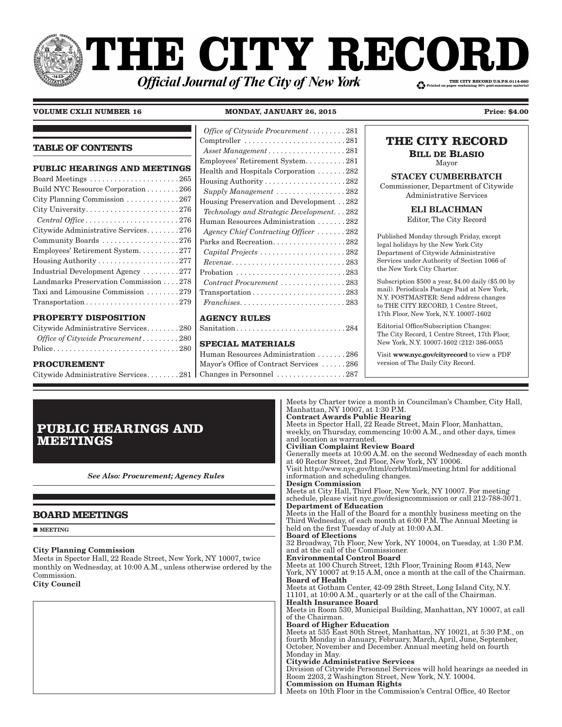# THE CITY RECORD

***Official Journal of The City of New York***

THE CITY RECORD U.S.P.S.0114-660
Printed on paper containing 30% post-consumer material

**VOLUME CXLII NUMBER 16** **MONDAY, JANUARY 26, 2015** **Price: $4.00**

## TABLE OF CONTENTS

**PUBLIC HEARINGS AND MEETINGS**

Board Meetings . . . . . . 265
Build NYC Resource Corporation . . . . . . 266
City Planning Commission . . . . . . 267
City University . . . . . . 276
*Central Office* . . . . . . 276
Citywide Administrative Services . . . . . . 276
Community Boards . . . . . . 276
Employees' Retirement System . . . . . . 277
Housing Authority . . . . . . 277
Industrial Development Agency . . . . . . 277
Landmarks Preservation Commission . . . . 278
Taxi and Limousine Commission . . . . . . 279
Transportation . . . . . . 279

**PROPERTY DISPOSITION**

Citywide Administrative Services . . . . . . 280
*Office of Citywide Procurement* . . . . . . 280
Police . . . . . . 280

**PROCUREMENT**

Citywide Administrative Services . . . . . . 281
*Office of Citywide Procurement* . . . . . . 281
Comptroller . . . . . . 281
*Asset Management* . . . . . . 281
Employees' Retirement System . . . . . . 281
Health and Hospitals Corporation . . . . . . 282
Housing Authority . . . . . . 282
*Supply Management* . . . . . . 282
Housing Preservation and Development . . 282
*Technology and Strategic Development* . . . 282
Human Resources Administration . . . . . . 282
*Agency Chief Contracting Officer* . . . . . . 282
Parks and Recreation . . . . . . 282
*Capital Projects* . . . . . . 282
*Revenue* . . . . . . 283
Probation . . . . . . 283
*Contract Procurement* . . . . . . 283
Transportation . . . . . . 283
*Franchises* . . . . . . 283

**AGENCY RULES**

Sanitation . . . . . . 284

**SPECIAL MATERIALS**

Human Resources Administration . . . . . . 286
Mayor's Office of Contract Services . . . . . . 286
Changes in Personnel . . . . . . 287

## THE CITY RECORD

**BILL DE BLASIO**
Mayor

**STACEY CUMBERBATCH**
Commissioner, Department of Citywide Administrative Services

**ELI BLACHMAN**
Editor, The City Record

Published Monday through Friday, except legal holidays by the New York City Department of Citywide Administrative Services under Authority of Section 1066 of the New York City Charter.

Subscription $500 a year, $4.00 daily ($5.00 by mail). Periodicals Postage Paid at New York, N.Y. POSTMASTER: Send address changes to THE CITY RECORD, 1 Centre Street, 17th Floor, New York, N.Y. 10007-1602

Editorial Office/Subscription Changes: The City Record, 1 Centre Street, 17th Floor, New York, N.Y. 10007-1602 (212) 386-0055

Visit **www.nyc.gov/cityrecord** to view a PDF version of The Daily City Record.

# PUBLIC HEARINGS AND MEETINGS

***See Also: Procurement; Agency Rules***

## BOARD MEETINGS

■ **MEETING**

**City Planning Commission**
Meets in Spector Hall, 22 Reade Street, New York, NY 10007, twice monthly on Wednesday, at 10:00 A.M., unless otherwise ordered by the Commission.

**City Council**
Meets by Charter twice a month in Councilman's Chamber, City Hall, Manhattan, NY 10007, at 1:30 P.M.

**Contract Awards Public Hearing**
Meets in Spector Hall, 22 Reade Street, Main Floor, Manhattan, weekly, on Thursday, commencing 10:00 A.M., and other days, times and location as warranted.

**Civilian Complaint Review Board**
Generally meets at 10:00 A.M. on the second Wednesday of each month at 40 Rector Street, 2nd Floor, New York, NY 10006.
Visit http://www.nyc.gov/html/ccrb/html/meeting.html for additional information and scheduling changes.

**Design Commission**
Meets at City Hall, Third Floor, New York, NY 10007. For meeting schedule, please visit nyc.gov/designcommission or call 212-788-3071.

**Department of Education**
Meets in the Hall of the Board for a monthly business meeting on the Third Wednesday, of each month at 6:00 P.M. The Annual Meeting is held on the first Tuesday of July at 10:00 A.M.

**Board of Elections**
32 Broadway, 7th Floor, New York, NY 10004, on Tuesday, at 1:30 P.M. and at the call of the Commissioner.

**Environmental Control Board**
Meets at 100 Church Street, 12th Floor, Training Room #143, New York, NY 10007 at 9:15 A.M, once a month at the call of the Chairman.

**Board of Health**
Meets at Gotham Center, 42-09 28th Street, Long Island City, N.Y. 11101, at 10:00 A.M., quarterly or at the call of the Chairman.

**Health Insurance Board**
Meets in Room 530, Municipal Building, Manhattan, NY 10007, at call of the Chairman.

**Board of Higher Education**
Meets at 535 East 80th Street, Manhattan, NY 10021, at 5:30 P.M., on fourth Monday in January, February, March, April, June, September, October, November and December. Annual meeting held on fourth Monday in May.

**Citywide Administrative Services**
Division of Citywide Personnel Services will hold hearings as needed in Room 2203, 2 Washington Street, New York, N.Y. 10004.

**Commission on Human Rights**
Meets on 10th Floor in the Commission's Central Office, 40 Rector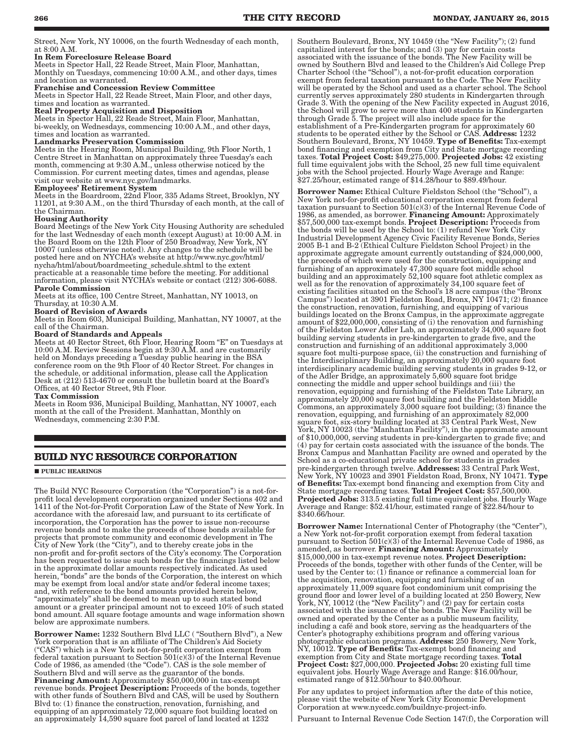Street, New York, NY 10006, on the fourth Wednesday of each month, at 8:00 A.M.

**In Rem Foreclosure Release Board**
Meets in Spector Hall, 22 Reade Street, Main Floor, Manhattan, Monthly on Tuesdays, commencing 10:00 A.M., and other days, times and location as warranted.

**Franchise and Concession Review Committee**
Meets in Spector Hall, 22 Reade Street, Main Floor, and other days, times and location as warranted.

**Real Property Acquisition and Disposition**
Meets in Spector Hall, 22 Reade Street, Main Floor, Manhattan, bi-weekly, on Wednesdays, commencing 10:00 A.M., and other days, times and location as warranted.

**Landmarks Preservation Commission**
Meets in the Hearing Room, Municipal Building, 9th Floor North, 1 Centre Street in Manhattan on approximately three Tuesday's each month, commencing at 9:30 A.M., unless otherwise noticed by the Commission. For current meeting dates, times and agendas, please visit our website at www.nyc.gov/landmarks.

**Employees' Retirement System**
Meets in the Boardroom, 22nd Floor, 335 Adams Street, Brooklyn, NY 11201, at 9:30 A.M., on the third Thursday of each month, at the call of the Chairman.

**Housing Authority**
Board Meetings of the New York City Housing Authority are scheduled for the last Wednesday of each month (except August) at 10:00 A.M. in the Board Room on the 12th Floor of 250 Broadway, New York, NY 10007 (unless otherwise noted). Any changes to the schedule will be posted here and on NYCHA's website at http://www.nyc.gov/html/nycha/html/about/boardmeeting_schedule.shtml to the extent practicable at a reasonable time before the meeting. For additional information, please visit NYCHA's website or contact (212) 306-6088.

**Parole Commission**
Meets at its office, 100 Centre Street, Manhattan, NY 10013, on Thursday, at 10:30 A.M.

**Board of Revision of Awards**
Meets in Room 603, Municipal Building, Manhattan, NY 10007, at the call of the Chairman.

**Board of Standards and Appeals**
Meets at 40 Rector Street, 6th Floor, Hearing Room "E" on Tuesdays at 10:00 A.M. Review Sessions begin at 9:30 A.M. and are customarily held on Mondays preceding a Tuesday public hearing in the BSA conference room on the 9th Floor of 40 Rector Street. For changes in the schedule, or additional information, please call the Application Desk at (212) 513-4670 or consult the bulletin board at the Board's Offices, at 40 Rector Street, 9th Floor.

**Tax Commission**
Meets in Room 936, Municipal Building, Manhattan, NY 10007, each month at the call of the President. Manhattan, Monthly on Wednesdays, commencing 2:30 P.M.

## BUILD NYC RESOURCE CORPORATION

■ **PUBLIC HEARINGS**

The Build NYC Resource Corporation (the "Corporation") is a not-for-profit local development corporation organized under Sections 402 and 1411 of the Not-for-Profit Corporation Law of the State of New York. In accordance with the aforesaid law, and pursuant to its certificate of incorporation, the Corporation has the power to issue non-recourse revenue bonds and to make the proceeds of those bonds available for projects that promote community and economic development in The City of New York (the "City"), and to thereby create jobs in the non-profit and for-profit sectors of the City's economy. The Corporation has been requested to issue such bonds for the financings listed below in the approximate dollar amounts respectively indicated. As used herein, "bonds" are the bonds of the Corporation, the interest on which may be exempt from local and/or state and/or federal income taxes; and, with reference to the bond amounts provided herein below, "approximately" shall be deemed to mean up to such stated bond amount or a greater principal amount not to exceed 10% of such stated bond amount. All square footage amounts and wage information shown below are approximate numbers.

**Borrower Name:** 1232 Southern Blvd LLC ( "Southern Blvd"), a New York corporation that is an affiliate of The Children's Aid Society ("CAS") which is a New York not-for-profit corporation exempt from federal taxation pursuant to Section 501(c)(3) of the Internal Revenue Code of 1986, as amended (the "Code"). CAS is the sole member of Southern Blvd and will serve as the guarantor of the bonds. **Financing Amount:** Approximately $50,000,000 in tax-exempt revenue bonds. **Project Description:** Proceeds of the bonds, together with other funds of Southern Blvd and CAS, will be used by Southern Blvd to: (1) finance the construction, renovation, furnishing, and equipping of an approximately 72,000 square foot building located on an approximately 14,590 square foot parcel of land located at 1232 Southern Boulevard, Bronx, NY 10459 (the "New Facility"); (2) fund capitalized interest for the bonds; and (3) pay for certain costs associated with the issuance of the bonds. The New Facility will be owned by Southern Blvd and leased to the Children's Aid College Prep Charter School (the "School"), a not-for-profit education corporation exempt from federal taxation pursuant to the Code. The New Facility will be operated by the School and used as a charter school. The School currently serves approximately 280 students in Kindergarten through Grade 3. With the opening of the New Facility expected in August 2016, the School will grow to serve more than 400 students in Kindergarten through Grade 5. The project will also include space for the establishment of a Pre-Kindergarten program for approximately 60 students to be operated either by the School or CAS. **Address:** 1232 Southern Boulevard, Bronx, NY 10459. **Type of Benefits:** Tax-exempt bond financing and exemption from City and State mortgage recording taxes. **Total Project Cost:** $49,275,000. **Projected Jobs:** 42 existing full time equivalent jobs with the School, 25 new full time equivalent jobs with the School projected. Hourly Wage Average and Range: $27.25/hour, estimated range of $14.28/hour to $89.49/hour.

**Borrower Name:** Ethical Culture Fieldston School (the "School"), a New York not-for-profit educational corporation exempt from federal taxation pursuant to Section 501(c)(3) of the Internal Revenue Code of 1986, as amended, as borrower. **Financing Amount:** Approximately $57,500,000 tax-exempt bonds. **Project Description:** Proceeds from the bonds will be used by the School to: (1) refund New York City Industrial Development Agency Civic Facility Revenue Bonds, Series 2005 B-1 and B-2 (Ethical Culture Fieldston School Project) in the approximate aggregate amount currently outstanding of $24,000,000, the proceeds of which were used for the construction, equipping and furnishing of an approximately 47,300 square foot middle school building and an approximately 52,100 square foot athletic complex as well as for the renovation of approximately 34,100 square feet of existing facilities situated on the School's 18 acre campus (the "Bronx Campus") located at 3901 Fieldston Road, Bronx, NY 10471; (2) finance the construction, renovation, furnishing, and equipping of various buildings located on the Bronx Campus, in the approximate aggregate amount of $22,000,000, consisting of (i) the renovation and furnishing of the Fieldston Lower Adler Lab, an approximately 34,000 square foot building serving students in pre-kindergarten to grade five, and the construction and furnishing of an additional approximately 3,000 square foot multi-purpose space, (ii) the construction and furnishing of the Interdisciplinary Building, an approximately 20,000 square foot interdisciplinary academic building serving students in grades 9-12, or of the Adler Bridge, an approximately 5,600 square foot bridge connecting the middle and upper school buildings and (iii) the renovation, equipping and furnishing of the Fieldston Tate Library, an approximately 20,000 square foot building and the Fieldston Middle Commons, an approximately 3,000 square foot building; (3) finance the renovation, equipping, and furnishing of an approximately 82,000 square foot, six-story building located at 33 Central Park West, New York, NY 10023 (the "Manhattan Facility"), in the approximate amount of $10,000,000, serving students in pre-kindergarten to grade five; and (4) pay for certain costs associated with the issuance of the bonds. The Bronx Campus and Manhattan Facility are owned and operated by the School as a co-educational private school for students in grades pre-kindergarten through twelve. **Addresses:** 33 Central Park West, New York, NY 10023 and 3901 Fieldston Road, Bronx, NY 10471. **Type of Benefits:** Tax-exempt bond financing and exemption from City and State mortgage recording taxes. **Total Project Cost:** $57,500,000. **Projected Jobs:** 313.5 existing full time equivalent jobs. Hourly Wage Average and Range: $52.41/hour, estimated range of $22.84/hour to $340.66/hour.

**Borrower Name:** International Center of Photography (the "Center"), a New York not-for-profit corporation exempt from federal taxation pursuant to Section 501(c)(3) of the Internal Revenue Code of 1986, as amended, as borrower. **Financing Amount:** Approximately $15,000,000 in tax-exempt revenue notes. **Project Description:** Proceeds of the bonds, together with other funds of the Center, will be used by the Center to: (1) finance or refinance a commercial loan for the acquisition, renovation, equipping and furnishing of an approximately 11,009 square foot condominium unit comprising the ground floor and lower level of a building located at 250 Bowery, New York, NY, 10012 (the "New Facility") and (2) pay for certain costs associated with the issuance of the bonds. The New Facility will be owned and operated by the Center as a public museum facility, including a café and book store, serving as the headquarters of the Center's photography exhibitions program and offering various photographic education programs. **Address:** 250 Bowery, New York, NY, 10012. **Type of Benefits:** Tax-exempt bond financing and exemption from City and State mortgage recording taxes. **Total Project Cost:** $27,000,000. **Projected Jobs:** 20 existing full time equivalent jobs. Hourly Wage Average and Range: $16.00/hour, estimated range of $12.50/hour to $40.00/hour.

For any updates to project information after the date of this notice, please visit the website of New York City Economic Development Corporation at www.nycedc.com/buildnyc-project-info.

Pursuant to Internal Revenue Code Section 147(f), the Corporation will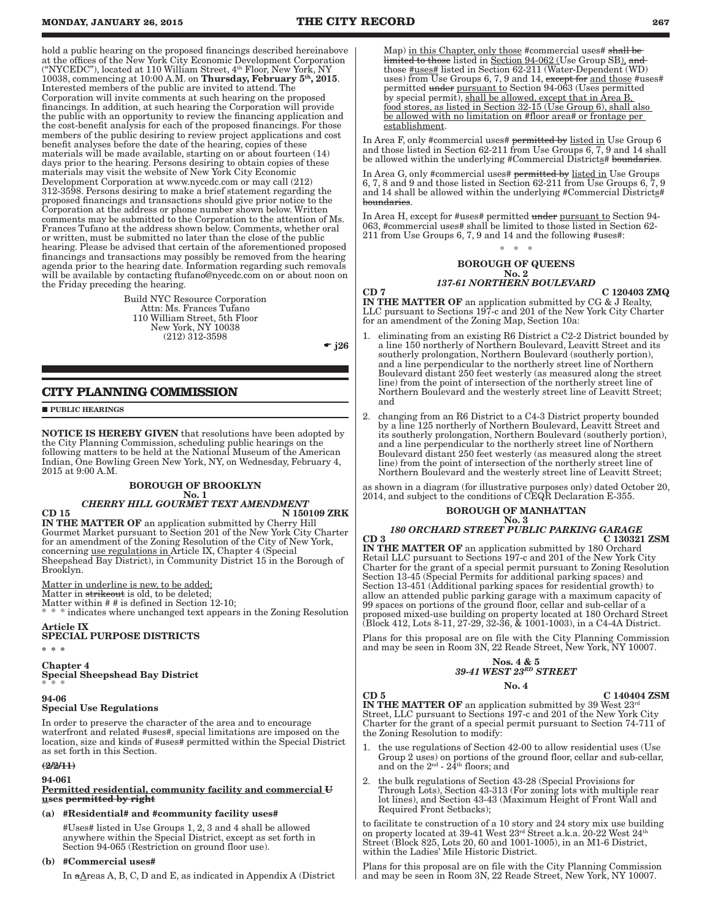hold a public hearing on the proposed financings described hereinabove at the offices of the New York City Economic Development Corporation ("NYCEDC"), located at 110 William Street, 4th Floor, New York, NY 10038, commencing at 10:00 A.M. on **Thursday, February 5th, 2015**. Interested members of the public are invited to attend. The Corporation will invite comments at such hearing on the proposed financings. In addition, at such hearing the Corporation will provide the public with an opportunity to review the financing application and the cost-benefit analysis for each of the proposed financings. For those members of the public desiring to review project applications and cost benefit analyses before the date of the hearing, copies of these materials will be made available, starting on or about fourteen (14) days prior to the hearing. Persons desiring to obtain copies of these materials may visit the website of New York City Economic Development Corporation at www.nycedc.com or may call (212) 312-3598. Persons desiring to make a brief statement regarding the proposed financings and transactions should give prior notice to the Corporation at the address or phone number shown below. Written comments may be submitted to the Corporation to the attention of Ms. Frances Tufano at the address shown below. Comments, whether oral or written, must be submitted no later than the close of the public hearing. Please be advised that certain of the aforementioned proposed financings and transactions may possibly be removed from the hearing agenda prior to the hearing date. Information regarding such removals will be available by contacting ftufano@nycedc.com on or about noon on the Friday preceding the hearing.

Build NYC Resource Corporation
Attn: Ms. Frances Tufano
110 William Street, 5th Floor
New York, NY 10038
(212) 312-3598

☛ j26

## CITY PLANNING COMMISSION

■ **PUBLIC HEARINGS**

**NOTICE IS HEREBY GIVEN** that resolutions have been adopted by the City Planning Commission, scheduling public hearings on the following matters to be held at the National Museum of the American Indian, One Bowling Green New York, NY, on Wednesday, February 4, 2015 at 9:00 A.M.

**BOROUGH OF BROOKLYN**
**No. 1**
***CHERRY HILL GOURMET TEXT AMENDMENT***

**CD 15** **N 150109 ZRK**

**IN THE MATTER OF** an application submitted by Cherry Hill Gourmet Market pursuant to Section 201 of the New York City Charter for an amendment of the Zoning Resolution of the City of New York, concerning use regulations in Article IX, Chapter 4 (Special Sheepshead Bay District), in Community District 15 in the Borough of Brooklyn.

Matter in underline is new, to be added;
Matter in ~~strikeout~~ is old, to be deleted;
Matter within # # is defined in Section 12-10;
* * * indicates where unchanged text appears in the Zoning Resolution

**Article IX**
**SPECIAL PURPOSE DISTRICTS**

* * *

**Chapter 4**
**Special Sheepshead Bay District**

* * *

**94-06**
**Special Use Regulations**

In order to preserve the character of the area and to encourage waterfront and related #uses#, special limitations are imposed on the location, size and kinds of #uses# permitted within the Special District as set forth in this Section.

~~(2/2/11)~~

**94-061**
**Permitted residential, community facility and commercial ~~U~~ uses ~~permitted by right~~**

(a) **#Residential# and #community facility uses#**

#Uses# listed in Use Groups 1, 2, 3 and 4 shall be allowed anywhere within the Special District, except as set forth in Section 94-065 (Restriction on ground floor use).

(b) **#Commercial uses#**

In ~~a~~Areas A, B, C, D and E, as indicated in Appendix A (District Map) in this Chapter, only those #commercial uses# ~~shall be limited to those~~ listed in Section 94-062 (Use Group SB), ~~and~~ those #uses# listed in Section 62-211 (Water-Dependent (WD) uses) from Use Groups 6, 7, 9 and 14, ~~except for~~ and those #uses# permitted ~~under~~ pursuant to Section 94-063 (Uses permitted by special permit), shall be allowed, except that in Area B, food stores, as listed in Section 32-15 (Use Group 6), shall also be allowed with no limitation on #floor area# or frontage per establishment.

In Area F, only #commercial uses# ~~permitted by~~ listed in Use Group 6 and those listed in Section 62-211 from Use Groups 6, 7, 9 and 14 shall be allowed within the underlying #Commercial Districts# ~~boundaries~~.

In Area G, only #commercial uses# ~~permitted by~~ listed in Use Groups 6, 7, 8 and 9 and those listed in Section 62-211 from Use Groups 6, 7, 9 and 14 shall be allowed within the underlying #Commercial Districts# ~~boundaries~~.

In Area H, except for #uses# permitted ~~under~~ pursuant to Section 94-063, #commercial uses# shall be limited to those listed in Section 62-211 from Use Groups 6, 7, 9 and 14 and the following #uses#:

* * *

**BOROUGH OF QUEENS**
**No. 2**
***137-61 NORTHERN BOULEVARD***

**CD 7** **C 120403 ZMQ**

**IN THE MATTER OF** an application submitted by CG & J Realty, LLC pursuant to Sections 197-c and 201 of the New York City Charter for an amendment of the Zoning Map, Section 10a:

1. eliminating from an existing R6 District a C2-2 District bounded by a line 150 northerly of Northern Boulevard, Leavitt Street and its southerly prolongation, Northern Boulevard (southerly portion), and a line perpendicular to the northerly street line of Northern Boulevard distant 250 feet westerly (as measured along the street line) from the point of intersection of the northerly street line of Northern Boulevard and the westerly street line of Leavitt Street; and

2. changing from an R6 District to a C4-3 District property bounded by a line 125 northerly of Northern Boulevard, Leavitt Street and its southerly prolongation, Northern Boulevard (southerly portion), and a line perpendicular to the northerly street line of Northern Boulevard distant 250 feet westerly (as measured along the street line) from the point of intersection of the northerly street line of Northern Boulevard and the westerly street line of Leavitt Street;

as shown in a diagram (for illustrative purposes only) dated October 20, 2014, and subject to the conditions of CEQR Declaration E-355.

**BOROUGH OF MANHATTAN**
**No. 3**
***180 ORCHARD STREET PUBLIC PARKING GARAGE***

**CD 3** **C 130321 ZSM**

**IN THE MATTER OF** an application submitted by 180 Orchard Retail LLC pursuant to Sections 197-c and 201 of the New York City Charter for the grant of a special permit pursuant to Zoning Resolution Section 13-45 (Special Permits for additional parking spaces) and Section 13-451 (Additional parking spaces for residential growth) to allow an attended public parking garage with a maximum capacity of 99 spaces on portions of the ground floor, cellar and sub-cellar of a proposed mixed-use building on property located at 180 Orchard Street (Block 412, Lots 8-11, 27-29, 32-36, & 1001-1003), in a C4-4A District.

Plans for this proposal are on file with the City Planning Commission and may be seen in Room 3N, 22 Reade Street, New York, NY 10007.

**Nos. 4 & 5**
***39-41 WEST 23RD STREET***

**No. 4**

**CD 5** **C 140404 ZSM**

**IN THE MATTER OF** an application submitted by 39 West 23rd Street, LLC pursuant to Sections 197-c and 201 of the New York City Charter for the grant of a special permit pursuant to Section 74-711 of the Zoning Resolution to modify:

1. the use regulations of Section 42-00 to allow residential uses (Use Group 2 uses) on portions of the ground floor, cellar and sub-cellar, and on the 2nd - 24th floors; and

2. the bulk regulations of Section 43-28 (Special Provisions for Through Lots), Section 43-313 (For zoning lots with multiple rear lot lines), and Section 43-43 (Maximum Height of Front Wall and Required Front Setbacks);

to facilitate te construction of a 10 story and 24 story mix use building on property located at 39-41 West 23rd Street a.k.a. 20-22 West 24th Street (Block 825, Lots 20, 60 and 1001-1005), in an M1-6 District, within the Ladies' Mile Historic District.

Plans for this proposal are on file with the City Planning Commission and may be seen in Room 3N, 22 Reade Street, New York, NY 10007.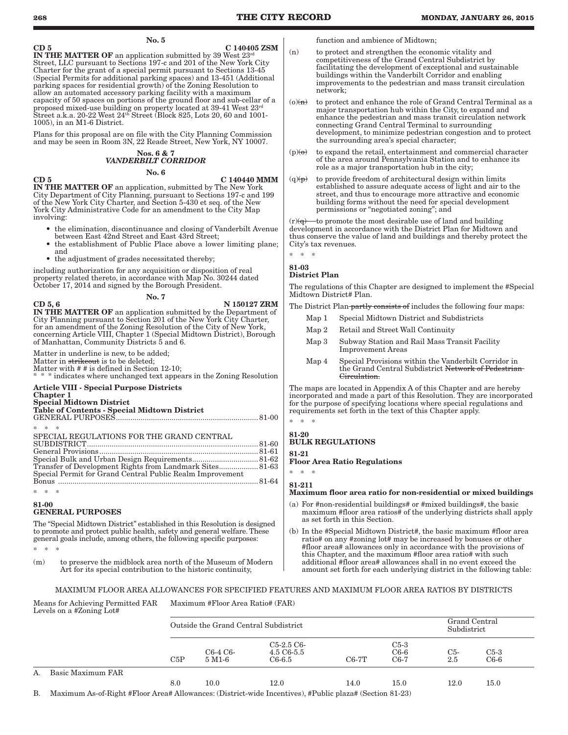**No. 5**

**CD 5** **C 140405 ZSM**

**IN THE MATTER OF** an application submitted by 39 West 23rd Street, LLC pursuant to Sections 197-c and 201 of the New York City Charter for the grant of a special permit pursuant to Sections 13-45 (Special Permits for additional parking spaces) and 13-451 (Additional parking spaces for residential growth) of the Zoning Resolution to allow an automated accessory parking facility with a maximum capacity of 50 spaces on portions of the ground floor and sub-cellar of a proposed mixed-use building on property located at 39-41 West 23rd Street a.k.a. 20-22 West 24th Street (Block 825, Lots 20, 60 and 1001-1005), in an M1-6 District.

Plans for this proposal are on file with the City Planning Commission and may be seen in Room 3N, 22 Reade Street, New York, NY 10007.

**Nos. 6 & 7**
***VANDERBILT CORRIDOR***

**No. 6**

**CD 5** **C 140440 MMM**

**IN THE MATTER OF** an application, submitted by The New York City Department of City Planning, pursuant to Sections 197-c and 199 of the New York City Charter, and Section 5-430 et seq. of the New York City Administrative Code for an amendment to the City Map involving:

- the elimination, discontinuance and closing of Vanderbilt Avenue between East 42nd Street and East 43rd Street;
- the establishment of Public Place above a lower limiting plane; and
- the adjustment of grades necessitated thereby;

including authorization for any acquisition or disposition of real property related thereto, in accordance with Map No. 30244 dated October 17, 2014 and signed by the Borough President.

**No. 7**

**CD 5, 6** **N 150127 ZRM**

**IN THE MATTER OF** an application submitted by the Department of City Planning pursuant to Section 201 of the New York City Charter, for an amendment of the Zoning Resolution of the City of New York, concerning Article VIII, Chapter 1 (Special Midtown District), Borough of Manhattan, Community Districts 5 and 6.

Matter in underline is new, to be added;
Matter in ~~strikeout~~ is to be deleted;
Matter with # # is defined in Section 12-10;
\* \* \* indicates where unchanged text appears in the Zoning Resolution

**Article VIII - Special Purpose Districts**
**Chapter 1**
**Special Midtown District**
**Table of Contents - Special Midtown District**

GENERAL PURPOSES....................................................................81-00

\* \* \*

SPECIAL REGULATIONS FOR THE GRAND CENTRAL SUBDISTRICT....................................................................81-60
General Provisions....................................................................81-61
Special Bulk and Urban Design Requirements..............................81-62
Transfer of Development Rights from Landmark Sites..................81-63
Special Permit for Grand Central Public Realm Improvement Bonus....................................................................81-64

\* \* \*

**81-00**
**GENERAL PURPOSES**

The "Special Midtown District" established in this Resolution is designed to promote and protect public health, safety and general welfare. These general goals include, among others, the following specific purposes:

\* \* \*

(m) to preserve the midblock area north of the Museum of Modern Art for its special contribution to the historic continuity, function and ambience of Midtown;

(n) to protect and strengthen the economic vitality and competitiveness of the Grand Central Subdistrict by facilitating the development of exceptional and sustainable buildings within the Vanderbilt Corridor and enabling improvements to the pedestrian and mass transit circulation network;

(o)~~(n)~~ to protect and enhance the role of Grand Central Terminal as a major transportation hub within the City, to expand and enhance the pedestrian and mass transit circulation network connecting Grand Central Terminal to surrounding development, to minimize pedestrian congestion and to protect the surrounding area's special character;

(p)~~(o)~~ to expand the retail, entertainment and commercial character of the area around Pennsylvania Station and to enhance its role as a major transportation hub in the city;

(q)~~(p)~~ to provide freedom of architectural design within limits established to assure adequate access of light and air to the street, and thus to encourage more attractive and economic building forms without the need for special development permissions or "negotiated zoning"; and

(r)~~(q)~~ to promote the most desirable use of land and building development in accordance with the District Plan for Midtown and thus conserve the value of land and buildings and thereby protect the City's tax revenues.

\* \* \*

**81-03**
**District Plan**

The regulations of this Chapter are designed to implement the #Special Midtown District# Plan.

The District Plan ~~partly consists of~~ includes the following four maps:

Map 1 Special Midtown District and Subdistricts

Map 2 Retail and Street Wall Continuity

Map 3 Subway Station and Rail Mass Transit Facility Improvement Areas

Map 4 Special Provisions within the Vanderbilt Corridor in the Grand Central Subdistrict ~~Network of Pedestrian Circulation.~~

The maps are located in Appendix A of this Chapter and are hereby incorporated and made a part of this Resolution. They are incorporated for the purpose of specifying locations where special regulations and requirements set forth in the text of this Chapter apply.

\* \* \*

**81-20**
**BULK REGULATIONS**

**81-21**
**Floor Area Ratio Regulations**

\* \* \*

**81-211**
**Maximum floor area ratio for non-residential or mixed buildings**

(a) For #non-residential buildings# or #mixed buildings#, the basic maximum #floor area ratios# of the underlying districts shall apply as set forth in this Section.

(b) In the #Special Midtown District#, the basic maximum #floor area ratio# on any #zoning lot# may be increased by bonuses or other #floor area# allowances only in accordance with the provisions of this Chapter, and the maximum #floor area ratio# with such additional #floor area# allowances shall in no event exceed the amount set forth for each underlying district in the following table:

MAXIMUM FLOOR AREA ALLOWANCES FOR SPECIFIED FEATURES AND MAXIMUM FLOOR AREA RATIOS BY DISTRICTS

| Means for Achieving Permitted FAR Levels on a #Zoning Lot# | Maximum #Floor Area Ratio# (FAR) | | | | | | |
|---|---|---|---|---|---|---|---|
| | Outside the Grand Central Subdistrict | | | | | Grand Central Subdistrict | |
| | C5P | C6-4 C6-5 M1-6 | C5-2.5 C6-4.5 C6-5.5 C6-6.5 | C6-7T | C5-3 C6-6 C6-7 | C5-2.5 | C5-3 C6-6 |
| A. Basic Maximum FAR | 8.0 | 10.0 | 12.0 | 14.0 | 15.0 | 12.0 | 15.0 |
| B. Maximum As-of-Right #Floor Area# Allowances: (District-wide Incentives), #Public plaza# (Section 81-23) | | | | | | | |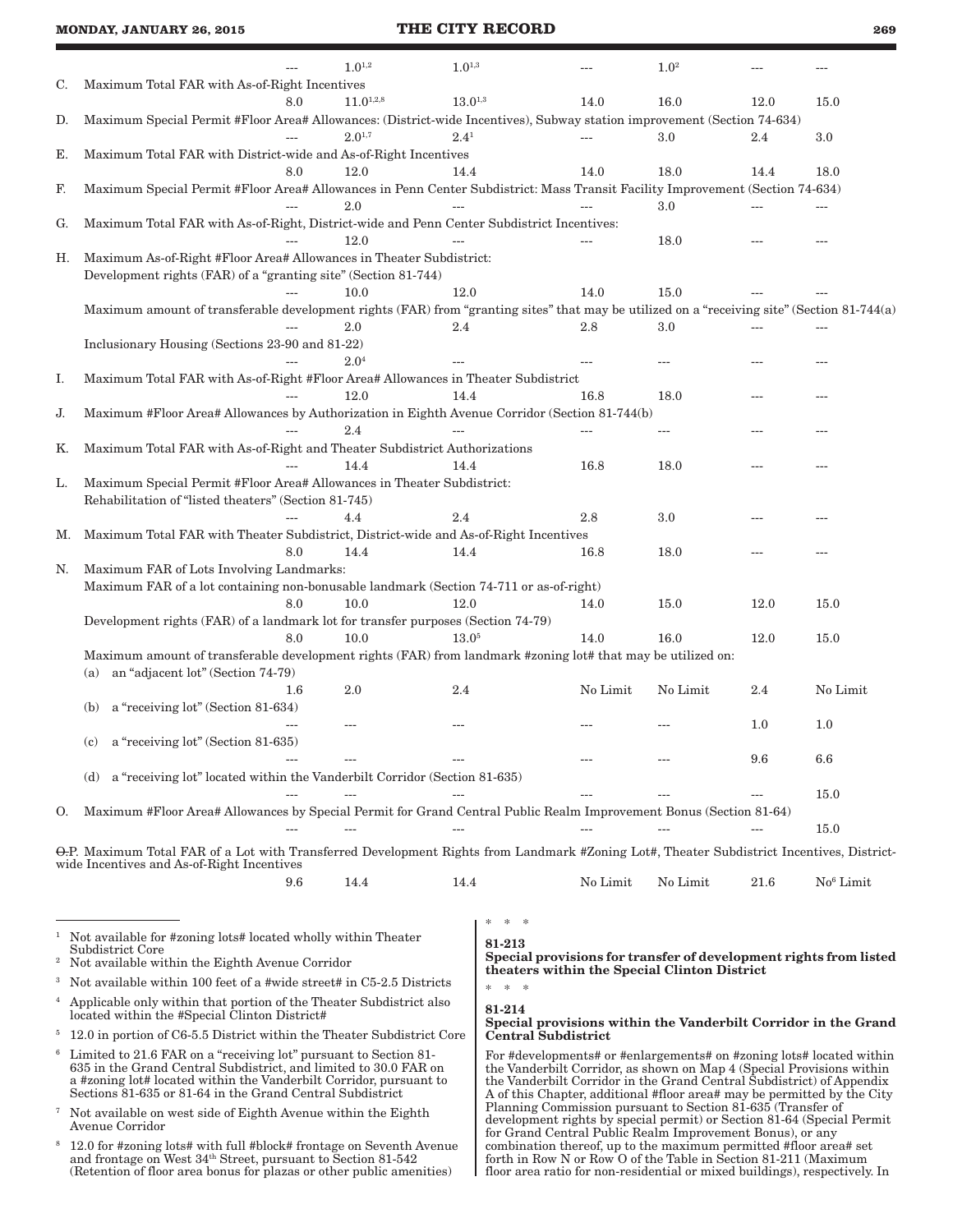| | | | | | | | |
|---|---|---|---|---|---|---|---|
| | --- | 1.0[1,2] | 1.0[1,3] | --- | 1.0[2] | --- | --- |
| C. | Maximum Total FAR with As-of-Right Incentives | | | | | | |
| | 8.0 | 11.0[1,2,8] | 13.0[1,3] | 14.0 | 16.0 | 12.0 | 15.0 |
| D. | Maximum Special Permit #Floor Area# Allowances: (District-wide Incentives), Subway station improvement (Section 74-634) | | | | | | |
| | --- | 2.0[1,7] | 2.4[1] | --- | 3.0 | 2.4 | 3.0 |
| E. | Maximum Total FAR with District-wide and As-of-Right Incentives | | | | | | |
| | 8.0 | 12.0 | 14.4 | 14.0 | 18.0 | 14.4 | 18.0 |
| F. | Maximum Special Permit #Floor Area# Allowances in Penn Center Subdistrict: Mass Transit Facility Improvement (Section 74-634) | | | | | | |
| | --- | 2.0 | --- | --- | 3.0 | --- | --- |
| G. | Maximum Total FAR with As-of-Right, District-wide and Penn Center Subdistrict Incentives: | | | | | | |
| | --- | 12.0 | --- | --- | 18.0 | --- | --- |
| H. | Maximum As-of-Right #Floor Area# Allowances in Theater Subdistrict: Development rights (FAR) of a "granting site" (Section 81-744) | | | | | | |
| | --- | 10.0 | 12.0 | 14.0 | 15.0 | --- | --- |
| | Maximum amount of transferable development rights (FAR) from "granting sites" that may be utilized on a "receiving site" (Section 81-744(a) | | | | | | |
| | --- | 2.0 | 2.4 | 2.8 | 3.0 | --- | --- |
| | Inclusionary Housing (Sections 23-90 and 81-22) | | | | | | |
| | --- | 2.0[4] | --- | --- | --- | --- | --- |
| I. | Maximum Total FAR with As-of-Right #Floor Area# Allowances in Theater Subdistrict | | | | | | |
| | --- | 12.0 | 14.4 | 16.8 | 18.0 | --- | --- |
| J. | Maximum #Floor Area# Allowances by Authorization in Eighth Avenue Corridor (Section 81-744(b) | | | | | | |
| | --- | 2.4 | --- | --- | --- | --- | --- |
| K. | Maximum Total FAR with As-of-Right and Theater Subdistrict Authorizations | | | | | | |
| | --- | 14.4 | 14.4 | 16.8 | 18.0 | --- | --- |
| L. | Maximum Special Permit #Floor Area# Allowances in Theater Subdistrict: Rehabilitation of "listed theaters" (Section 81-745) | | | | | | |
| | --- | 4.4 | 2.4 | 2.8 | 3.0 | --- | --- |
| M. | Maximum Total FAR with Theater Subdistrict, District-wide and As-of-Right Incentives | | | | | | |
| | 8.0 | 14.4 | 14.4 | 16.8 | 18.0 | --- | --- |
| N. | Maximum FAR of Lots Involving Landmarks: Maximum FAR of a lot containing non-bonusable landmark (Section 74-711 or as-of-right) | | | | | | |
| | 8.0 | 10.0 | 12.0 | 14.0 | 15.0 | 12.0 | 15.0 |
| | Development rights (FAR) of a landmark lot for transfer purposes (Section 74-79) | | | | | | |
| | 8.0 | 10.0 | 13.0[5] | 14.0 | 16.0 | 12.0 | 15.0 |
| | Maximum amount of transferable development rights (FAR) from landmark #zoning lot# that may be utilized on: (a) an "adjacent lot" (Section 74-79) | | | | | | |
| | 1.6 | 2.0 | 2.4 | No Limit | No Limit | 2.4 | No Limit |
| | (b) a "receiving lot" (Section 81-634) | | | | | | |
| | --- | --- | --- | --- | --- | 1.0 | 1.0 |
| | (c) a "receiving lot" (Section 81-635) | | | | | | |
| | --- | --- | --- | --- | --- | 9.6 | 6.6 |
| | (d) a "receiving lot" located within the Vanderbilt Corridor (Section 81-635) | | | | | | |
| | --- | --- | --- | --- | --- | --- | 15.0 |
| O. | Maximum #Floor Area# Allowances by Special Permit for Grand Central Public Realm Improvement Bonus (Section 81-64) | | | | | | |
| | --- | --- | --- | --- | --- | --- | 15.0 |
| ~~O.~~P. | Maximum Total FAR of a Lot with Transferred Development Rights from Landmark #Zoning Lot#, Theater Subdistrict Incentives, District-wide Incentives and As-of-Right Incentives | | | | | | |
| | 9.6 | 14.4 | 14.4 | No Limit | No Limit | 21.6 | No[6] Limit |

[1] Not available for #zoning lots# located wholly within Theater Subdistrict Core

[2] Not available within the Eighth Avenue Corridor

[3] Not available within 100 feet of a #wide street# in C5-2.5 Districts

[4] Applicable only within that portion of the Theater Subdistrict also located within the #Special Clinton District#

[5] 12.0 in portion of C6-5.5 District within the Theater Subdistrict Core

[6] Limited to 21.6 FAR on a "receiving lot" pursuant to Section 81-635 in the Grand Central Subdistrict, and limited to 30.0 FAR on a #zoning lot# located within the Vanderbilt Corridor, pursuant to Sections 81-635 or 81-64 in the Grand Central Subdistrict

[7] Not available on west side of Eighth Avenue within the Eighth Avenue Corridor

[8] 12.0 for #zoning lots# with full #block# frontage on Seventh Avenue and frontage on West 34th Street, pursuant to Section 81-542 (Retention of floor area bonus for plazas or other public amenities)

\* \* \*

**81-213**
**Special provisions for transfer of development rights from listed theaters within the Special Clinton District**

\* \* \*

**81-214**
**Special provisions within the Vanderbilt Corridor in the Grand Central Subdistrict**

For #developments# or #enlargements# on #zoning lots# located within the Vanderbilt Corridor, as shown on Map 4 (Special Provisions within the Vanderbilt Corridor in the Grand Central Subdistrict) of Appendix A of this Chapter, additional #floor area# may be permitted by the City Planning Commission pursuant to Section 81-635 (Transfer of development rights by special permit) or Section 81-64 (Special Permit for Grand Central Public Realm Improvement Bonus), or any combination thereof, up to the maximum permitted #floor area# set forth in Row N or Row O of the Table in Section 81-211 (Maximum floor area ratio for non-residential or mixed buildings), respectively. In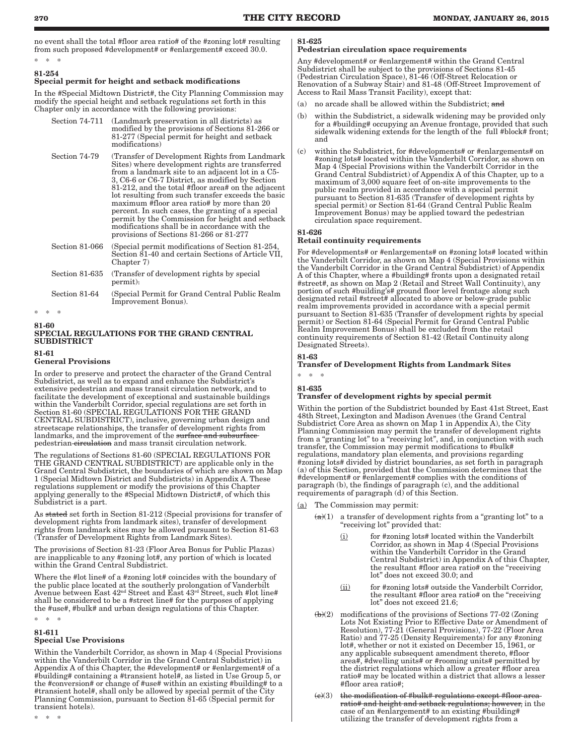no event shall the total #floor area ratio# of the #zoning lot# resulting from such proposed #development# or #enlargement# exceed 30.0.

\* \* \*

### 81-254
### Special permit for height and setback modifications

In the #Special Midtown District#, the City Planning Commission may modify the special height and setback regulations set forth in this Chapter only in accordance with the following provisions:

| | |
|---|---|
| Section 74-711 | (Landmark preservation in all districts) as modified by the provisions of Sections 81-266 or 81-277 (Special permit for height and setback modifications) |
| Section 74-79 | (Transfer of Development Rights from Landmark Sites) where development rights are transferred from a landmark site to an adjacent lot in a C5-3, C6-6 or C6-7 District, as modified by Section 81-212, and the total #floor area# on the adjacent lot resulting from such transfer exceeds the basic maximum #floor area ratio# by more than 20 percent. In such cases, the granting of a special permit by the Commission for height and setback modifications shall be in accordance with the provisions of Sections 81-266 or 81-277 |
| Section 81-066 | (Special permit modifications of Section 81-254, Section 81-40 and certain Sections of Article VII, Chapter 7) |
| Section 81-635 | (Transfer of development rights by special permit). |
| Section 81-64 | (Special Permit for Grand Central Public Realm Improvement Bonus). |

\* \* \*

### 81-60
### SPECIAL REGULATIONS FOR THE GRAND CENTRAL SUBDISTRICT

### 81-61
### General Provisions

In order to preserve and protect the character of the Grand Central Subdistrict, as well as to expand and enhance the Subdistrict's extensive pedestrian and mass transit circulation network, and to facilitate the development of exceptional and sustainable buildings within the Vanderbilt Corridor, special regulations are set forth in Section 81-60 (SPECIAL REGULATIONS FOR THE GRAND CENTRAL SUBDISTRICT), inclusive, governing urban design and streetscape relationships, the transfer of development rights from landmarks, and the improvement of the ~~surface and subsurface~~ pedestrian ~~circulation~~ and mass transit circulation network.

The regulations of Sections 81-60 (SPECIAL REGULATIONS FOR THE GRAND CENTRAL SUBDISTRICT) are applicable only in the Grand Central Subdistrict, the boundaries of which are shown on Map 1 (Special Midtown District and Subdistricts) in Appendix A. These regulations supplement or modify the provisions of this Chapter applying generally to the #Special Midtown District#, of which this Subdistrict is a part.

As ~~stated~~ set forth in Section 81-212 (Special provisions for transfer of development rights from landmark sites), transfer of development rights from landmark sites may be allowed pursuant to Section 81-63 (Transfer of Development Rights from Landmark Sites).

The provisions of Section 81-23 (Floor Area Bonus for Public Plazas) are inapplicable to any #zoning lot#, any portion of which is located within the Grand Central Subdistrict.

Where the #lot line# of a #zoning lot# coincides with the boundary of the public place located at the southerly prolongation of Vanderbilt Avenue between East 42nd Street and East 43rd Street, such #lot line# shall be considered to be a #street line# for the purposes of applying the #use#, #bulk# and urban design regulations of this Chapter.

\* \* \*

### 81-611
### Special Use Provisions

Within the Vanderbilt Corridor, as shown in Map 4 (Special Provisions within the Vanderbilt Corridor in the Grand Central Subdistrict) in Appendix A of this Chapter, the #development# or #enlargement# of a #building# containing a #transient hotel#, as listed in Use Group 5, or the #conversion# or change of #use# within an existing #building# to a #transient hotel#, shall only be allowed by special permit of the City Planning Commission, pursuant to Section 81-65 (Special permit for transient hotels).

\* \* \*

### 81-625
### Pedestrian circulation space requirements

Any #development# or #enlargement# within the Grand Central Subdistrict shall be subject to the provisions of Sections 81-45 (Pedestrian Circulation Space), 81-46 (Off-Street Relocation or Renovation of a Subway Stair) and 81-48 (Off-Street Improvement of Access to Rail Mass Transit Facility), except that:

(a) no arcade shall be allowed within the Subdistrict; ~~and~~

(b) within the Subdistrict, a sidewalk widening may be provided only for a #building# occupying an Avenue frontage, provided that such sidewalk widening extends for the length of the full #block# front; and

(c) within the Subdistrict, for #developments# or #enlargements# on #zoning lots# located within the Vanderbilt Corridor, as shown on Map 4 (Special Provisions within the Vanderbilt Corridor in the Grand Central Subdistrict) of Appendix A of this Chapter, up to a maximum of 3,000 square feet of on-site improvements to the public realm provided in accordance with a special permit pursuant to Section 81-635 (Transfer of development rights by special permit) or Section 81-64 (Grand Central Public Realm Improvement Bonus) may be applied toward the pedestrian circulation space requirement.

### 81-626
### Retail continuity requirements

For #developments# or #enlargements# on #zoning lots# located within the Vanderbilt Corridor, as shown on Map 4 (Special Provisions within the Vanderbilt Corridor in the Grand Central Subdistrict) of Appendix A of this Chapter, where a #building# fronts upon a designated retail #street#, as shown on Map 2 (Retail and Street Wall Continuity), any portion of such #building's# ground floor level frontage along such designated retail #street# allocated to above or below-grade public realm improvements provided in accordance with a special permit pursuant to Section 81-635 (Transfer of development rights by special permit) or Section 81-64 (Special Permit for Grand Central Public Realm Improvement Bonus) shall be excluded from the retail continuity requirements of Section 81-42 (Retail Continuity along Designated Streets).

### 81-63
### Transfer of Development Rights from Landmark Sites

\* \* \*

### 81-635
### Transfer of development rights by special permit

Within the portion of the Subdistrict bounded by East 41st Street, East 48th Street, Lexington and Madison Avenues (the Grand Central Subdistrict Core Area as shown on Map 1 in Appendix A), the City Planning Commission may permit the transfer of development rights from a "granting lot" to a "receiving lot", and, in conjunction with such transfer, the Commission may permit modifications to #bulk# regulations, mandatory plan elements, and provisions regarding #zoning lots# divided by district boundaries, as set forth in paragraph (a) of this Section, provided that the Commission determines that the #development# or #enlargement# complies with the conditions of paragraph (b), the findings of paragraph (c), and the additional requirements of paragraph (d) of this Section.

(a) The Commission may permit:

~~(a)~~(1) a transfer of development rights from a "granting lot" to a "receiving lot" provided that:

(i) for #zoning lots# located within the Vanderbilt Corridor, as shown in Map 4 (Special Provisions within the Vanderbilt Corridor in the Grand Central Subdistrict) in Appendix A of this Chapter, the resultant #floor area ratio# on the "receiving lot" does not exceed 30.0; and

(ii) for #zoning lots# outside the Vanderbilt Corridor, the resultant #floor area ratio# on the "receiving lot" does not exceed 21.6;

~~(b)~~(2) modifications of the provisions of Sections 77-02 (Zoning Lots Not Existing Prior to Effective Date or Amendment of Resolution), 77-21 (General Provisions), 77-22 (Floor Area Ratio) and 77-25 (Density Requirements) for any #zoning lot#, whether or not it existed on December 15, 1961, or any applicable subsequent amendment thereto, #floor area#, #dwelling units# or #rooming units# permitted by the district regulations which allow a greater #floor area ratio# may be located within a district that allows a lesser #floor area ratio#;

~~(c)~~(3) ~~the modification of #bulk# regulations except #floor area ratio# and height and setback regulations; however,~~ in the case of an #enlargement# to an existing #building# utilizing the transfer of development rights from a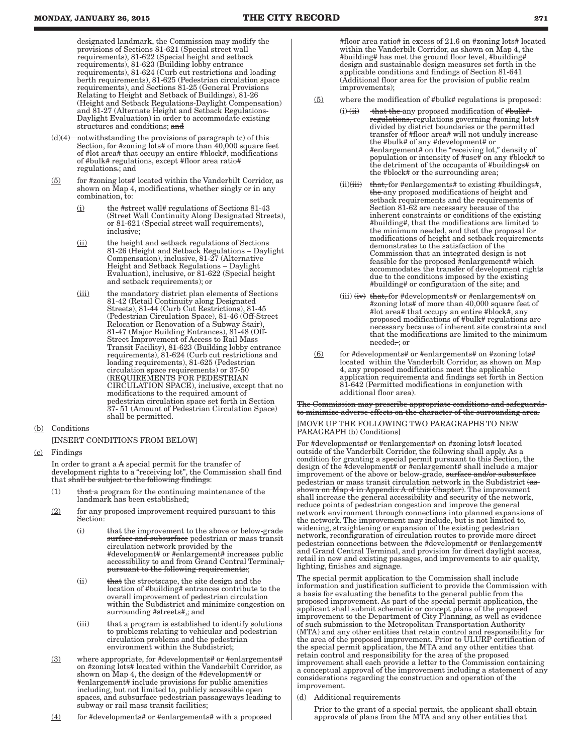designated landmark, the Commission may modify the provisions of Sections 81-621 (Special street wall requirements), 81-622 (Special height and setback requirements), 81-623 (Building lobby entrance requirements), 81-624 (Curb cut restrictions and loading berth requirements), 81-625 (Pedestrian circulation space requirements), and Sections 81-25 (General Provisions Relating to Height and Setback of Buildings), 81-26 (Height and Setback Regulations-Daylight Compensation) and 81-27 (Alternate Height and Setback Regulations-Daylight Evaluation) in order to accommodate existing structures and conditions; ~~and~~

~~(d)~~(4) ~~notwithstanding the provisions of paragraph (c) of this Section,~~ for #zoning lots# of more than 40,000 square feet of #lot area# that occupy an entire #block#, modifications of #bulk# regulations, except #floor area ratio# regulations~~.~~; and

(5) for #zoning lots# located within the Vanderbilt Corridor, as shown on Map 4, modifications, whether singly or in any combination, to:

(i) the #street wall# regulations of Sections 81-43 (Street Wall Continuity Along Designated Streets), or 81-621 (Special street wall requirements), inclusive;

(ii) the height and setback regulations of Sections 81-26 (Height and Setback Regulations – Daylight Compensation), inclusive, 81-27 (Alternative Height and Setback Regulations – Daylight Evaluation), inclusive, or 81-622 (Special height and setback requirements); or

(iii) the mandatory district plan elements of Sections 81-42 (Retail Continuity along Designated Streets), 81-44 (Curb Cut Restrictions), 81-45 (Pedestrian Circulation Space), 81-46 (Off-Street Relocation or Renovation of a Subway Stair), 81-47 (Major Building Entrances), 81-48 (Off-Street Improvement of Access to Rail Mass Transit Facility), 81-623 (Building lobby entrance requirements), 81-624 (Curb cut restrictions and loading requirements), 81-625 (Pedestrian circulation space requirements) or 37-50 (REQUIREMENTS FOR PEDESTRIAN CIRCULATION SPACE), inclusive, except that no modifications to the required amount of pedestrian circulation space set forth in Section 37- 51 (Amount of Pedestrian Circulation Space) shall be permitted.

(b) Conditions

[INSERT CONDITIONS FROM BELOW]

(c) Findings

In order to grant a ~~A~~ special permit for the transfer of development rights to a "receiving lot", the Commission shall find that ~~shall be subject to the following findings~~:

(1) ~~that~~ a program for the continuing maintenance of the landmark has been established;

(2) for any proposed improvement required pursuant to this Section:

(i) ~~that~~ the improvement to the above or below-grade ~~surface and subsurface~~ pedestrian or mass transit circulation network provided by the #development# or #enlargement# increases public accessibility to and from Grand Central Terminal~~, pursuant to the following requirements:~~;

(ii) ~~that~~ the streetscape, the site design and the location of #building# entrances contribute to the overall improvement of pedestrian circulation within the Subdistrict and minimize congestion on surrounding #streets#~~;~~; and

(iii) ~~that~~ a program is established to identify solutions to problems relating to vehicular and pedestrian circulation problems and the pedestrian environment within the Subdistrict;

(3) where appropriate, for #developments# or #enlargements# on #zoning lots# located within the Vanderbilt Corridor, as shown on Map 4, the design of the #development# or #enlargement# include provisions for public amenities including, but not limited to, publicly accessible open spaces, and subsurface pedestrian passageways leading to subway or rail mass transit facilities;

(4) for #developments# or #enlargements# with a proposed #floor area ratio# in excess of 21.6 on #zoning lots# located within the Vanderbilt Corridor, as shown on Map 4, the #building# has met the ground floor level, #building# design and sustainable design measures set forth in the applicable conditions and findings of Section 81-641 (Additional floor area for the provision of public realm improvements);

(5) where the modification of #bulk# regulations is proposed:

(i) ~~(ii)~~ ~~that the~~ any proposed modification of ~~#bulk# regulations,~~ regulations governing #zoning lots# divided by district boundaries or the permitted transfer of #floor area# will not unduly increase the #bulk# of any #development# or #enlargement# on the "receiving lot," density of population or intensity of #use# on any #block# to the detriment of the occupants of #buildings# on the #block# or the surrounding area;

(ii) ~~(iii)~~ ~~that,~~ for #enlargements# to existing #buildings#, ~~the~~ any proposed modifications of height and setback requirements and the requirements of Section 81-62 are necessary because of the inherent constraints or conditions of the existing #building#, that the modifications are limited to the minimum needed, and that the proposal for modifications of height and setback requirements demonstrates to the satisfaction of the Commission that an integrated design is not feasible for the proposed #enlargement# which accommodates the transfer of development rights due to the conditions imposed by the existing #building# or configuration of the site; and

(iii) ~~(iv)~~ ~~that,~~ for #developments# or #enlargements# on #zoning lots# of more than 40,000 square feet of #lot area# that occupy an entire #block#, any proposed modifications of #bulk# regulations are necessary because of inherent site constraints and that the modifications are limited to the minimum needed~~.~~; or

(6) for #developments# or #enlargements# on #zoning lots# located within the Vanderbilt Corridor, as shown on Map 4, any proposed modifications meet the applicable application requirements and findings set forth in Section 81-642 (Permitted modifications in conjunction with additional floor area).

~~The Commission may prescribe appropriate conditions and safeguards to minimize adverse effects on the character of the surrounding area.~~

[MOVE UP THE FOLLOWING TWO PARAGRAPHS TO NEW PARAGRAPH (b) Conditions]

For #developments# or #enlargements# on #zoning lots# located outside of the Vanderbilt Corridor, the following shall apply. As a condition for granting a special permit pursuant to this Section, the design of the #development# or #enlargement# shall include a major improvement of the above or below-grade, ~~surface and/or subsurface~~ pedestrian or mass transit circulation network in the Subdistrict ~~(as shown on Map 4 in Appendix A of this Chapter)~~. The improvement shall increase the general accessibility and security of the network, reduce points of pedestrian congestion and improve the general network environment through connections into planned expansions of the network. The improvement may include, but is not limited to, widening, straightening or expansion of the existing pedestrian network, reconfiguration of circulation routes to provide more direct pedestrian connections between the #development# or #enlargement# and Grand Central Terminal, and provision for direct daylight access, retail in new and existing passages, and improvements to air quality, lighting, finishes and signage.

The special permit application to the Commission shall include information and justification sufficient to provide the Commission with a basis for evaluating the benefits to the general public from the proposed improvement. As part of the special permit application, the applicant shall submit schematic or concept plans of the proposed improvement to the Department of City Planning, as well as evidence of such submission to the Metropolitan Transportation Authority (MTA) and any other entities that retain control and responsibility for the area of the proposed improvement. Prior to ULURP certification of the special permit application, the MTA and any other entities that retain control and responsibility for the area of the proposed improvement shall each provide a letter to the Commission containing a conceptual approval of the improvement including a statement of any considerations regarding the construction and operation of the improvement.

(d) Additional requirements

Prior to the grant of a special permit, the applicant shall obtain approvals of plans from the MTA and any other entities that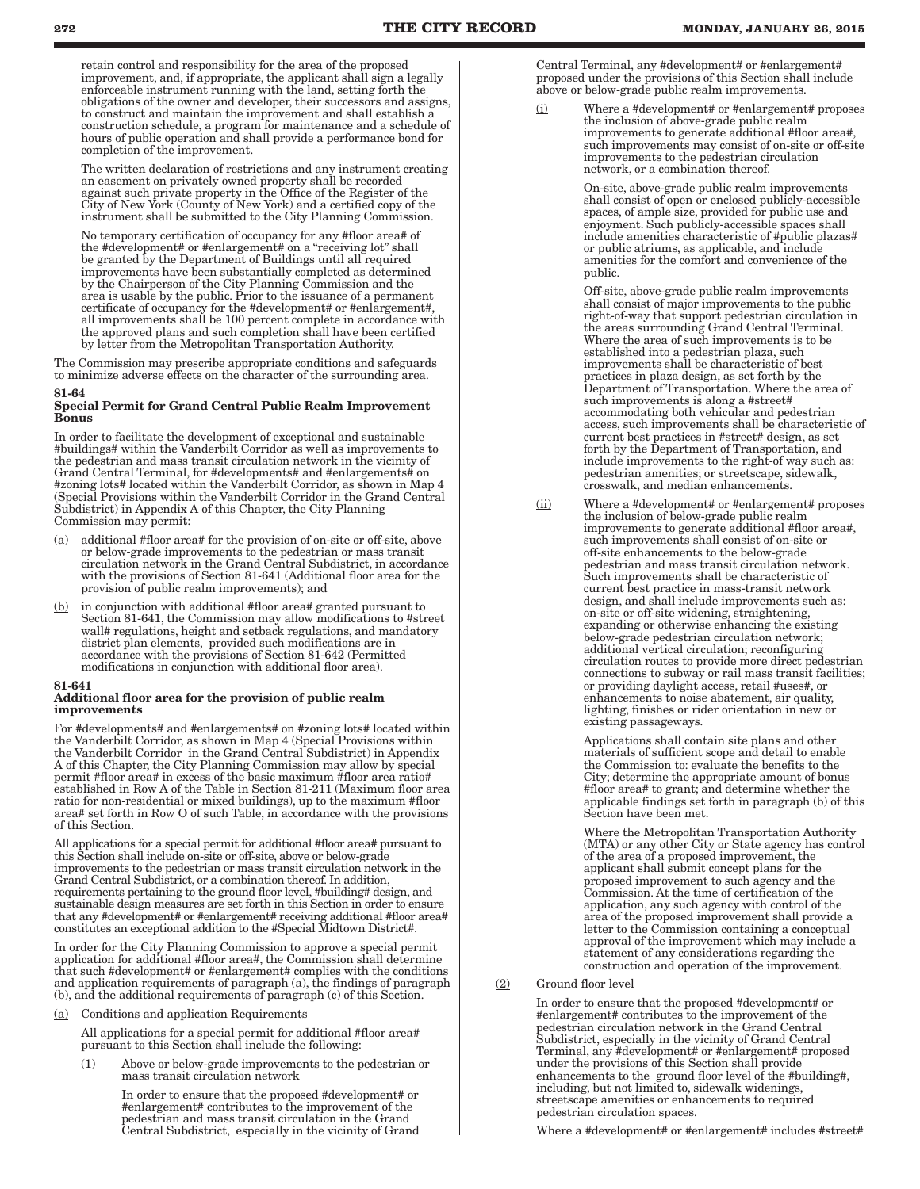retain control and responsibility for the area of the proposed improvement, and, if appropriate, the applicant shall sign a legally enforceable instrument running with the land, setting forth the obligations of the owner and developer, their successors and assigns, to construct and maintain the improvement and shall establish a construction schedule, a program for maintenance and a schedule of hours of public operation and shall provide a performance bond for completion of the improvement.

The written declaration of restrictions and any instrument creating an easement on privately owned property shall be recorded against such private property in the Office of the Register of the City of New York (County of New York) and a certified copy of the instrument shall be submitted to the City Planning Commission.

No temporary certification of occupancy for any #floor area# of the #development# or #enlargement# on a "receiving lot" shall be granted by the Department of Buildings until all required improvements have been substantially completed as determined by the Chairperson of the City Planning Commission and the area is usable by the public. Prior to the issuance of a permanent certificate of occupancy for the #development# or #enlargement#, all improvements shall be 100 percent complete in accordance with the approved plans and such completion shall have been certified by letter from the Metropolitan Transportation Authority.

The Commission may prescribe appropriate conditions and safeguards to minimize adverse effects on the character of the surrounding area.

**81-64**
**Special Permit for Grand Central Public Realm Improvement Bonus**

In order to facilitate the development of exceptional and sustainable #buildings# within the Vanderbilt Corridor as well as improvements to the pedestrian and mass transit circulation network in the vicinity of Grand Central Terminal, for #developments# and #enlargements# on #zoning lots# located within the Vanderbilt Corridor, as shown in Map 4 (Special Provisions within the Vanderbilt Corridor in the Grand Central Subdistrict) in Appendix A of this Chapter, the City Planning Commission may permit:

(a) additional #floor area# for the provision of on-site or off-site, above or below-grade improvements to the pedestrian or mass transit circulation network in the Grand Central Subdistrict, in accordance with the provisions of Section 81-641 (Additional floor area for the provision of public realm improvements); and

(b) in conjunction with additional #floor area# granted pursuant to Section 81-641, the Commission may allow modifications to #street wall# regulations, height and setback regulations, and mandatory district plan elements, provided such modifications are in accordance with the provisions of Section 81-642 (Permitted modifications in conjunction with additional floor area).

**81-641**
**Additional floor area for the provision of public realm improvements**

For #developments# and #enlargements# on #zoning lots# located within the Vanderbilt Corridor, as shown in Map 4 (Special Provisions within the Vanderbilt Corridor in the Grand Central Subdistrict) in Appendix A of this Chapter, the City Planning Commission may allow by special permit #floor area# in excess of the basic maximum #floor area ratio# established in Row A of the Table in Section 81-211 (Maximum floor area ratio for non-residential or mixed buildings), up to the maximum #floor area# set forth in Row O of such Table, in accordance with the provisions of this Section.

All applications for a special permit for additional #floor area# pursuant to this Section shall include on-site or off-site, above or below-grade improvements to the pedestrian or mass transit circulation network in the Grand Central Subdistrict, or a combination thereof. In addition, requirements pertaining to the ground floor level, #building# design, and sustainable design measures are set forth in this Section in order to ensure that any #development# or #enlargement# receiving additional #floor area# constitutes an exceptional addition to the #Special Midtown District#.

In order for the City Planning Commission to approve a special permit application for additional #floor area#, the Commission shall determine that such #development# or #enlargement# complies with the conditions and application requirements of paragraph (a), the findings of paragraph (b), and the additional requirements of paragraph (c) of this Section.

(a) Conditions and application Requirements

All applications for a special permit for additional #floor area# pursuant to this Section shall include the following:

(1) Above or below-grade improvements to the pedestrian or mass transit circulation network

In order to ensure that the proposed #development# or #enlargement# contributes to the improvement of the pedestrian and mass transit circulation in the Grand Central Subdistrict, especially in the vicinity of Grand Central Terminal, any #development# or #enlargement# proposed under the provisions of this Section shall include above or below-grade public realm improvements.

(i) Where a #development# or #enlargement# proposes the inclusion of above-grade public realm improvements to generate additional #floor area#, such improvements may consist of on-site or off-site improvements to the pedestrian circulation network, or a combination thereof.

On-site, above-grade public realm improvements shall consist of open or enclosed publicly-accessible spaces, of ample size, provided for public use and enjoyment. Such publicly-accessible spaces shall include amenities characteristic of #public plazas# or public atriums, as applicable, and include amenities for the comfort and convenience of the public.

Off-site, above-grade public realm improvements shall consist of major improvements to the public right-of-way that support pedestrian circulation in the areas surrounding Grand Central Terminal. Where the area of such improvements is to be established into a pedestrian plaza, such improvements shall be characteristic of best practices in plaza design, as set forth by the Department of Transportation. Where the area of such improvements is along a #street# accommodating both vehicular and pedestrian access, such improvements shall be characteristic of current best practices in #street# design, as set forth by the Department of Transportation, and include improvements to the right-of way such as: pedestrian amenities; or streetscape, sidewalk, crosswalk, and median enhancements.

(ii) Where a #development# or #enlargement# proposes the inclusion of below-grade public realm improvements to generate additional #floor area#, such improvements shall consist of on-site or off-site enhancements to the below-grade pedestrian and mass transit circulation network. Such improvements shall be characteristic of current best practice in mass-transit network design, and shall include improvements such as: on-site or off-site widening, straightening, expanding or otherwise enhancing the existing below-grade pedestrian circulation network; additional vertical circulation; reconfiguring circulation routes to provide more direct pedestrian connections to subway or rail mass transit facilities; or providing daylight access, retail #uses#, or enhancements to noise abatement, air quality, lighting, finishes or rider orientation in new or existing passageways.

Applications shall contain site plans and other materials of sufficient scope and detail to enable the Commission to: evaluate the benefits to the City; determine the appropriate amount of bonus #floor area# to grant; and determine whether the applicable findings set forth in paragraph (b) of this Section have been met.

Where the Metropolitan Transportation Authority (MTA) or any other City or State agency has control of the area of a proposed improvement, the applicant shall submit concept plans for the proposed improvement to such agency and the Commission. At the time of certification of the application, any such agency with control of the area of the proposed improvement shall provide a letter to the Commission containing a conceptual approval of the improvement which may include a statement of any considerations regarding the construction and operation of the improvement.

(2) Ground floor level

In order to ensure that the proposed #development# or #enlargement# contributes to the improvement of the pedestrian circulation network in the Grand Central Subdistrict, especially in the vicinity of Grand Central Terminal, any #development# or #enlargement# proposed under the provisions of this Section shall provide enhancements to the ground floor level of the #building#, including, but not limited to, sidewalk widenings, streetscape amenities or enhancements to required pedestrian circulation spaces.

Where a #development# or #enlargement# includes #street#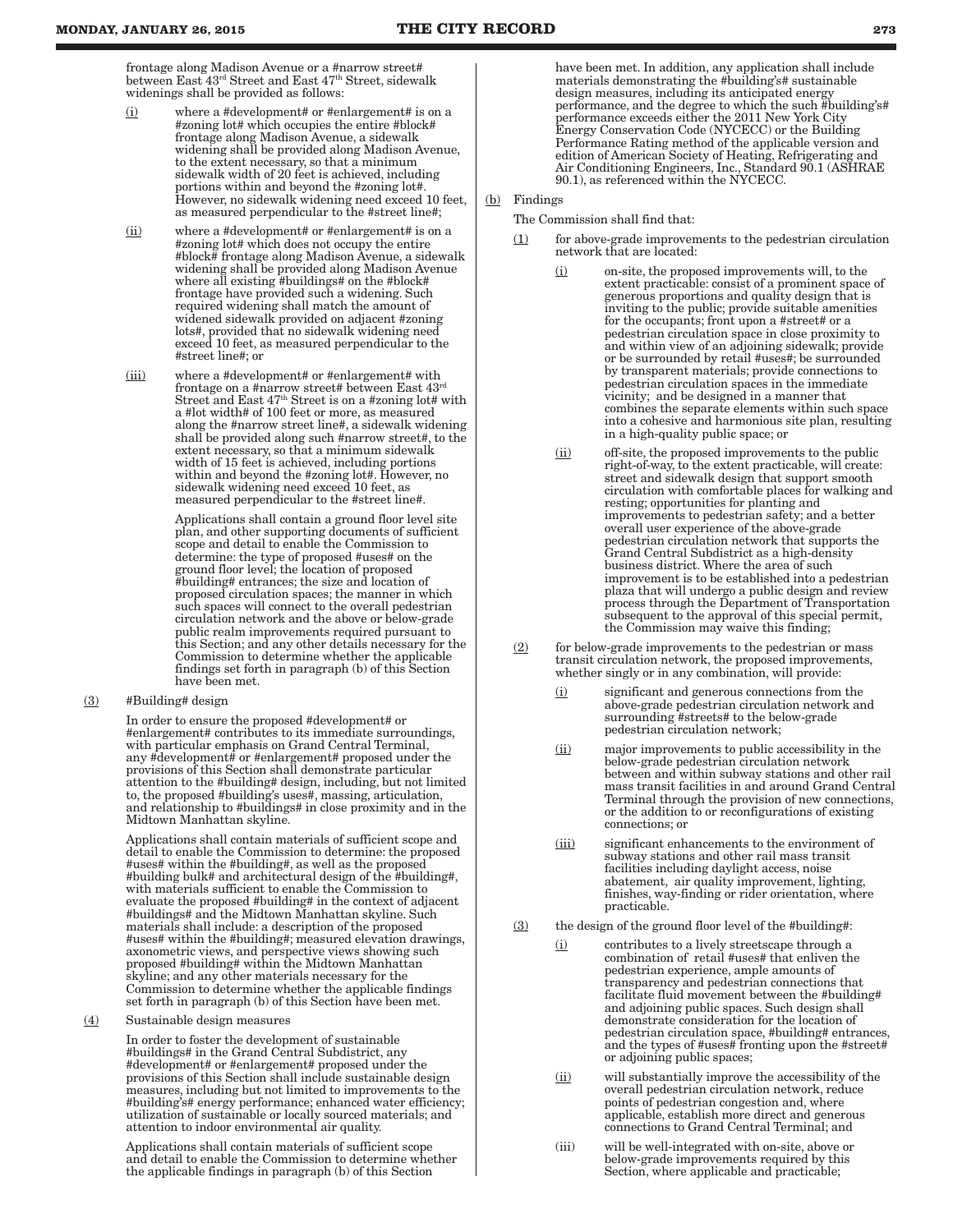frontage along Madison Avenue or a #narrow street# between East 43rd Street and East 47th Street, sidewalk widenings shall be provided as follows:

(i) where a #development# or #enlargement# is on a #zoning lot# which occupies the entire #block# frontage along Madison Avenue, a sidewalk widening shall be provided along Madison Avenue, to the extent necessary, so that a minimum sidewalk width of 20 feet is achieved, including portions within and beyond the #zoning lot#. However, no sidewalk widening need exceed 10 feet, as measured perpendicular to the #street line#;

(ii) where a #development# or #enlargement# is on a #zoning lot# which does not occupy the entire #block# frontage along Madison Avenue, a sidewalk widening shall be provided along Madison Avenue where all existing #buildings# on the #block# frontage have provided such a widening. Such required widening shall match the amount of widened sidewalk provided on adjacent #zoning lots#, provided that no sidewalk widening need exceed 10 feet, as measured perpendicular to the #street line#; or

(iii) where a #development# or #enlargement# with frontage on a #narrow street# between East 43rd Street and East 47th Street is on a #zoning lot# with a #lot width# of 100 feet or more, as measured along the #narrow street line#, a sidewalk widening shall be provided along such #narrow street#, to the extent necessary, so that a minimum sidewalk width of 15 feet is achieved, including portions within and beyond the #zoning lot#. However, no sidewalk widening need exceed 10 feet, as measured perpendicular to the #street line#.

Applications shall contain a ground floor level site plan, and other supporting documents of sufficient scope and detail to enable the Commission to determine: the type of proposed #uses# on the ground floor level; the location of proposed #building# entrances; the size and location of proposed circulation spaces; the manner in which such spaces will connect to the overall pedestrian circulation network and the above or below-grade public realm improvements required pursuant to this Section; and any other details necessary for the Commission to determine whether the applicable findings set forth in paragraph (b) of this Section have been met.

(3) #Building# design

In order to ensure the proposed #development# or #enlargement# contributes to its immediate surroundings, with particular emphasis on Grand Central Terminal, any #development# or #enlargement# proposed under the provisions of this Section shall demonstrate particular attention to the #building# design, including, but not limited to, the proposed #building's uses#, massing, articulation, and relationship to #buildings# in close proximity and in the Midtown Manhattan skyline.

Applications shall contain materials of sufficient scope and detail to enable the Commission to determine: the proposed #uses# within the #building#, as well as the proposed #building bulk# and architectural design of the #building#, with materials sufficient to enable the Commission to evaluate the proposed #building# in the context of adjacent #buildings# and the Midtown Manhattan skyline. Such materials shall include: a description of the proposed #uses# within the #building#; measured elevation drawings, axonometric views, and perspective views showing such proposed #building# within the Midtown Manhattan skyline; and any other materials necessary for the Commission to determine whether the applicable findings set forth in paragraph (b) of this Section have been met.

(4) Sustainable design measures

In order to foster the development of sustainable #buildings# in the Grand Central Subdistrict, any #development# or #enlargement# proposed under the provisions of this Section shall include sustainable design measures, including but not limited to improvements to the #building's# energy performance; enhanced water efficiency; utilization of sustainable or locally sourced materials; and attention to indoor environmental air quality.

Applications shall contain materials of sufficient scope and detail to enable the Commission to determine whether the applicable findings in paragraph (b) of this Section have been met. In addition, any application shall include materials demonstrating the #building's# sustainable design measures, including its anticipated energy performance, and the degree to which the such #building's# performance exceeds either the 2011 New York City Energy Conservation Code (NYCECC) or the Building Performance Rating method of the applicable version and edition of American Society of Heating, Refrigerating and Air Conditioning Engineers, Inc., Standard 90.1 (ASHRAE 90.1), as referenced within the NYCECC.

(b) Findings

The Commission shall find that:

(1) for above-grade improvements to the pedestrian circulation network that are located:

(i) on-site, the proposed improvements will, to the extent practicable: consist of a prominent space of generous proportions and quality design that is inviting to the public; provide suitable amenities for the occupants; front upon a #street# or a pedestrian circulation space in close proximity to and within view of an adjoining sidewalk; provide or be surrounded by retail #uses#; be surrounded by transparent materials; provide connections to pedestrian circulation spaces in the immediate vicinity; and be designed in a manner that combines the separate elements within such space into a cohesive and harmonious site plan, resulting in a high-quality public space; or

(ii) off-site, the proposed improvements to the public right-of-way, to the extent practicable, will create: street and sidewalk design that support smooth circulation with comfortable places for walking and resting; opportunities for planting and improvements to pedestrian safety; and a better overall user experience of the above-grade pedestrian circulation network that supports the Grand Central Subdistrict as a high-density business district. Where the area of such improvement is to be established into a pedestrian plaza that will undergo a public design and review process through the Department of Transportation subsequent to the approval of this special permit, the Commission may waive this finding;

(2) for below-grade improvements to the pedestrian or mass transit circulation network, the proposed improvements, whether singly or in any combination, will provide:

(i) significant and generous connections from the above-grade pedestrian circulation network and surrounding #streets# to the below-grade pedestrian circulation network;

(ii) major improvements to public accessibility in the below-grade pedestrian circulation network between and within subway stations and other rail mass transit facilities in and around Grand Central Terminal through the provision of new connections, or the addition to or reconfigurations of existing connections; or

(iii) significant enhancements to the environment of subway stations and other rail mass transit facilities including daylight access, noise abatement, air quality improvement, lighting, finishes, way-finding or rider orientation, where practicable.

(3) the design of the ground floor level of the #building#:

(i) contributes to a lively streetscape through a combination of retail #uses# that enliven the pedestrian experience, ample amounts of transparency and pedestrian connections that facilitate fluid movement between the #building# and adjoining public spaces. Such design shall demonstrate consideration for the location of pedestrian circulation space, #building# entrances, and the types of #uses# fronting upon the #street# or adjoining public spaces;

(ii) will substantially improve the accessibility of the overall pedestrian circulation network, reduce points of pedestrian congestion and, where applicable, establish more direct and generous connections to Grand Central Terminal; and

(iii) will be well-integrated with on-site, above or below-grade improvements required by this Section, where applicable and practicable;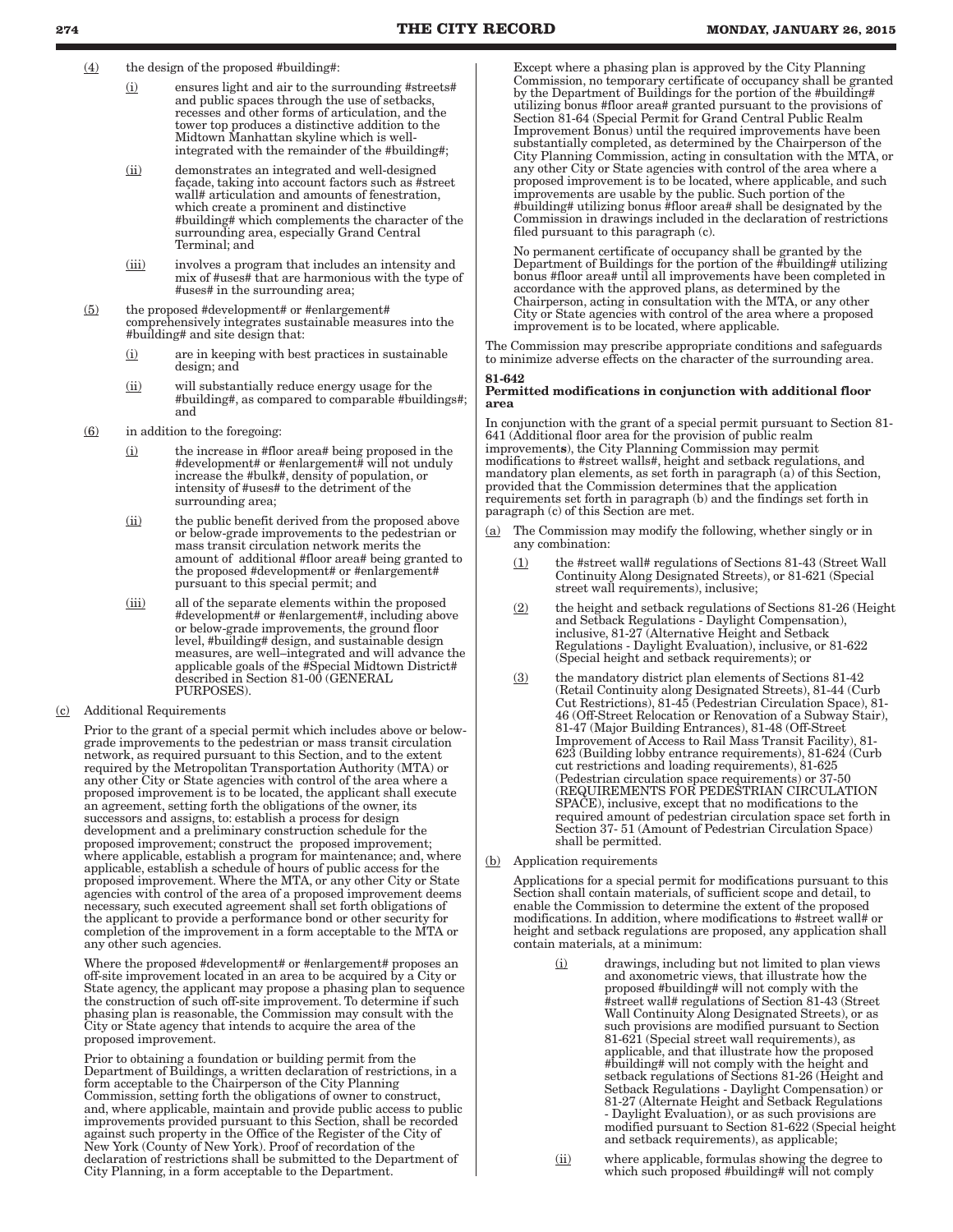(4) the design of the proposed #building#:

(i) ensures light and air to the surrounding #streets# and public spaces through the use of setbacks, recesses and other forms of articulation, and the tower top produces a distinctive addition to the Midtown Manhattan skyline which is well-integrated with the remainder of the #building#;

(ii) demonstrates an integrated and well-designed façade, taking into account factors such as #street wall# articulation and amounts of fenestration, which create a prominent and distinctive #building# which complements the character of the surrounding area, especially Grand Central Terminal; and

(iii) involves a program that includes an intensity and mix of #uses# that are harmonious with the type of #uses# in the surrounding area;

(5) the proposed #development# or #enlargement# comprehensively integrates sustainable measures into the #building# and site design that:

(i) are in keeping with best practices in sustainable design; and

(ii) will substantially reduce energy usage for the #building#, as compared to comparable #buildings#; and

(6) in addition to the foregoing:

(i) the increase in #floor area# being proposed in the #development# or #enlargement# will not unduly increase the #bulk#, density of population, or intensity of #uses# to the detriment of the surrounding area;

(ii) the public benefit derived from the proposed above or below-grade improvements to the pedestrian or mass transit circulation network merits the amount of additional #floor area# being granted to the proposed #development# or #enlargement# pursuant to this special permit; and

(iii) all of the separate elements within the proposed #development# or #enlargement#, including above or below-grade improvements, the ground floor level, #building# design, and sustainable design measures, are well–integrated and will advance the applicable goals of the #Special Midtown District# described in Section 81-00 (GENERAL PURPOSES).

(c) Additional Requirements

Prior to the grant of a special permit which includes above or below-grade improvements to the pedestrian or mass transit circulation network, as required pursuant to this Section, and to the extent required by the Metropolitan Transportation Authority (MTA) or any other City or State agencies with control of the area where a proposed improvement is to be located, the applicant shall execute an agreement, setting forth the obligations of the owner, its successors and assigns, to: establish a process for design development and a preliminary construction schedule for the proposed improvement; construct the proposed improvement; where applicable, establish a program for maintenance; and, where applicable, establish a schedule of hours of public access for the proposed improvement. Where the MTA, or any other City or State agencies with control of the area of a proposed improvement deems necessary, such executed agreement shall set forth obligations of the applicant to provide a performance bond or other security for completion of the improvement in a form acceptable to the MTA or any other such agencies.

Where the proposed #development# or #enlargement# proposes an off-site improvement located in an area to be acquired by a City or State agency, the applicant may propose a phasing plan to sequence the construction of such off-site improvement. To determine if such phasing plan is reasonable, the Commission may consult with the City or State agency that intends to acquire the area of the proposed improvement.

Prior to obtaining a foundation or building permit from the Department of Buildings, a written declaration of restrictions, in a form acceptable to the Chairperson of the City Planning Commission, setting forth the obligations of owner to construct, and, where applicable, maintain and provide public access to public improvements provided pursuant to this Section, shall be recorded against such property in the Office of the Register of the City of New York (County of New York). Proof of recordation of the declaration of restrictions shall be submitted to the Department of City Planning, in a form acceptable to the Department.

Except where a phasing plan is approved by the City Planning Commission, no temporary certificate of occupancy shall be granted by the Department of Buildings for the portion of the #building# utilizing bonus #floor area# granted pursuant to the provisions of Section 81-64 (Special Permit for Grand Central Public Realm Improvement Bonus) until the required improvements have been substantially completed, as determined by the Chairperson of the City Planning Commission, acting in consultation with the MTA, or any other City or State agencies with control of the area where a proposed improvement is to be located, where applicable, and such improvements are usable by the public. Such portion of the #building# utilizing bonus #floor area# shall be designated by the Commission in drawings included in the declaration of restrictions filed pursuant to this paragraph (c).

No permanent certificate of occupancy shall be granted by the Department of Buildings for the portion of the #building# utilizing bonus #floor area# until all improvements have been completed in accordance with the approved plans, as determined by the Chairperson, acting in consultation with the MTA, or any other City or State agencies with control of the area where a proposed improvement is to be located, where applicable.

The Commission may prescribe appropriate conditions and safeguards to minimize adverse effects on the character of the surrounding area.

**81-642**
**Permitted modifications in conjunction with additional floor area**

In conjunction with the grant of a special permit pursuant to Section 81-641 (Additional floor area for the provision of public realm improvements), the City Planning Commission may permit modifications to #street walls#, height and setback regulations, and mandatory plan elements, as set forth in paragraph (a) of this Section, provided that the Commission determines that the application requirements set forth in paragraph (b) and the findings set forth in paragraph (c) of this Section are met.

(a) The Commission may modify the following, whether singly or in any combination:

(1) the #street wall# regulations of Sections 81-43 (Street Wall Continuity Along Designated Streets), or 81-621 (Special street wall requirements), inclusive;

(2) the height and setback regulations of Sections 81-26 (Height and Setback Regulations - Daylight Compensation), inclusive, 81-27 (Alternative Height and Setback Regulations - Daylight Evaluation), inclusive, or 81-622 (Special height and setback requirements); or

(3) the mandatory district plan elements of Sections 81-42 (Retail Continuity along Designated Streets), 81-44 (Curb Cut Restrictions), 81-45 (Pedestrian Circulation Space), 81-46 (Off-Street Relocation or Renovation of a Subway Stair), 81-47 (Major Building Entrances), 81-48 (Off-Street Improvement of Access to Rail Mass Transit Facility), 81-623 (Building lobby entrance requirements), 81-624 (Curb cut restrictions and loading requirements), 81-625 (Pedestrian circulation space requirements) or 37-50 (REQUIREMENTS FOR PEDESTRIAN CIRCULATION SPACE), inclusive, except that no modifications to the required amount of pedestrian circulation space set forth in Section 37- 51 (Amount of Pedestrian Circulation Space) shall be permitted.

(b) Application requirements

Applications for a special permit for modifications pursuant to this Section shall contain materials, of sufficient scope and detail, to enable the Commission to determine the extent of the proposed modifications. In addition, where modifications to #street wall# or height and setback regulations are proposed, any application shall contain materials, at a minimum:

(i) drawings, including but not limited to plan views and axonometric views, that illustrate how the proposed #building# will not comply with the #street wall# regulations of Section 81-43 (Street Wall Continuity Along Designated Streets), or as such provisions are modified pursuant to Section 81-621 (Special street wall requirements), as applicable, and that illustrate how the proposed #building# will not comply with the height and setback regulations of Sections 81-26 (Height and Setback Regulations - Daylight Compensation) or 81-27 (Alternate Height and Setback Regulations - Daylight Evaluation), or as such provisions are modified pursuant to Section 81-622 (Special height and setback requirements), as applicable;

(ii) where applicable, formulas showing the degree to which such proposed #building# will not comply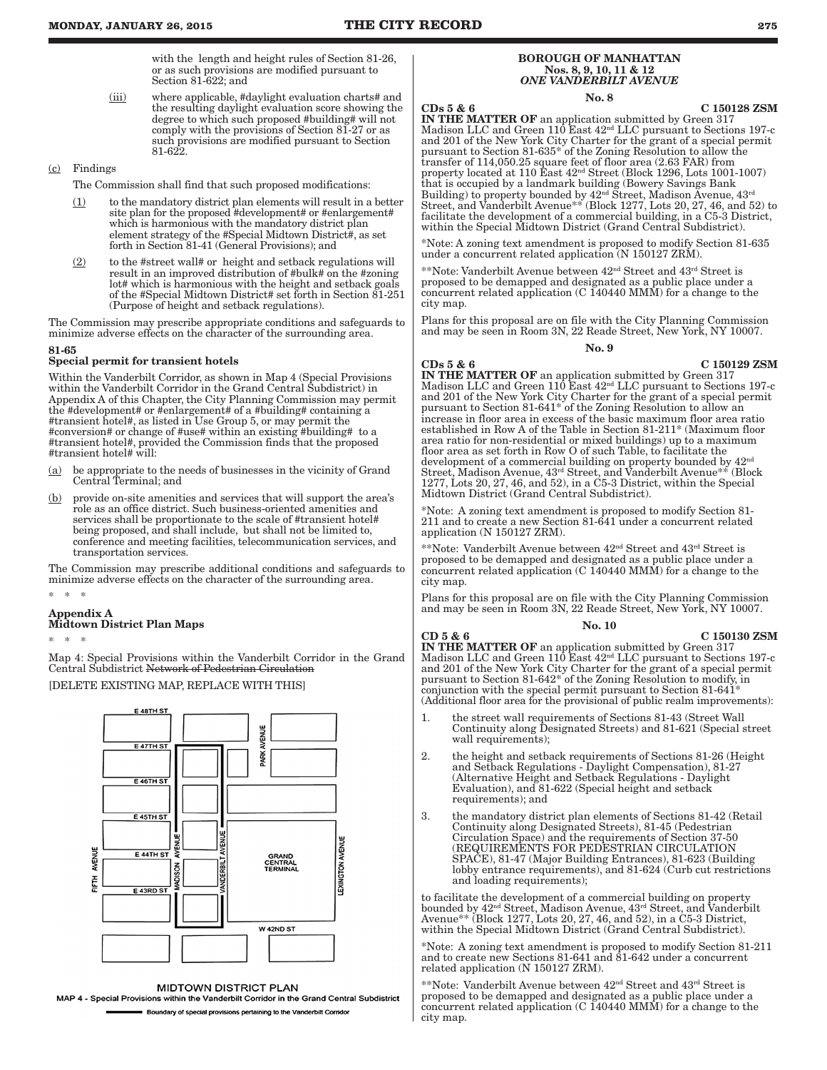with the length and height rules of Section 81-26, or as such provisions are modified pursuant to Section 81-622; and

(iii) where applicable, #daylight evaluation charts# and the resulting daylight evaluation score showing the degree to which such proposed #building# will not comply with the provisions of Section 81-27 or as such provisions are modified pursuant to Section 81-622.

(c) Findings

The Commission shall find that such proposed modifications:

(1) to the mandatory district plan elements will result in a better site plan for the proposed #development# or #enlargement# which is harmonious with the mandatory district plan element strategy of the #Special Midtown District#, as set forth in Section 81-41 (General Provisions); and

(2) to the #street wall# or height and setback regulations will result in an improved distribution of #bulk# on the #zoning lot# which is harmonious with the height and setback goals of the #Special Midtown District# set forth in Section 81-251 (Purpose of height and setback regulations).

The Commission may prescribe appropriate conditions and safeguards to minimize adverse effects on the character of the surrounding area.

**81-65**
**Special permit for transient hotels**

Within the Vanderbilt Corridor, as shown in Map 4 (Special Provisions within the Vanderbilt Corridor in the Grand Central Subdistrict) in Appendix A of this Chapter, the City Planning Commission may permit the #development# or #enlargement# of a #building# containing a #transient hotel#, as listed in Use Group 5, or may permit the #conversion# or change of #use# within an existing #building# to a #transient hotel#, provided the Commission finds that the proposed #transient hotel# will:

(a) be appropriate to the needs of businesses in the vicinity of Grand Central Terminal; and

(b) provide on-site amenities and services that will support the area's role as an office district. Such business-oriented amenities and services shall be proportionate to the scale of #transient hotel# being proposed, and shall include, but shall not be limited to, conference and meeting facilities, telecommunication services, and transportation services.

The Commission may prescribe additional conditions and safeguards to minimize adverse effects on the character of the surrounding area.

\* \* \*

**Appendix A**
**Midtown District Plan Maps**

\* \* \*

Map 4: Special Provisions within the Vanderbilt Corridor in the Grand Central Subdistrict ~~Network of Pedestrian Circulation~~

[DELETE EXISTING MAP, REPLACE WITH THIS]

MIDTOWN DISTRICT PLAN
MAP 4 - Special Provisions within the Vanderbilt Corridor in the Grand Central Subdistrict
Boundary of special provisions pertaining to the Vanderbilt Corridor

**BOROUGH OF MANHATTAN**
**Nos. 8, 9, 10, 11 & 12**
***ONE VANDERBILT AVENUE***

**No. 8**

**CDs 5 & 6** **C 150128 ZSM**

**IN THE MATTER OF** an application submitted by Green 317 Madison LLC and Green 110 East 42nd LLC pursuant to Sections 197-c and 201 of the New York City Charter for the grant of a special permit pursuant to Section 81-635* of the Zoning Resolution to allow the transfer of 114,050.25 square feet of floor area (2.63 FAR) from property located at 110 East 42nd Street (Block 1296, Lots 1001-1007) that is occupied by a landmark building (Bowery Savings Bank Building) to property bounded by 42nd Street, Madison Avenue, 43rd Street, and Vanderbilt Avenue** (Block 1277, Lots 20, 27, 46, and 52) to facilitate the development of a commercial building, in a C5-3 District, within the Special Midtown District (Grand Central Subdistrict).

*Note: A zoning text amendment is proposed to modify Section 81-635 under a concurrent related application (N 150127 ZRM).

**Note: Vanderbilt Avenue between 42nd Street and 43rd Street is proposed to be demapped and designated as a public place under a concurrent related application (C 140440 MMM) for a change to the city map.

Plans for this proposal are on file with the City Planning Commission and may be seen in Room 3N, 22 Reade Street, New York, NY 10007.

**No. 9**

**CDs 5 & 6** **C 150129 ZSM**

**IN THE MATTER OF** an application submitted by Green 317 Madison LLC and Green 110 East 42nd LLC pursuant to Sections 197-c and 201 of the New York City Charter for the grant of a special permit pursuant to Section 81-641* of the Zoning Resolution to allow an increase in floor area in excess of the basic maximum floor area ratio established in Row A of the Table in Section 81-211* (Maximum floor area ratio for non-residential or mixed buildings) up to a maximum floor area as set forth in Row O of such Table, to facilitate the development of a commercial building on property bounded by 42nd Street, Madison Avenue, 43rd Street, and Vanderbilt Avenue** (Block 1277, Lots 20, 27, 46, and 52), in a C5-3 District, within the Special Midtown District (Grand Central Subdistrict).

*Note: A zoning text amendment is proposed to modify Section 81-211 and to create a new Section 81-641 under a concurrent related application (N 150127 ZRM).

**Note: Vanderbilt Avenue between 42nd Street and 43rd Street is proposed to be demapped and designated as a public place under a concurrent related application (C 140440 MMM) for a change to the city map.

Plans for this proposal are on file with the City Planning Commission and may be seen in Room 3N, 22 Reade Street, New York, NY 10007.

**No. 10**

**CD 5 & 6** **C 150130 ZSM**

**IN THE MATTER OF** an application submitted by Green 317 Madison LLC and Green 110 East 42nd LLC pursuant to Sections 197-c and 201 of the New York City Charter for the grant of a special permit pursuant to Section 81-642* of the Zoning Resolution to modify, in conjunction with the special permit pursuant to Section 81-641* (Additional floor area for the provisional of public realm improvements):

1. the street wall requirements of Sections 81-43 (Street Wall Continuity along Designated Streets) and 81-621 (Special street wall requirements);

2. the height and setback requirements of Sections 81-26 (Height and Setback Regulations - Daylight Compensation), 81-27 (Alternative Height and Setback Regulations - Daylight Evaluation), and 81-622 (Special height and setback requirements); and

3. the mandatory district plan elements of Sections 81-42 (Retail Continuity along Designated Streets), 81-45 (Pedestrian Circulation Space) and the requirements of Section 37-50 (REQUIREMENTS FOR PEDESTRIAN CIRCULATION SPACE), 81-47 (Major Building Entrances), 81-623 (Building lobby entrance requirements), and 81-624 (Curb cut restrictions and loading requirements);

to facilitate the development of a commercial building on property bounded by 42nd Street, Madison Avenue, 43rd Street, and Vanderbilt Avenue** (Block 1277, Lots 20, 27, 46, and 52), in a C5-3 District, within the Special Midtown District (Grand Central Subdistrict).

*Note: A zoning text amendment is proposed to modify Section 81-211 and to create new Sections 81-641 and 81-642 under a concurrent related application (N 150127 ZRM).

**Note: Vanderbilt Avenue between 42nd Street and 43rd Street is proposed to be demapped and designated as a public place under a concurrent related application (C 140440 MMM) for a change to the city map.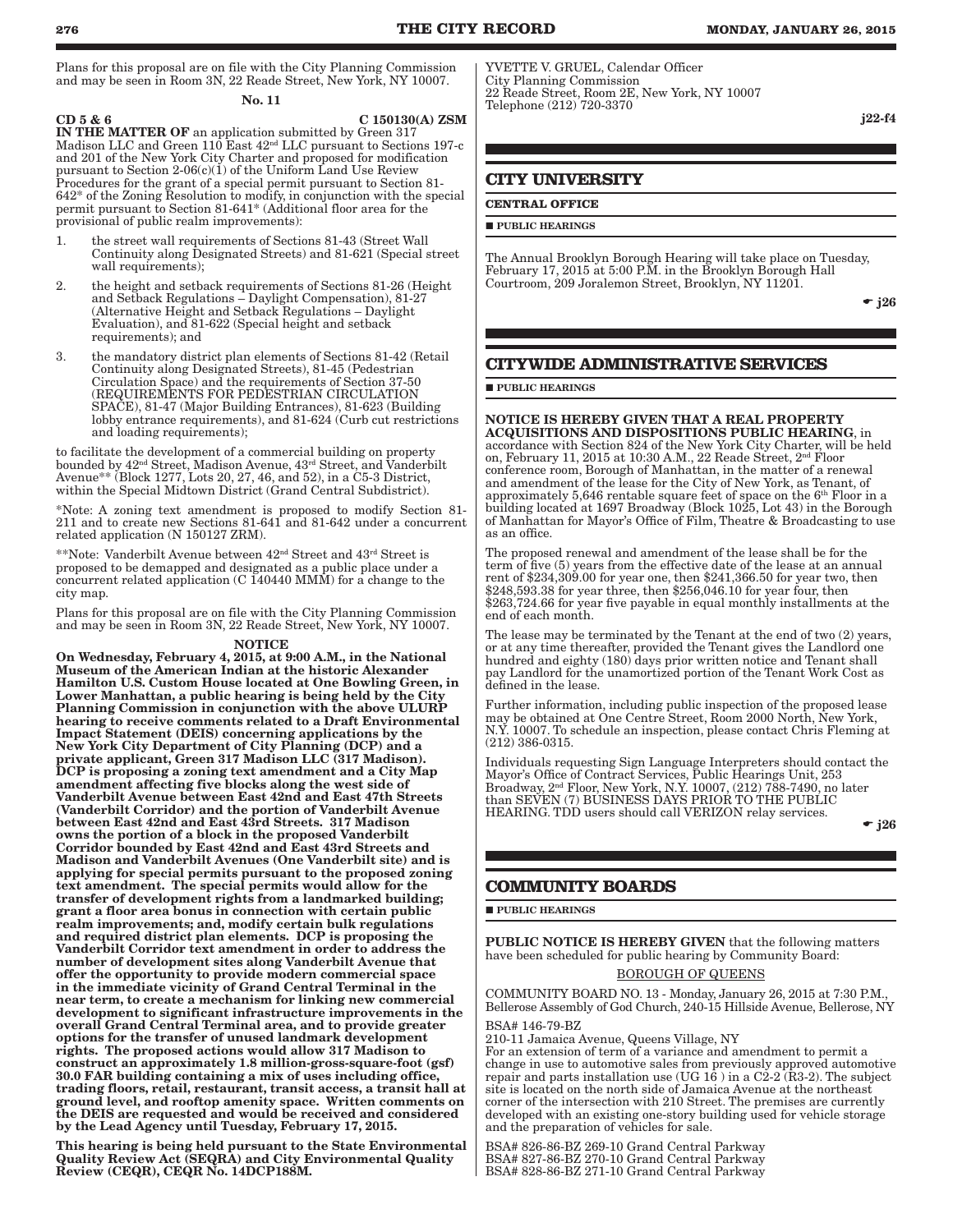Plans for this proposal are on file with the City Planning Commission and may be seen in Room 3N, 22 Reade Street, New York, NY 10007.

No. 11

**CD 5 & 6** **C 150130(A) ZSM**

**IN THE MATTER OF** an application submitted by Green 317 Madison LLC and Green 110 East 42nd LLC pursuant to Sections 197-c and 201 of the New York City Charter and proposed for modification pursuant to Section 2-06(c)(1) of the Uniform Land Use Review Procedures for the grant of a special permit pursuant to Section 81-642* of the Zoning Resolution to modify, in conjunction with the special permit pursuant to Section 81-641* (Additional floor area for the provisional of public realm improvements):

1. the street wall requirements of Sections 81-43 (Street Wall Continuity along Designated Streets) and 81-621 (Special street wall requirements);
2. the height and setback requirements of Sections 81-26 (Height and Setback Regulations – Daylight Compensation), 81-27 (Alternative Height and Setback Regulations – Daylight Evaluation), and 81-622 (Special height and setback requirements); and
3. the mandatory district plan elements of Sections 81-42 (Retail Continuity along Designated Streets), 81-45 (Pedestrian Circulation Space) and the requirements of Section 37-50 (REQUIREMENTS FOR PEDESTRIAN CIRCULATION SPACE), 81-47 (Major Building Entrances), 81-623 (Building lobby entrance requirements), and 81-624 (Curb cut restrictions and loading requirements);

to facilitate the development of a commercial building on property bounded by 42nd Street, Madison Avenue, 43rd Street, and Vanderbilt Avenue** (Block 1277, Lots 20, 27, 46, and 52), in a C5-3 District, within the Special Midtown District (Grand Central Subdistrict).

*Note: A zoning text amendment is proposed to modify Section 81-211 and to create new Sections 81-641 and 81-642 under a concurrent related application (N 150127 ZRM).

**Note: Vanderbilt Avenue between 42nd Street and 43rd Street is proposed to be demapped and designated as a public place under a concurrent related application (C 140440 MMM) for a change to the city map.

Plans for this proposal are on file with the City Planning Commission and may be seen in Room 3N, 22 Reade Street, New York, NY 10007.

NOTICE

**On Wednesday, February 4, 2015, at 9:00 A.M., in the National Museum of the American Indian at the historic Alexander Hamilton U.S. Custom House located at One Bowling Green, in Lower Manhattan, a public hearing is being held by the City Planning Commission in conjunction with the above ULURP hearing to receive comments related to a Draft Environmental Impact Statement (DEIS) concerning applications by the New York City Department of City Planning (DCP) and a private applicant, Green 317 Madison LLC (317 Madison). DCP is proposing a zoning text amendment and a City Map amendment affecting five blocks along the west side of Vanderbilt Avenue between East 42nd and East 47th Streets (Vanderbilt Corridor) and the portion of Vanderbilt Avenue between East 42nd and East 43rd Streets. 317 Madison owns the portion of a block in the proposed Vanderbilt Corridor bounded by East 42nd and East 43rd Streets and Madison and Vanderbilt Avenues (One Vanderbilt site) and is applying for special permits pursuant to the proposed zoning text amendment. The special permits would allow for the transfer of development rights from a landmarked building; grant a floor area bonus in connection with certain public realm improvements; and, modify certain bulk regulations and required district plan elements. DCP is proposing the Vanderbilt Corridor text amendment in order to address the number of development sites along Vanderbilt Avenue that offer the opportunity to provide modern commercial space in the immediate vicinity of Grand Central Terminal in the near term, to create a mechanism for linking new commercial development to significant infrastructure improvements in the overall Grand Central Terminal area, and to provide greater options for the transfer of unused landmark development rights. The proposed actions would allow 317 Madison to construct an approximately 1.8 million-gross-square-foot (gsf) 30.0 FAR building containing a mix of uses including office, trading floors, retail, restaurant, transit access, a transit hall at ground level, and rooftop amenity space. Written comments on the DEIS are requested and would be received and considered by the Lead Agency until Tuesday, February 17, 2015.**

**This hearing is being held pursuant to the State Environmental Quality Review Act (SEQRA) and City Environmental Quality Review (CEQR), CEQR No. 14DCP188M.**

YVETTE V. GRUEL, Calendar Officer
City Planning Commission
22 Reade Street, Room 2E, New York, NY 10007
Telephone (212) 720-3370

j22-f4

## CITY UNIVERSITY

### CENTRAL OFFICE

■ **PUBLIC HEARINGS**

The Annual Brooklyn Borough Hearing will take place on Tuesday, February 17, 2015 at 5:00 P.M. in the Brooklyn Borough Hall Courtroom, 209 Joralemon Street, Brooklyn, NY 11201.

☛ j26

## CITYWIDE ADMINISTRATIVE SERVICES

■ **PUBLIC HEARINGS**

**NOTICE IS HEREBY GIVEN THAT A REAL PROPERTY ACQUISITIONS AND DISPOSITIONS PUBLIC HEARING**, in accordance with Section 824 of the New York City Charter, will be held on, February 11, 2015 at 10:30 A.M., 22 Reade Street, 2nd Floor conference room, Borough of Manhattan, in the matter of a renewal and amendment of the lease for the City of New York, as Tenant, of approximately 5,646 rentable square feet of space on the 6th Floor in a building located at 1697 Broadway (Block 1025, Lot 43) in the Borough of Manhattan for Mayor's Office of Film, Theatre & Broadcasting to use as an office.

The proposed renewal and amendment of the lease shall be for the term of five (5) years from the effective date of the lease at an annual rent of $234,309.00 for year one, then $241,366.50 for year two, then $248,593.38 for year three, then $256,046.10 for year four, then $263,724.66 for year five payable in equal monthly installments at the end of each month.

The lease may be terminated by the Tenant at the end of two (2) years, or at any time thereafter, provided the Tenant gives the Landlord one hundred and eighty (180) days prior written notice and Tenant shall pay Landlord for the unamortized portion of the Tenant Work Cost as defined in the lease.

Further information, including public inspection of the proposed lease may be obtained at One Centre Street, Room 2000 North, New York, N.Y. 10007. To schedule an inspection, please contact Chris Fleming at (212) 386-0315.

Individuals requesting Sign Language Interpreters should contact the Mayor's Office of Contract Services, Public Hearings Unit, 253 Broadway, 2nd Floor, New York, N.Y. 10007, (212) 788-7490, no later than SEVEN (7) BUSINESS DAYS PRIOR TO THE PUBLIC HEARING. TDD users should call VERIZON relay services.

☛ j26

## COMMUNITY BOARDS

■ **PUBLIC HEARINGS**

**PUBLIC NOTICE IS HEREBY GIVEN** that the following matters have been scheduled for public hearing by Community Board:

BOROUGH OF QUEENS

COMMUNITY BOARD NO. 13 - Monday, January 26, 2015 at 7:30 P.M., Bellerose Assembly of God Church, 240-15 Hillside Avenue, Bellerose, NY

BSA# 146-79-BZ
210-11 Jamaica Avenue, Queens Village, NY
For an extension of term of a variance and amendment to permit a change in use to automotive sales from previously approved automotive repair and parts installation use (UG 16 ) in a C2-2 (R3-2). The subject site is located on the north side of Jamaica Avenue at the northeast corner of the intersection with 210 Street. The premises are currently developed with an existing one-story building used for vehicle storage and the preparation of vehicles for sale.

BSA# 826-86-BZ 269-10 Grand Central Parkway
BSA# 827-86-BZ 270-10 Grand Central Parkway
BSA# 828-86-BZ 271-10 Grand Central Parkway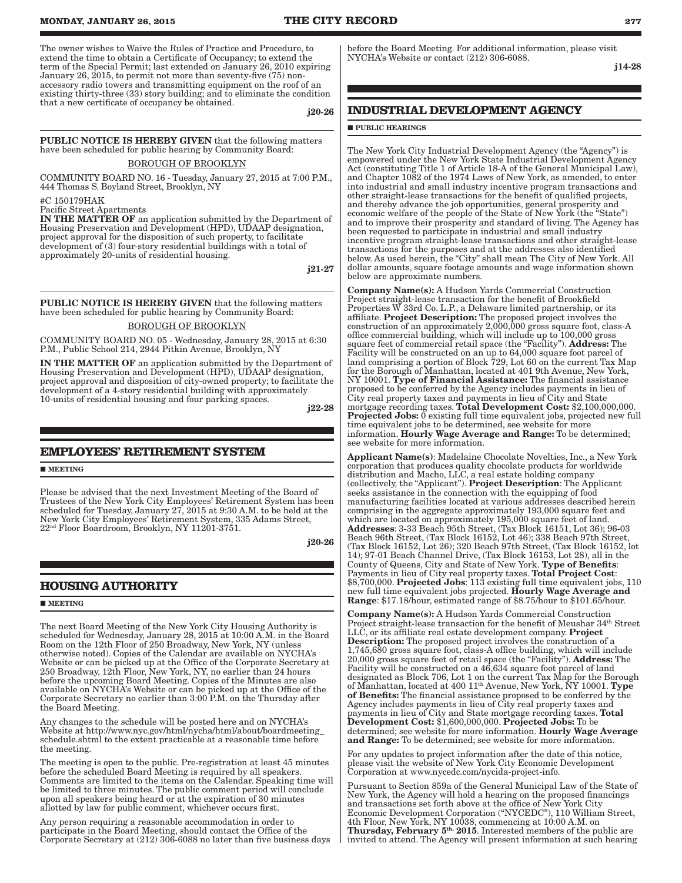The owner wishes to Waive the Rules of Practice and Procedure, to extend the time to obtain a Certificate of Occupancy; to extend the term of the Special Permit; last extended on January 26, 2010 expiring January 26, 2015, to permit not more than seventy-five (75) non-accessory radio towers and transmitting equipment on the roof of an existing thirty-three (33) story building; and to eliminate the condition that a new certificate of occupancy be obtained.

**j20-26**

---

**PUBLIC NOTICE IS HEREBY GIVEN** that the following matters have been scheduled for public hearing by Community Board:

BOROUGH OF BROOKLYN

COMMUNITY BOARD NO. 16 - Tuesday, January 27, 2015 at 7:00 P.M., 444 Thomas S. Boyland Street, Brooklyn, NY

#C 150179HAK
Pacific Street Apartments

**IN THE MATTER OF** an application submitted by the Department of Housing Preservation and Development (HPD), UDAAP designation, project approval for the disposition of such property, to facilitate development of (3) four-story residential buildings with a total of approximately 20-units of residential housing.

**j21-27**

---

**PUBLIC NOTICE IS HEREBY GIVEN** that the following matters have been scheduled for public hearing by Community Board:

BOROUGH OF BROOKLYN

COMMUNITY BOARD NO. 05 - Wednesday, January 28, 2015 at 6:30 P.M., Public School 214, 2944 Pitkin Avenue, Brooklyn, NY

**IN THE MATTER OF** an application submitted by the Department of Housing Preservation and Development (HPD), UDAAP designation, project approval and disposition of city-owned property; to facilitate the development of a 4-story residential building with approximately 10-units of residential housing and four parking spaces.

**j22-28**

## EMPLOYEES' RETIREMENT SYSTEM

■ **MEETING**

Please be advised that the next Investment Meeting of the Board of Trustees of the New York City Employees' Retirement System has been scheduled for Tuesday, January 27, 2015 at 9:30 A.M. to be held at the New York City Employees' Retirement System, 335 Adams Street, 22nd Floor Boardroom, Brooklyn, NY 11201-3751.

**j20-26**

## HOUSING AUTHORITY

■ **MEETING**

The next Board Meeting of the New York City Housing Authority is scheduled for Wednesday, January 28, 2015 at 10:00 A.M. in the Board Room on the 12th Floor of 250 Broadway, New York, NY (unless otherwise noted). Copies of the Calendar are available on NYCHA's Website or can be picked up at the Office of the Corporate Secretary at 250 Broadway, 12th Floor, New York, NY, no earlier than 24 hours before the upcoming Board Meeting. Copies of the Minutes are also available on NYCHA's Website or can be picked up at the Office of the Corporate Secretary no earlier than 3:00 P.M. on the Thursday after the Board Meeting.

Any changes to the schedule will be posted here and on NYCHA's Website at http://www.nyc.gov/html/nycha/html/about/boardmeeting_schedule.shtml to the extent practicable at a reasonable time before the meeting.

The meeting is open to the public. Pre-registration at least 45 minutes before the scheduled Board Meeting is required by all speakers. Comments are limited to the items on the Calendar. Speaking time will be limited to three minutes. The public comment period will conclude upon all speakers being heard or at the expiration of 30 minutes allotted by law for public comment, whichever occurs first.

Any person requiring a reasonable accommodation in order to participate in the Board Meeting, should contact the Office of the Corporate Secretary at (212) 306-6088 no later than five business days before the Board Meeting. For additional information, please visit NYCHA's Website or contact (212) 306-6088.

**j14-28**

## INDUSTRIAL DEVELOPMENT AGENCY

■ **PUBLIC HEARINGS**

The New York City Industrial Development Agency (the "Agency") is empowered under the New York State Industrial Development Agency Act (constituting Title 1 of Article 18-A of the General Municipal Law), and Chapter 1082 of the 1974 Laws of New York, as amended, to enter into industrial and small industry incentive program transactions and other straight-lease transactions for the benefit of qualified projects, and thereby advance the job opportunities, general prosperity and economic welfare of the people of the State of New York (the "State") and to improve their prosperity and standard of living. The Agency has been requested to participate in industrial and small industry incentive program straight-lease transactions and other straight-lease transactions for the purposes and at the addresses also identified below. As used herein, the "City" shall mean The City of New York. All dollar amounts, square footage amounts and wage information shown below are approximate numbers.

**Company Name(s):** A Hudson Yards Commercial Construction Project straight-lease transaction for the benefit of Brookfield Properties W 33rd Co. L.P., a Delaware limited partnership, or its affiliate. **Project Description:** The proposed project involves the construction of an approximately 2,000,000 gross square foot, class-A office commercial building, which will include up to 100,000 gross square feet of commercial retail space (the "Facility"). **Address:** The Facility will be constructed on an up to 64,000 square foot parcel of land comprising a portion of Block 729, Lot 60 on the current Tax Map for the Borough of Manhattan, located at 401 9th Avenue, New York, NY 10001. **Type of Financial Assistance:** The financial assistance proposed to be conferred by the Agency includes payments in lieu of City real property taxes and payments in lieu of City and State mortgage recording taxes. **Total Development Cost:** $2,100,000,000. **Projected Jobs:** 0 existing full time equivalent jobs, projected new full time equivalent jobs to be determined, see website for more information. **Hourly Wage Average and Range:** To be determined; see website for more information.

**Applicant Name(s)**: Madelaine Chocolate Novelties, Inc., a New York corporation that produces quality chocolate products for worldwide distribution and Macho, LLC, a real estate holding company (collectively, the "Applicant"). **Project Description**: The Applicant seeks assistance in the connection with the equipping of food manufacturing facilities located at various addresses described herein comprising in the aggregate approximately 193,000 square feet and which are located on approximately 195,000 square feet of land. **Addresses**: 3-33 Beach 95th Street, (Tax Block 16151, Lot 36); 96-03 Beach 96th Street, (Tax Block 16152, Lot 46); 338 Beach 97th Street, (Tax Block 16152, Lot 26); 320 Beach 97th Street, (Tax Block 16152, lot 14); 97-01 Beach Channel Drive, (Tax Block 16153, Lot 28), all in the County of Queens, City and State of New York. **Type of Benefits**: Payments in lieu of City real property taxes. **Total Project Cost**: $8,700,000. **Projected Jobs**: 113 existing full time equivalent jobs, 110 new full time equivalent jobs projected. **Hourly Wage Average and Range**: $17.18/hour, estimated range of $8.75/hour to $101.65/hour.

**Company Name(s):** A Hudson Yards Commercial Construction Project straight-lease transaction for the benefit of Meushar 34th Street LLC, or its affiliate real estate development company. **Project Description:** The proposed project involves the construction of a 1,745,680 gross square foot, class-A office building, which will include 20,000 gross square feet of retail space (the "Facility"). **Address:** The Facility will be constructed on a 46,634 square foot parcel of land designated as Block 706, Lot 1 on the current Tax Map for the Borough of Manhattan, located at 400 11th Avenue, New York, NY 10001. **Type of Benefits:** The financial assistance proposed to be conferred by the Agency includes payments in lieu of City real property taxes and payments in lieu of City and State mortgage recording taxes. **Total Development Cost:** $1,600,000,000. **Projected Jobs:** To be determined; see website for more information. **Hourly Wage Average and Range:** To be determined; see website for more information.

For any updates to project information after the date of this notice, please visit the website of New York City Economic Development Corporation at www.nycedc.com/nycida-project-info.

Pursuant to Section 859a of the General Municipal Law of the State of New York, the Agency will hold a hearing on the proposed financings and transactions set forth above at the office of New York City Economic Development Corporation ("NYCEDC"), 110 William Street, 4th Floor, New York, NY 10038, commencing at 10:00 A.M. on **Thursday, February 5th, 2015**. Interested members of the public are invited to attend. The Agency will present information at such hearing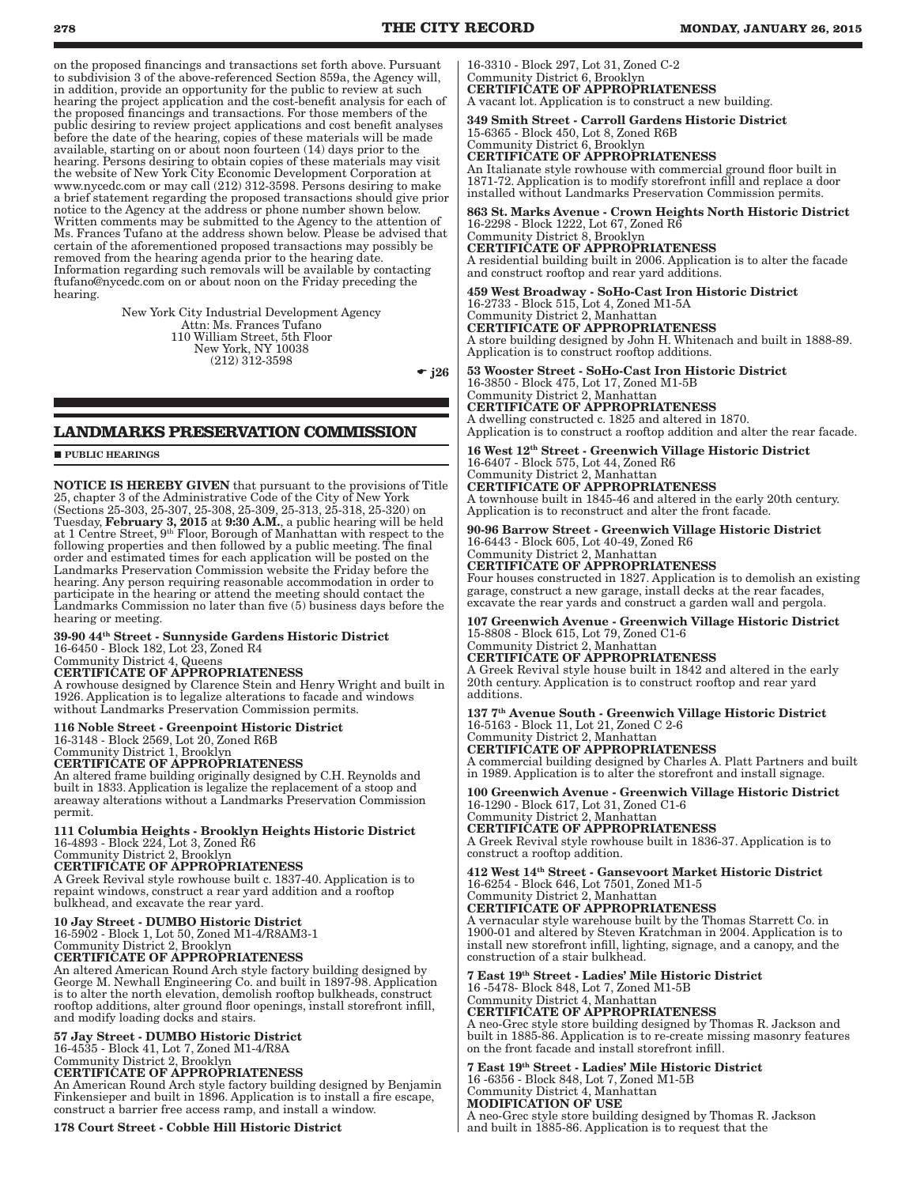on the proposed financings and transactions set forth above. Pursuant to subdivision 3 of the above-referenced Section 859a, the Agency will, in addition, provide an opportunity for the public to review at such hearing the project application and the cost-benefit analysis for each of the proposed financings and transactions. For those members of the public desiring to review project applications and cost benefit analyses before the date of the hearing, copies of these materials will be made available, starting on or about noon fourteen (14) days prior to the hearing. Persons desiring to obtain copies of these materials may visit the website of New York City Economic Development Corporation at www.nycedc.com or may call (212) 312-3598. Persons desiring to make a brief statement regarding the proposed transactions should give prior notice to the Agency at the address or phone number shown below. Written comments may be submitted to the Agency to the attention of Ms. Frances Tufano at the address shown below. Please be advised that certain of the aforementioned proposed transactions may possibly be removed from the hearing agenda prior to the hearing date. Information regarding such removals will be available by contacting ftufano@nycedc.com on or about noon on the Friday preceding the hearing.

New York City Industrial Development Agency
Attn: Ms. Frances Tufano
110 William Street, 5th Floor
New York, NY 10038
(212) 312-3598

☛ j26

## LANDMARKS PRESERVATION COMMISSION

■ PUBLIC HEARINGS

**NOTICE IS HEREBY GIVEN** that pursuant to the provisions of Title 25, chapter 3 of the Administrative Code of the City of New York (Sections 25-303, 25-307, 25-308, 25-309, 25-313, 25-318, 25-320) on Tuesday, **February 3, 2015** at **9:30 A.M.**, a public hearing will be held at 1 Centre Street, 9th Floor, Borough of Manhattan with respect to the following properties and then followed by a public meeting. The final order and estimated times for each application will be posted on the Landmarks Preservation Commission website the Friday before the hearing. Any person requiring reasonable accommodation in order to participate in the hearing or attend the meeting should contact the Landmarks Commission no later than five (5) business days before the hearing or meeting.

**39-90 44th Street - Sunnyside Gardens Historic District**
16-6450 - Block 182, Lot 23, Zoned R4
Community District 4, Queens
**CERTIFICATE OF APPROPRIATENESS**
A rowhouse designed by Clarence Stein and Henry Wright and built in 1926. Application is to legalize alterations to facade and windows without Landmarks Preservation Commission permits.

**116 Noble Street - Greenpoint Historic District**
16-3148 - Block 2569, Lot 20, Zoned R6B
Community District 1, Brooklyn
**CERTIFICATE OF APPROPRIATENESS**
An altered frame building originally designed by C.H. Reynolds and built in 1833. Application is legalize the replacement of a stoop and areaway alterations without a Landmarks Preservation Commission permit.

**111 Columbia Heights - Brooklyn Heights Historic District**
16-4893 - Block 224, Lot 3, Zoned R6
Community District 2, Brooklyn
**CERTIFICATE OF APPROPRIATENESS**
A Greek Revival style rowhouse built c. 1837-40. Application is to repaint windows, construct a rear yard addition and a rooftop bulkhead, and excavate the rear yard.

**10 Jay Street - DUMBO Historic District**
16-5902 - Block 1, Lot 50, Zoned M1-4/R8AM3-1
Community District 2, Brooklyn
**CERTIFICATE OF APPROPRIATENESS**
An altered American Round Arch style factory building designed by George M. Newhall Engineering Co. and built in 1897-98. Application is to alter the north elevation, demolish rooftop bulkheads, construct rooftop additions, alter ground floor openings, install storefront infill, and modify loading docks and stairs.

**57 Jay Street - DUMBO Historic District**
16-4535 - Block 41, Lot 7, Zoned M1-4/R8A
Community District 2, Brooklyn
**CERTIFICATE OF APPROPRIATENESS**
An American Round Arch style factory building designed by Benjamin Finkensieper and built in 1896. Application is to install a fire escape, construct a barrier free access ramp, and install a window.

**178 Court Street - Cobble Hill Historic District**
16-3310 - Block 297, Lot 31, Zoned C-2
Community District 6, Brooklyn
**CERTIFICATE OF APPROPRIATENESS**
A vacant lot. Application is to construct a new building.

**349 Smith Street - Carroll Gardens Historic District**
15-6365 - Block 450, Lot 8, Zoned R6B
Community District 6, Brooklyn
**CERTIFICATE OF APPROPRIATENESS**
An Italianate style rowhouse with commercial ground floor built in 1871-72. Application is to modify storefront infill and replace a door installed without Landmarks Preservation Commission permits.

**863 St. Marks Avenue - Crown Heights North Historic District**
16-2298 - Block 1222, Lot 67, Zoned R6
Community District 8, Brooklyn
**CERTIFICATE OF APPROPRIATENESS**
A residential building built in 2006. Application is to alter the facade and construct rooftop and rear yard additions.

**459 West Broadway - SoHo-Cast Iron Historic District**
16-2733 - Block 515, Lot 4, Zoned M1-5A
Community District 2, Manhattan
**CERTIFICATE OF APPROPRIATENESS**
A store building designed by John H. Whitenach and built in 1888-89. Application is to construct rooftop additions.

**53 Wooster Street - SoHo-Cast Iron Historic District**
16-3850 - Block 475, Lot 17, Zoned M1-5B
Community District 2, Manhattan
**CERTIFICATE OF APPROPRIATENESS**
A dwelling constructed c. 1825 and altered in 1870.
Application is to construct a rooftop addition and alter the rear facade.

**16 West 12th Street - Greenwich Village Historic District**
16-6407 - Block 575, Lot 44, Zoned R6
Community District 2, Manhattan
**CERTIFICATE OF APPROPRIATENESS**
A townhouse built in 1845-46 and altered in the early 20th century. Application is to reconstruct and alter the front facade.

**90-96 Barrow Street - Greenwich Village Historic District**
16-6443 - Block 605, Lot 40-49, Zoned R6
Community District 2, Manhattan
**CERTIFICATE OF APPROPRIATENESS**
Four houses constructed in 1827. Application is to demolish an existing garage, construct a new garage, install decks at the rear facades, excavate the rear yards and construct a garden wall and pergola.

**107 Greenwich Avenue - Greenwich Village Historic District**
15-8808 - Block 615, Lot 79, Zoned C1-6
Community District 2, Manhattan
**CERTIFICATE OF APPROPRIATENESS**
A Greek Revival style house built in 1842 and altered in the early 20th century. Application is to construct rooftop and rear yard additions.

**137 7th Avenue South - Greenwich Village Historic District**
16-5163 - Block 11, Lot 21, Zoned C 2-6
Community District 2, Manhattan
**CERTIFICATE OF APPROPRIATENESS**
A commercial building designed by Charles A. Platt Partners and built in 1989. Application is to alter the storefront and install signage.

**100 Greenwich Avenue - Greenwich Village Historic District**
16-1290 - Block 617, Lot 31, Zoned C1-6
Community District 2, Manhattan
**CERTIFICATE OF APPROPRIATENESS**
A Greek Revival style rowhouse built in 1836-37. Application is to construct a rooftop addition.

**412 West 14th Street - Gansevoort Market Historic District**
16-6254 - Block 646, Lot 7501, Zoned M1-5
Community District 2, Manhattan
**CERTIFICATE OF APPROPRIATENESS**
A vernacular style warehouse built by the Thomas Starrett Co. in 1900-01 and altered by Steven Kratchman in 2004. Application is to install new storefront infill, lighting, signage, and a canopy, and the construction of a stair bulkhead.

**7 East 19th Street - Ladies' Mile Historic District**
16 -5478- Block 848, Lot 7, Zoned M1-5B
Community District 4, Manhattan
**CERTIFICATE OF APPROPRIATENESS**
A neo-Grec style store building designed by Thomas R. Jackson and built in 1885-86. Application is to re-create missing masonry features on the front facade and install storefront infill.

**7 East 19th Street - Ladies' Mile Historic District**
16 -6356 - Block 848, Lot 7, Zoned M1-5B
Community District 4, Manhattan
**MODIFICATION OF USE**
A neo-Grec style store building designed by Thomas R. Jackson and built in 1885-86. Application is to request that the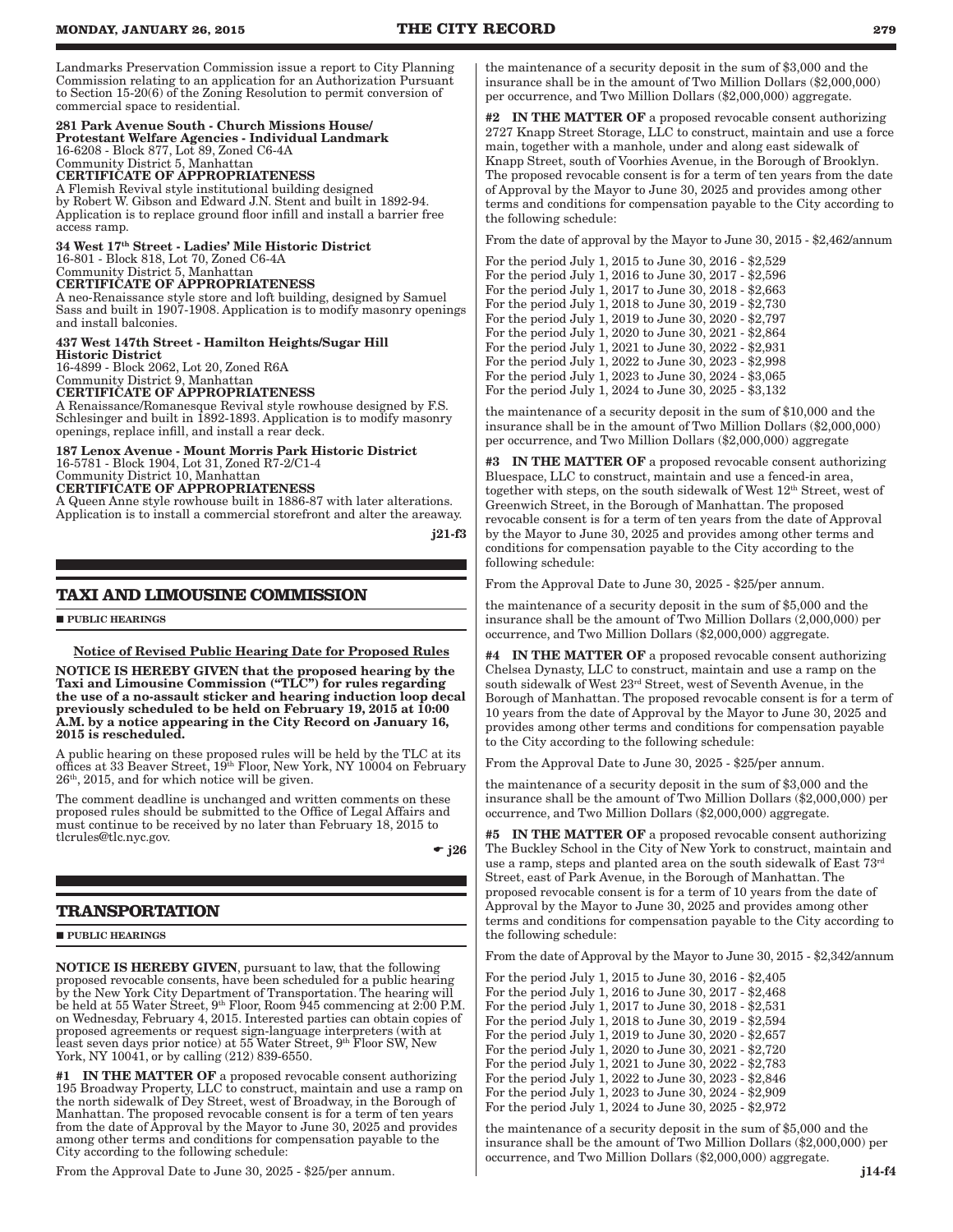Landmarks Preservation Commission issue a report to City Planning Commission relating to an application for an Authorization Pursuant to Section 15-20(6) of the Zoning Resolution to permit conversion of commercial space to residential.

**281 Park Avenue South - Church Missions House/ Protestant Welfare Agencies - Individual Landmark**
16-6208 - Block 877, Lot 89, Zoned C6-4A
Community District 5, Manhattan
**CERTIFICATE OF APPROPRIATENESS**
A Flemish Revival style institutional building designed by Robert W. Gibson and Edward J.N. Stent and built in 1892-94. Application is to replace ground floor infill and install a barrier free access ramp.

**34 West 17th Street - Ladies' Mile Historic District**
16-801 - Block 818, Lot 70, Zoned C6-4A
Community District 5, Manhattan
**CERTIFICATE OF APPROPRIATENESS**
A neo-Renaissance style store and loft building, designed by Samuel Sass and built in 1907-1908. Application is to modify masonry openings and install balconies.

**437 West 147th Street - Hamilton Heights/Sugar Hill Historic District**
16-4899 - Block 2062, Lot 20, Zoned R6A
Community District 9, Manhattan
**CERTIFICATE OF APPROPRIATENESS**
A Renaissance/Romanesque Revival style rowhouse designed by F.S. Schlesinger and built in 1892-1893. Application is to modify masonry openings, replace infill, and install a rear deck.

**187 Lenox Avenue - Mount Morris Park Historic District**
16-5781 - Block 1904, Lot 31, Zoned R7-2/C1-4
Community District 10, Manhattan
**CERTIFICATE OF APPROPRIATENESS**
A Queen Anne style rowhouse built in 1886-87 with later alterations. Application is to install a commercial storefront and alter the areaway.

j21-f3

## TAXI AND LIMOUSINE COMMISSION

■ **PUBLIC HEARINGS**

**Notice of Revised Public Hearing Date for Proposed Rules**

**NOTICE IS HEREBY GIVEN that the proposed hearing by the Taxi and Limousine Commission ("TLC") for rules regarding the use of a no-assault sticker and hearing induction loop decal previously scheduled to be held on February 19, 2015 at 10:00 A.M. by a notice appearing in the City Record on January 16, 2015 is rescheduled.**

A public hearing on these proposed rules will be held by the TLC at its offices at 33 Beaver Street, 19th Floor, New York, NY 10004 on February 26th, 2015, and for which notice will be given.

The comment deadline is unchanged and written comments on these proposed rules should be submitted to the Office of Legal Affairs and must continue to be received by no later than February 18, 2015 to tlcrules@tlc.nyc.gov.

☛ j26

## TRANSPORTATION

■ **PUBLIC HEARINGS**

**NOTICE IS HEREBY GIVEN**, pursuant to law, that the following proposed revocable consents, have been scheduled for a public hearing by the New York City Department of Transportation. The hearing will be held at 55 Water Street, 9th Floor, Room 945 commencing at 2:00 P.M. on Wednesday, February 4, 2015. Interested parties can obtain copies of proposed agreements or request sign-language interpreters (with at least seven days prior notice) at 55 Water Street, 9th Floor SW, New York, NY 10041, or by calling (212) 839-6550.

**#1 IN THE MATTER OF** a proposed revocable consent authorizing 195 Broadway Property, LLC to construct, maintain and use a ramp on the north sidewalk of Dey Street, west of Broadway, in the Borough of Manhattan. The proposed revocable consent is for a term of ten years from the date of Approval by the Mayor to June 30, 2025 and provides among other terms and conditions for compensation payable to the City according to the following schedule:

From the Approval Date to June 30, 2025 - $25/per annum.

the maintenance of a security deposit in the sum of $3,000 and the insurance shall be in the amount of Two Million Dollars ($2,000,000) per occurrence, and Two Million Dollars ($2,000,000) aggregate.

**#2 IN THE MATTER OF** a proposed revocable consent authorizing 2727 Knapp Street Storage, LLC to construct, maintain and use a force main, together with a manhole, under and along east sidewalk of Knapp Street, south of Voorhies Avenue, in the Borough of Brooklyn. The proposed revocable consent is for a term of ten years from the date of Approval by the Mayor to June 30, 2025 and provides among other terms and conditions for compensation payable to the City according to the following schedule:

From the date of approval by the Mayor to June 30, 2015 - $2,462/annum

For the period July 1, 2015 to June 30, 2016 - $2,529
For the period July 1, 2016 to June 30, 2017 - $2,596
For the period July 1, 2017 to June 30, 2018 - $2,663
For the period July 1, 2018 to June 30, 2019 - $2,730
For the period July 1, 2019 to June 30, 2020 - $2,797
For the period July 1, 2020 to June 30, 2021 - $2,864
For the period July 1, 2021 to June 30, 2022 - $2,931
For the period July 1, 2022 to June 30, 2023 - $2,998
For the period July 1, 2023 to June 30, 2024 - $3,065
For the period July 1, 2024 to June 30, 2025 - $3,132

the maintenance of a security deposit in the sum of $10,000 and the insurance shall be in the amount of Two Million Dollars ($2,000,000) per occurrence, and Two Million Dollars ($2,000,000) aggregate

**#3 IN THE MATTER OF** a proposed revocable consent authorizing Bluespace, LLC to construct, maintain and use a fenced-in area, together with steps, on the south sidewalk of West 12th Street, west of Greenwich Street, in the Borough of Manhattan. The proposed revocable consent is for a term of ten years from the date of Approval by the Mayor to June 30, 2025 and provides among other terms and conditions for compensation payable to the City according to the following schedule:

From the Approval Date to June 30, 2025 - $25/per annum.

the maintenance of a security deposit in the sum of $5,000 and the insurance shall be the amount of Two Million Dollars (2,000,000) per occurrence, and Two Million Dollars ($2,000,000) aggregate.

**#4 IN THE MATTER OF** a proposed revocable consent authorizing Chelsea Dynasty, LLC to construct, maintain and use a ramp on the south sidewalk of West 23rd Street, west of Seventh Avenue, in the Borough of Manhattan. The proposed revocable consent is for a term of 10 years from the date of Approval by the Mayor to June 30, 2025 and provides among other terms and conditions for compensation payable to the City according to the following schedule:

From the Approval Date to June 30, 2025 - $25/per annum.

the maintenance of a security deposit in the sum of $3,000 and the insurance shall be the amount of Two Million Dollars ($2,000,000) per occurrence, and Two Million Dollars ($2,000,000) aggregate.

**#5 IN THE MATTER OF** a proposed revocable consent authorizing The Buckley School in the City of New York to construct, maintain and use a ramp, steps and planted area on the south sidewalk of East 73rd Street, east of Park Avenue, in the Borough of Manhattan. The proposed revocable consent is for a term of 10 years from the date of Approval by the Mayor to June 30, 2025 and provides among other terms and conditions for compensation payable to the City according to the following schedule:

From the date of Approval by the Mayor to June 30, 2015 - $2,342/annum

For the period July 1, 2015 to June 30, 2016 - $2,405
For the period July 1, 2016 to June 30, 2017 - $2,468
For the period July 1, 2017 to June 30, 2018 - $2,531
For the period July 1, 2018 to June 30, 2019 - $2,594
For the period July 1, 2019 to June 30, 2020 - $2,657
For the period July 1, 2020 to June 30, 2021 - $2,720
For the period July 1, 2021 to June 30, 2022 - $2,783
For the period July 1, 2022 to June 30, 2023 - $2,846
For the period July 1, 2023 to June 30, 2024 - $2,909
For the period July 1, 2024 to June 30, 2025 - $2,972

the maintenance of a security deposit in the sum of $5,000 and the insurance shall be the amount of Two Million Dollars ($2,000,000) per occurrence, and Two Million Dollars ($2,000,000) aggregate.

j14-f4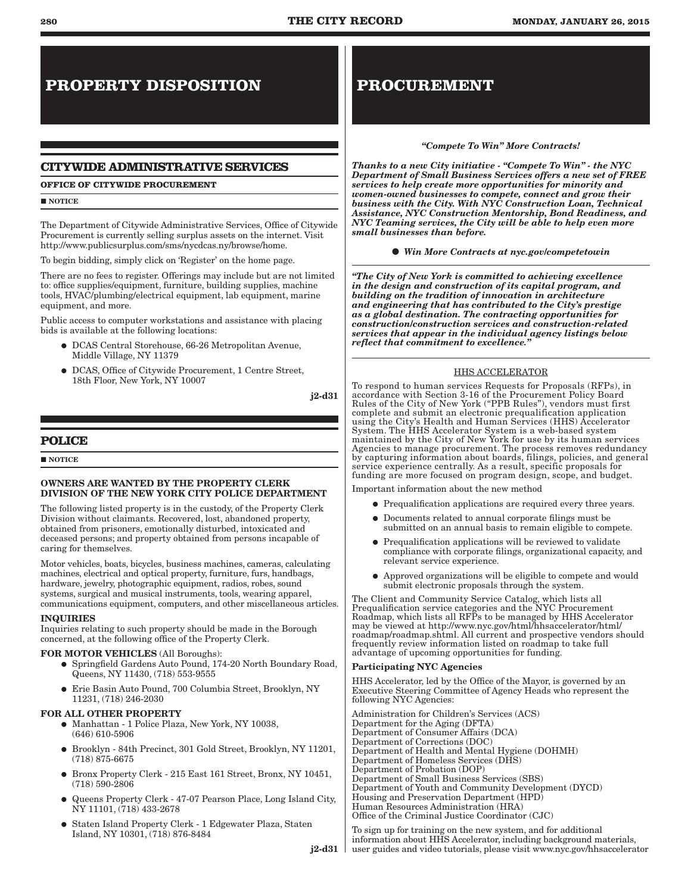# PROPERTY DISPOSITION

## CITYWIDE ADMINISTRATIVE SERVICES

**OFFICE OF CITYWIDE PROCUREMENT**

■ NOTICE

The Department of Citywide Administrative Services, Office of Citywide Procurement is currently selling surplus assets on the internet. Visit http://www.publicsurplus.com/sms/nycdcas.ny/browse/home.

To begin bidding, simply click on 'Register' on the home page.

There are no fees to register. Offerings may include but are not limited to: office supplies/equipment, furniture, building supplies, machine tools, HVAC/plumbing/electrical equipment, lab equipment, marine equipment, and more.

Public access to computer workstations and assistance with placing bids is available at the following locations:

- DCAS Central Storehouse, 66-26 Metropolitan Avenue, Middle Village, NY 11379
- DCAS, Office of Citywide Procurement, 1 Centre Street, 18th Floor, New York, NY 10007

**j2-d31**

## POLICE

■ NOTICE

**OWNERS ARE WANTED BY THE PROPERTY CLERK DIVISION OF THE NEW YORK CITY POLICE DEPARTMENT**

The following listed property is in the custody, of the Property Clerk Division without claimants. Recovered, lost, abandoned property, obtained from prisoners, emotionally disturbed, intoxicated and deceased persons; and property obtained from persons incapable of caring for themselves.

Motor vehicles, boats, bicycles, business machines, cameras, calculating machines, electrical and optical property, furniture, furs, handbags, hardware, jewelry, photographic equipment, radios, robes, sound systems, surgical and musical instruments, tools, wearing apparel, communications equipment, computers, and other miscellaneous articles.

**INQUIRIES**

Inquiries relating to such property should be made in the Borough concerned, at the following office of the Property Clerk.

**FOR MOTOR VEHICLES** (All Boroughs):

- Springfield Gardens Auto Pound, 174-20 North Boundary Road, Queens, NY 11430, (718) 553-9555
- Erie Basin Auto Pound, 700 Columbia Street, Brooklyn, NY 11231, (718) 246-2030

**FOR ALL OTHER PROPERTY**

- Manhattan - 1 Police Plaza, New York, NY 10038, (646) 610-5906
- Brooklyn - 84th Precinct, 301 Gold Street, Brooklyn, NY 11201, (718) 875-6675
- Bronx Property Clerk - 215 East 161 Street, Bronx, NY 10451, (718) 590-2806
- Queens Property Clerk - 47-07 Pearson Place, Long Island City, NY 11101, (718) 433-2678
- Staten Island Property Clerk - 1 Edgewater Plaza, Staten Island, NY 10301, (718) 876-8484

**j2-d31**

# PROCUREMENT

***"Compete To Win" More Contracts!***

***Thanks to a new City initiative - "Compete To Win" - the NYC Department of Small Business Services offers a new set of FREE services to help create more opportunities for minority and women-owned businesses to compete, connect and grow their business with the City. With NYC Construction Loan, Technical Assistance, NYC Construction Mentorship, Bond Readiness, and NYC Teaming services, the City will be able to help even more small businesses than before.***

- ***Win More Contracts at nyc.gov/competetowin***

***"The City of New York is committed to achieving excellence in the design and construction of its capital program, and building on the tradition of innovation in architecture and engineering that has contributed to the City's prestige as a global destination. The contracting opportunities for construction/construction services and construction-related services that appear in the individual agency listings below reflect that commitment to excellence."***

HHS ACCELERATOR

To respond to human services Requests for Proposals (RFPs), in accordance with Section 3-16 of the Procurement Policy Board Rules of the City of New York ("PPB Rules"), vendors must first complete and submit an electronic prequalification application using the City's Health and Human Services (HHS) Accelerator System. The HHS Accelerator System is a web-based system maintained by the City of New York for use by its human services Agencies to manage procurement. The process removes redundancy by capturing information about boards, filings, policies, and general service experience centrally. As a result, specific proposals for funding are more focused on program design, scope, and budget.

Important information about the new method

- Prequalification applications are required every three years.
- Documents related to annual corporate filings must be submitted on an annual basis to remain eligible to compete.
- Prequalification applications will be reviewed to validate compliance with corporate filings, organizational capacity, and relevant service experience.
- Approved organizations will be eligible to compete and would submit electronic proposals through the system.

The Client and Community Service Catalog, which lists all Prequalification service categories and the NYC Procurement Roadmap, which lists all RFPs to be managed by HHS Accelerator may be viewed at http://www.nyc.gov/html/hhsaccelerator/html/roadmap/roadmap.shtml. All current and prospective vendors should frequently review information listed on roadmap to take full advantage of upcoming opportunities for funding.

**Participating NYC Agencies**

HHS Accelerator, led by the Office of the Mayor, is governed by an Executive Steering Committee of Agency Heads who represent the following NYC Agencies:

Administration for Children's Services (ACS)
Department for the Aging (DFTA)
Department of Consumer Affairs (DCA)
Department of Corrections (DOC)
Department of Health and Mental Hygiene (DOHMH)
Department of Homeless Services (DHS)
Department of Probation (DOP)
Department of Small Business Services (SBS)
Department of Youth and Community Development (DYCD)
Housing and Preservation Department (HPD)
Human Resources Administration (HRA)
Office of the Criminal Justice Coordinator (CJC)

To sign up for training on the new system, and for additional information about HHS Accelerator, including background materials, user guides and video tutorials, please visit www.nyc.gov/hhsaccelerator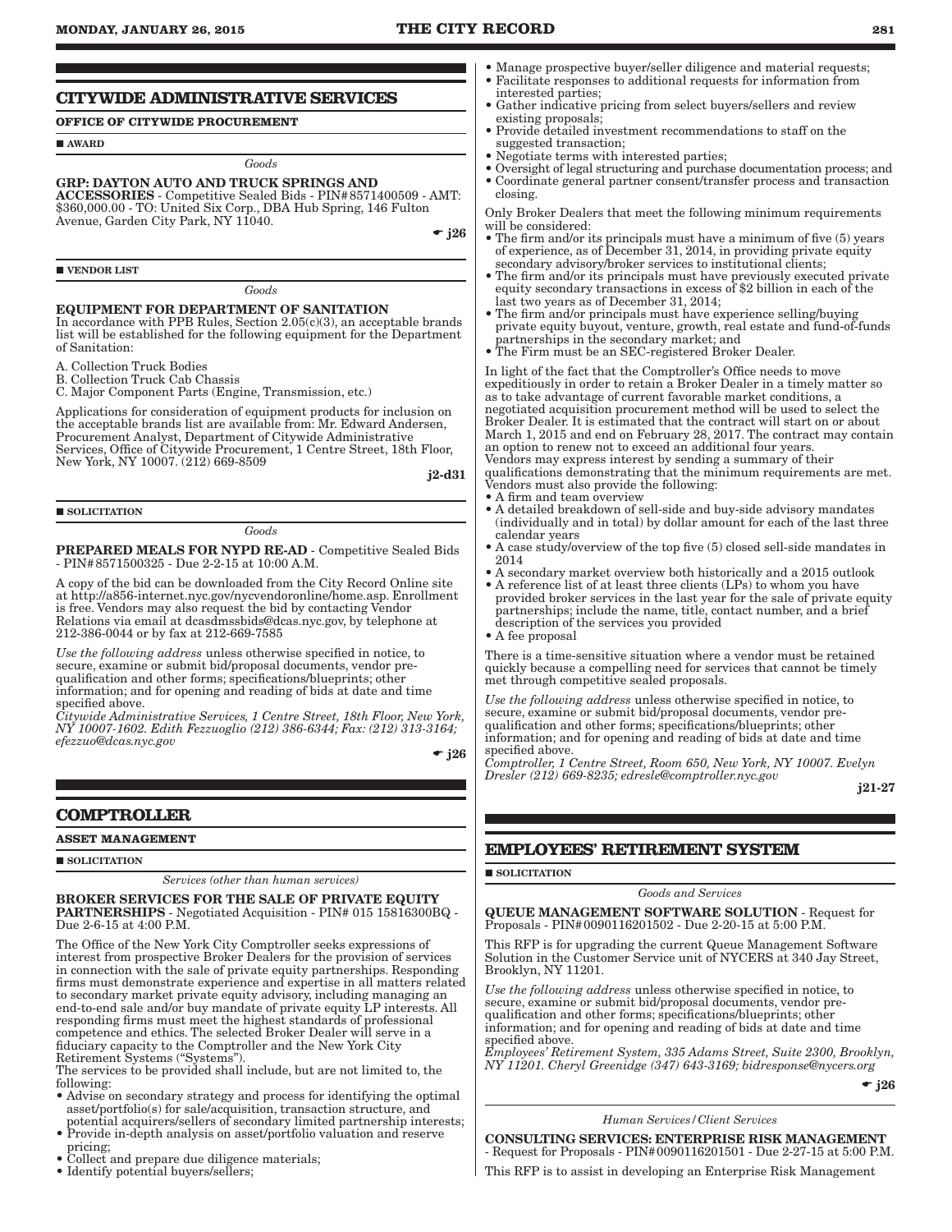## CITYWIDE ADMINISTRATIVE SERVICES

### OFFICE OF CITYWIDE PROCUREMENT

■ **AWARD**

*Goods*

**GRP: DAYTON AUTO AND TRUCK SPRINGS AND ACCESSORIES** - Competitive Sealed Bids - PIN#8571400509 - AMT: $360,000.00 - TO: United Six Corp., DBA Hub Spring, 146 Fulton Avenue, Garden City Park, NY 11040.

☛ **j26**

■ **VENDOR LIST**

*Goods*

**EQUIPMENT FOR DEPARTMENT OF SANITATION**
In accordance with PPB Rules, Section 2.05(c)(3), an acceptable brands list will be established for the following equipment for the Department of Sanitation:

A. Collection Truck Bodies
B. Collection Truck Cab Chassis
C. Major Component Parts (Engine, Transmission, etc.)

Applications for consideration of equipment products for inclusion on the acceptable brands list are available from: Mr. Edward Andersen, Procurement Analyst, Department of Citywide Administrative Services, Office of Citywide Procurement, 1 Centre Street, 18th Floor, New York, NY 10007. (212) 669-8509

**j2-d31**

■ **SOLICITATION**

*Goods*

**PREPARED MEALS FOR NYPD RE-AD** - Competitive Sealed Bids - PIN#8571500325 - Due 2-2-15 at 10:00 A.M.

A copy of the bid can be downloaded from the City Record Online site at http://a856-internet.nyc.gov/nycvendoronline/home.asp. Enrollment is free. Vendors may also request the bid by contacting Vendor Relations via email at dcasdmssbids@dcas.nyc.gov, by telephone at 212-386-0044 or by fax at 212-669-7585

*Use the following address* unless otherwise specified in notice, to secure, examine or submit bid/proposal documents, vendor pre-qualification and other forms; specifications/blueprints; other information; and for opening and reading of bids at date and time specified above.
*Citywide Administrative Services, 1 Centre Street, 18th Floor, New York, NY 10007-1602. Edith Fezzuoglio (212) 386-6344; Fax: (212) 313-3164; efezzuo@dcas.nyc.gov*

☛ **j26**

## COMPTROLLER

### ASSET MANAGEMENT

■ **SOLICITATION**

*Services (other than human services)*

**BROKER SERVICES FOR THE SALE OF PRIVATE EQUITY PARTNERSHIPS** - Negotiated Acquisition - PIN# 015 15816300BQ - Due 2-6-15 at 4:00 P.M.

The Office of the New York City Comptroller seeks expressions of interest from prospective Broker Dealers for the provision of services in connection with the sale of private equity partnerships. Responding firms must demonstrate experience and expertise in all matters related to secondary market private equity advisory, including managing an end-to-end sale and/or buy mandate of private equity LP interests. All responding firms must meet the highest standards of professional competence and ethics. The selected Broker Dealer will serve in a fiduciary capacity to the Comptroller and the New York City Retirement Systems ("Systems").
The services to be provided shall include, but are not limited to, the following:

- Advise on secondary strategy and process for identifying the optimal asset/portfolio(s) for sale/acquisition, transaction structure, and potential acquirers/sellers of secondary limited partnership interests;
- Provide in-depth analysis on asset/portfolio valuation and reserve pricing;
- Collect and prepare due diligence materials;
- Identify potential buyers/sellers;
- Manage prospective buyer/seller diligence and material requests;
- Facilitate responses to additional requests for information from interested parties;
- Gather indicative pricing from select buyers/sellers and review existing proposals;
- Provide detailed investment recommendations to staff on the suggested transaction;
- Negotiate terms with interested parties;
- Oversight of legal structuring and purchase documentation process; and
- Coordinate general partner consent/transfer process and transaction closing.

Only Broker Dealers that meet the following minimum requirements will be considered:

- The firm and/or its principals must have a minimum of five (5) years of experience, as of December 31, 2014, in providing private equity secondary advisory/broker services to institutional clients;
- The firm and/or its principals must have previously executed private equity secondary transactions in excess of $2 billion in each of the last two years as of December 31, 2014;
- The firm and/or principals must have experience selling/buying private equity buyout, venture, growth, real estate and fund-of-funds partnerships in the secondary market; and
- The Firm must be an SEC-registered Broker Dealer.

In light of the fact that the Comptroller's Office needs to move expeditiously in order to retain a Broker Dealer in a timely matter so as to take advantage of current favorable market conditions, a negotiated acquisition procurement method will be used to select the Broker Dealer. It is estimated that the contract will start on or about March 1, 2015 and end on February 28, 2017. The contract may contain an option to renew not to exceed an additional four years.
Vendors may express interest by sending a summary of their qualifications demonstrating that the minimum requirements are met. Vendors must also provide the following:

- A firm and team overview
- A detailed breakdown of sell-side and buy-side advisory mandates (individually and in total) by dollar amount for each of the last three calendar years
- A case study/overview of the top five (5) closed sell-side mandates in 2014
- A secondary market overview both historically and a 2015 outlook
- A reference list of at least three clients (LPs) to whom you have provided broker services in the last year for the sale of private equity partnerships; include the name, title, contact number, and a brief description of the services you provided
- A fee proposal

There is a time-sensitive situation where a vendor must be retained quickly because a compelling need for services that cannot be timely met through competitive sealed proposals.

*Use the following address* unless otherwise specified in notice, to secure, examine or submit bid/proposal documents, vendor pre-qualification and other forms; specifications/blueprints; other information; and for opening and reading of bids at date and time specified above.
*Comptroller, 1 Centre Street, Room 650, New York, NY 10007. Evelyn Dresler (212) 669-8235; edresle@comptroller.nyc.gov*

**j21-27**

## EMPLOYEES' RETIREMENT SYSTEM

■ **SOLICITATION**

*Goods and Services*

**QUEUE MANAGEMENT SOFTWARE SOLUTION** - Request for Proposals - PIN#0090116201502 - Due 2-20-15 at 5:00 P.M.

This RFP is for upgrading the current Queue Management Software Solution in the Customer Service unit of NYCERS at 340 Jay Street, Brooklyn, NY 11201.

*Use the following address* unless otherwise specified in notice, to secure, examine or submit bid/proposal documents, vendor pre-qualification and other forms; specifications/blueprints; other information; and for opening and reading of bids at date and time specified above.
*Employees' Retirement System, 335 Adams Street, Suite 2300, Brooklyn, NY 11201. Cheryl Greenidge (347) 643-3169; bidresponse@nycers.org*

☛ **j26**

*Human Services/Client Services*

**CONSULTING SERVICES: ENTERPRISE RISK MANAGEMENT** - Request for Proposals - PIN#0090116201501 - Due 2-27-15 at 5:00 P.M.

This RFP is to assist in developing an Enterprise Risk Management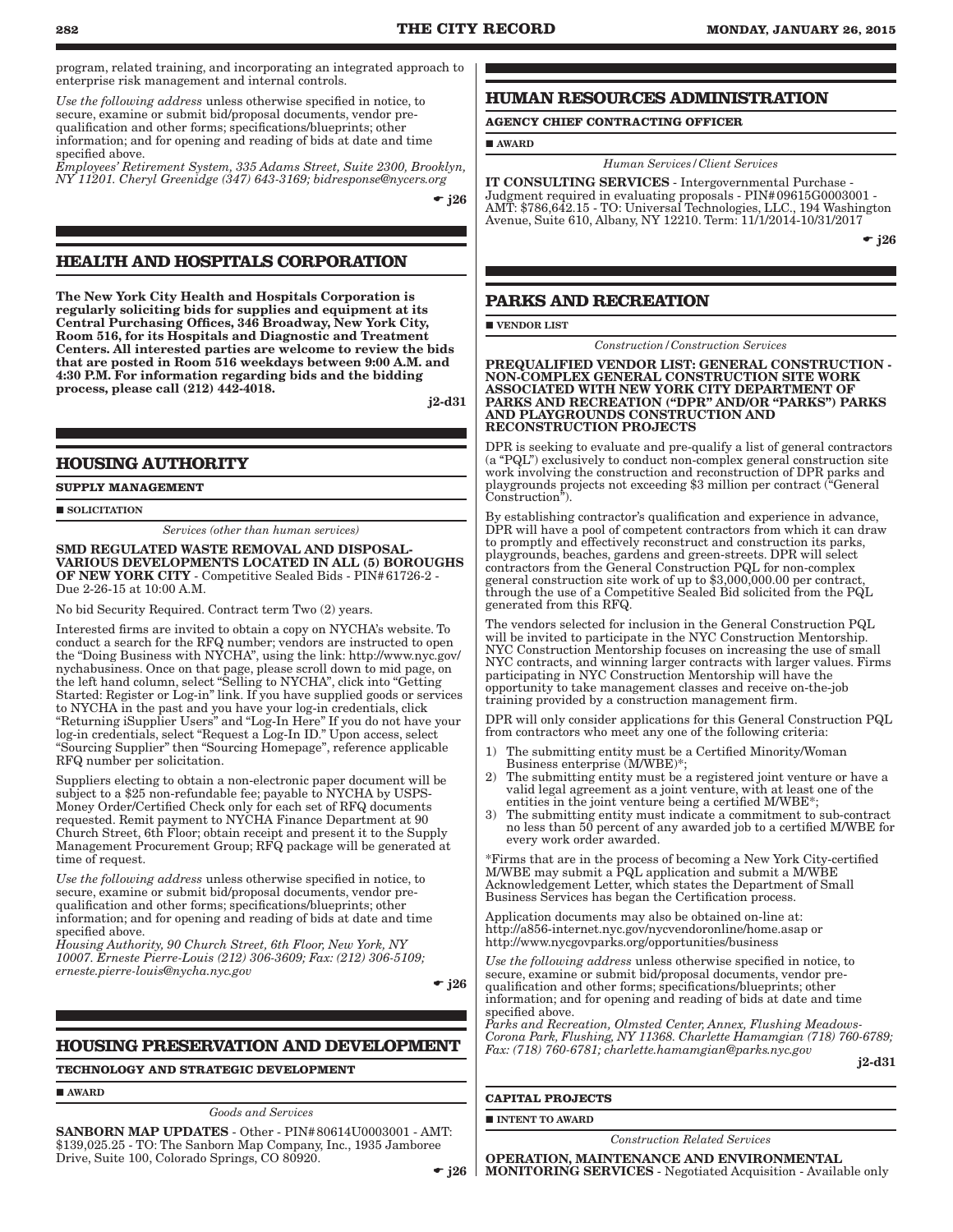program, related training, and incorporating an integrated approach to enterprise risk management and internal controls.

*Use the following address* unless otherwise specified in notice, to secure, examine or submit bid/proposal documents, vendor pre-qualification and other forms; specifications/blueprints; other information; and for opening and reading of bids at date and time specified above.
*Employees' Retirement System, 335 Adams Street, Suite 2300, Brooklyn, NY 11201. Cheryl Greenidge (347) 643-3169; bidresponse@nycers.org*

☛ j26

## HEALTH AND HOSPITALS CORPORATION

**The New York City Health and Hospitals Corporation is regularly soliciting bids for supplies and equipment at its Central Purchasing Offices, 346 Broadway, New York City, Room 516, for its Hospitals and Diagnostic and Treatment Centers. All interested parties are welcome to review the bids that are posted in Room 516 weekdays between 9:00 A.M. and 4:30 P.M. For information regarding bids and the bidding process, please call (212) 442-4018.**

j2-d31

## HOUSING AUTHORITY

**SUPPLY MANAGEMENT**

■ **SOLICITATION**

*Services (other than human services)*

**SMD REGULATED WASTE REMOVAL AND DISPOSAL-VARIOUS DEVELOPMENTS LOCATED IN ALL (5) BOROUGHS OF NEW YORK CITY** - Competitive Sealed Bids - PIN# 61726-2 - Due 2-26-15 at 10:00 A.M.

No bid Security Required. Contract term Two (2) years.

Interested firms are invited to obtain a copy on NYCHA's website. To conduct a search for the RFQ number; vendors are instructed to open the "Doing Business with NYCHA", using the link: http://www.nyc.gov/nychabusiness. Once on that page, please scroll down to mid page, on the left hand column, select "Selling to NYCHA", click into "Getting Started: Register or Log-in" link. If you have supplied goods or services to NYCHA in the past and you have your log-in credentials, click "Returning iSupplier Users" and "Log-In Here" If you do not have your log-in credentials, select "Request a Log-In ID." Upon access, select "Sourcing Supplier" then "Sourcing Homepage", reference applicable RFQ number per solicitation.

Suppliers electing to obtain a non-electronic paper document will be subject to a $25 non-refundable fee; payable to NYCHA by USPS-Money Order/Certified Check only for each set of RFQ documents requested. Remit payment to NYCHA Finance Department at 90 Church Street, 6th Floor; obtain receipt and present it to the Supply Management Procurement Group; RFQ package will be generated at time of request.

*Use the following address* unless otherwise specified in notice, to secure, examine or submit bid/proposal documents, vendor pre-qualification and other forms; specifications/blueprints; other information; and for opening and reading of bids at date and time specified above.
*Housing Authority, 90 Church Street, 6th Floor, New York, NY 10007. Erneste Pierre-Louis (212) 306-3609; Fax: (212) 306-5109; erneste.pierre-louis@nycha.nyc.gov*

☛ j26

## HOUSING PRESERVATION AND DEVELOPMENT

**TECHNOLOGY AND STRATEGIC DEVELOPMENT**

■ **AWARD**

*Goods and Services*

**SANBORN MAP UPDATES** - Other - PIN# 80614U0003001 - AMT: $139,025.25 - TO: The Sanborn Map Company, Inc., 1935 Jamboree Drive, Suite 100, Colorado Springs, CO 80920.

☛ j26

## HUMAN RESOURCES ADMINISTRATION

**AGENCY CHIEF CONTRACTING OFFICER**

■ **AWARD**

*Human Services/Client Services*

**IT CONSULTING SERVICES** - Intergovernmental Purchase - Judgment required in evaluating proposals - PIN# 09615G0003001 - AMT: $786,642.15 - TO: Universal Technologies, LLC., 194 Washington Avenue, Suite 610, Albany, NY 12210. Term: 11/1/2014-10/31/2017

☛ j26

## PARKS AND RECREATION

■ **VENDOR LIST**

*Construction/Construction Services*

**PREQUALIFIED VENDOR LIST: GENERAL CONSTRUCTION - NON-COMPLEX GENERAL CONSTRUCTION SITE WORK ASSOCIATED WITH NEW YORK CITY DEPARTMENT OF PARKS AND RECREATION ("DPR" AND/OR "PARKS") PARKS AND PLAYGROUNDS CONSTRUCTION AND RECONSTRUCTION PROJECTS**

DPR is seeking to evaluate and pre-qualify a list of general contractors (a "PQL") exclusively to conduct non-complex general construction site work involving the construction and reconstruction of DPR parks and playgrounds projects not exceeding $3 million per contract ("General Construction").

By establishing contractor's qualification and experience in advance, DPR will have a pool of competent contractors from which it can draw to promptly and effectively reconstruct and construction its parks, playgrounds, beaches, gardens and green-streets. DPR will select contractors from the General Construction PQL for non-complex general construction site work of up to $3,000,000.00 per contract, through the use of a Competitive Sealed Bid solicited from the PQL generated from this RFQ.

The vendors selected for inclusion in the General Construction PQL will be invited to participate in the NYC Construction Mentorship. NYC Construction Mentorship focuses on increasing the use of small NYC contracts, and winning larger contracts with larger values. Firms participating in NYC Construction Mentorship will have the opportunity to take management classes and receive on-the-job training provided by a construction management firm.

DPR will only consider applications for this General Construction PQL from contractors who meet any one of the following criteria:

1) The submitting entity must be a Certified Minority/Woman Business enterprise (M/WBE)*;
2) The submitting entity must be a registered joint venture or have a valid legal agreement as a joint venture, with at least one of the entities in the joint venture being a certified M/WBE*;
3) The submitting entity must indicate a commitment to sub-contract no less than 50 percent of any awarded job to a certified M/WBE for every work order awarded.

*Firms that are in the process of becoming a New York City-certified M/WBE may submit a PQL application and submit a M/WBE Acknowledgement Letter, which states the Department of Small Business Services has began the Certification process.

Application documents may also be obtained on-line at: http://a856-internet.nyc.gov/nycvendoronline/home.asap or http://www.nycgovparks.org/opportunities/business

*Use the following address* unless otherwise specified in notice, to secure, examine or submit bid/proposal documents, vendor pre-qualification and other forms; specifications/blueprints; other information; and for opening and reading of bids at date and time specified above.
*Parks and Recreation, Olmsted Center, Annex, Flushing Meadows-Corona Park, Flushing, NY 11368. Charlette Hamamgian (718) 760-6789; Fax: (718) 760-6781; charlette.hamamgian@parks.nyc.gov*

j2-d31

**CAPITAL PROJECTS**

■ **INTENT TO AWARD**

*Construction Related Services*

**OPERATION, MAINTENANCE AND ENVIRONMENTAL MONITORING SERVICES** - Negotiated Acquisition - Available only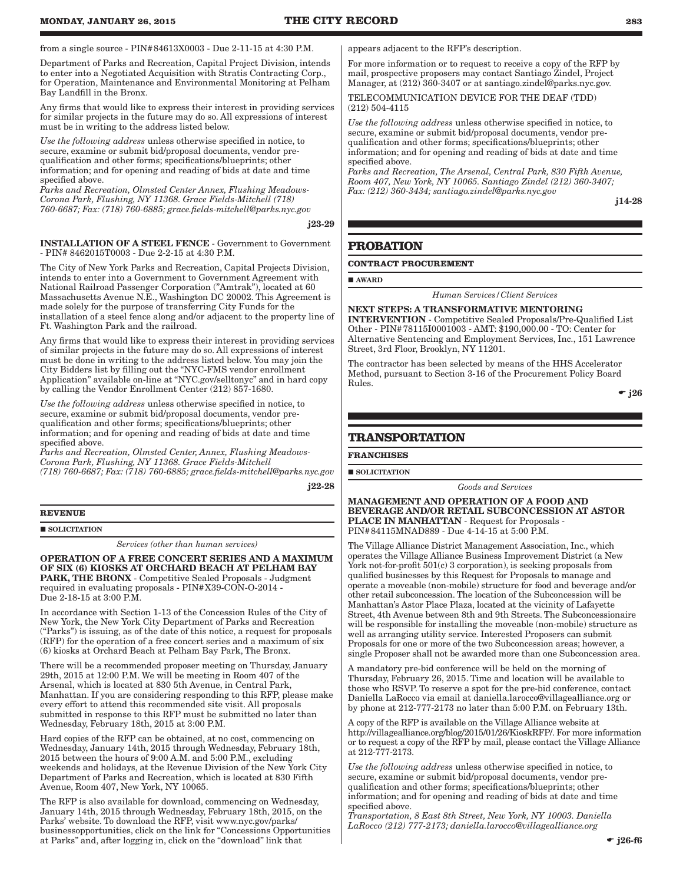from a single source - PIN# 84613X0003 - Due 2-11-15 at 4:30 P.M.

Department of Parks and Recreation, Capital Project Division, intends to enter into a Negotiated Acquisition with Stratis Contracting Corp., for Operation, Maintenance and Environmental Monitoring at Pelham Bay Landfill in the Bronx.

Any firms that would like to express their interest in providing services for similar projects in the future may do so. All expressions of interest must be in writing to the address listed below.

*Use the following address* unless otherwise specified in notice, to secure, examine or submit bid/proposal documents, vendor pre-qualification and other forms; specifications/blueprints; other information; and for opening and reading of bids at date and time specified above.
*Parks and Recreation, Olmsted Center Annex, Flushing Meadows-Corona Park, Flushing, NY 11368. Grace Fields-Mitchell (718) 760-6687; Fax: (718) 760-6885; grace.fields-mitchell@parks.nyc.gov*

j23-29

**INSTALLATION OF A STEEL FENCE** - Government to Government - PIN# 8462015T0003 - Due 2-2-15 at 4:30 P.M.

The City of New York Parks and Recreation, Capital Projects Division, intends to enter into a Government to Government Agreement with National Railroad Passenger Corporation ("Amtrak"), located at 60 Massachusetts Avenue N.E., Washington DC 20002. This Agreement is made solely for the purpose of transferring City Funds for the installation of a steel fence along and/or adjacent to the property line of Ft. Washington Park and the railroad.

Any firms that would like to express their interest in providing services of similar projects in the future may do so. All expressions of interest must be done in writing to the address listed below. You may join the City Bidders list by filling out the "NYC-FMS vendor enrollment Application" available on-line at "NYC.gov/selltonyc" and in hard copy by calling the Vendor Enrollment Center (212) 857-1680.

*Use the following address* unless otherwise specified in notice, to secure, examine or submit bid/proposal documents, vendor pre-qualification and other forms; specifications/blueprints; other information; and for opening and reading of bids at date and time specified above.
*Parks and Recreation, Olmsted Center, Annex, Flushing Meadows-Corona Park, Flushing, NY 11368. Grace Fields-Mitchell (718) 760-6687; Fax: (718) 760-6885; grace.fields-mitchell@parks.nyc.gov*

j22-28

### REVENUE

■ **SOLICITATION**

*Services (other than human services)*

**OPERATION OF A FREE CONCERT SERIES AND A MAXIMUM OF SIX (6) KIOSKS AT ORCHARD BEACH AT PELHAM BAY PARK, THE BRONX** - Competitive Sealed Proposals - Judgment required in evaluating proposals - PIN#X39-CON-O-2014 - Due 2-18-15 at 3:00 P.M.

In accordance with Section 1-13 of the Concession Rules of the City of New York, the New York City Department of Parks and Recreation ("Parks") is issuing, as of the date of this notice, a request for proposals (RFP) for the operation of a free concert series and a maximum of six (6) kiosks at Orchard Beach at Pelham Bay Park, The Bronx.

There will be a recommended proposer meeting on Thursday, January 29th, 2015 at 12:00 P.M. We will be meeting in Room 407 of the Arsenal, which is located at 830 5th Avenue, in Central Park, Manhattan. If you are considering responding to this RFP, please make every effort to attend this recommended site visit. All proposals submitted in response to this RFP must be submitted no later than Wednesday, February 18th, 2015 at 3:00 P.M.

Hard copies of the RFP can be obtained, at no cost, commencing on Wednesday, January 14th, 2015 through Wednesday, February 18th, 2015 between the hours of 9:00 A.M. and 5:00 P.M., excluding weekends and holidays, at the Revenue Division of the New York City Department of Parks and Recreation, which is located at 830 Fifth Avenue, Room 407, New York, NY 10065.

The RFP is also available for download, commencing on Wednesday, January 14th, 2015 through Wednesday, February 18th, 2015, on the Parks' website. To download the RFP, visit www.nyc.gov/parks/businessopportunities, click on the link for "Concessions Opportunities at Parks" and, after logging in, click on the "download" link that appears adjacent to the RFP's description.

For more information or to request to receive a copy of the RFP by mail, prospective proposers may contact Santiago Zindel, Project Manager, at (212) 360-3407 or at santiago.zindel@parks.nyc.gov.

TELECOMMUNICATION DEVICE FOR THE DEAF (TDD)
(212) 504-4115

*Use the following address* unless otherwise specified in notice, to secure, examine or submit bid/proposal documents, vendor pre-qualification and other forms; specifications/blueprints; other information; and for opening and reading of bids at date and time specified above.
*Parks and Recreation, The Arsenal, Central Park, 830 Fifth Avenue, Room 407, New York, NY 10065. Santiago Zindel (212) 360-3407; Fax: (212) 360-3434; santiago.zindel@parks.nyc.gov*

j14-28

## PROBATION

### CONTRACT PROCUREMENT

■ **AWARD**

*Human Services/Client Services*

**NEXT STEPS: A TRANSFORMATIVE MENTORING INTERVENTION** - Competitive Sealed Proposals/Pre-Qualified List Other - PIN# 78115I0001003 - AMT: $190,000.00 - TO: Center for Alternative Sentencing and Employment Services, Inc., 151 Lawrence Street, 3rd Floor, Brooklyn, NY 11201.

The contractor has been selected by means of the HHS Accelerator Method, pursuant to Section 3-16 of the Procurement Policy Board Rules.

☛ j26

## TRANSPORTATION

### FRANCHISES

■ **SOLICITATION**

*Goods and Services*

**MANAGEMENT AND OPERATION OF A FOOD AND BEVERAGE AND/OR RETAIL SUBCONCESSION AT ASTOR PLACE IN MANHATTAN** - Request for Proposals - PIN# 84115MNAD889 - Due 4-14-15 at 5:00 P.M.

The Village Alliance District Management Association, Inc., which operates the Village Alliance Business Improvement District (a New York not-for-profit 501(c) 3 corporation), is seeking proposals from qualified businesses by this Request for Proposals to manage and operate a moveable (non-mobile) structure for food and beverage and/or other retail subconcession. The location of the Subconcession will be Manhattan's Astor Place Plaza, located at the vicinity of Lafayette Street, 4th Avenue between 8th and 9th Streets. The Subconcessionaire will be responsible for installing the moveable (non-mobile) structure as well as arranging utility service. Interested Proposers can submit Proposals for one or more of the two Subconcession areas; however, a single Proposer shall not be awarded more than one Subconcession area.

A mandatory pre-bid conference will be held on the morning of Thursday, February 26, 2015. Time and location will be available to those who RSVP. To reserve a spot for the pre-bid conference, contact Daniella LaRocco via email at daniella.larocco@villagealliance.org or by phone at 212-777-2173 no later than 5:00 P.M. on February 13th.

A copy of the RFP is available on the Village Alliance website at http://villagealliance.org/blog/2015/01/26/KioskRFP/. For more information or to request a copy of the RFP by mail, please contact the Village Alliance at 212-777-2173.

*Use the following address* unless otherwise specified in notice, to secure, examine or submit bid/proposal documents, vendor pre-qualification and other forms; specifications/blueprints; other information; and for opening and reading of bids at date and time specified above.
*Transportation, 8 East 8th Street, New York, NY 10003. Daniella LaRocco (212) 777-2173; daniella.larocco@villagealliance.org*

☛ j26-f6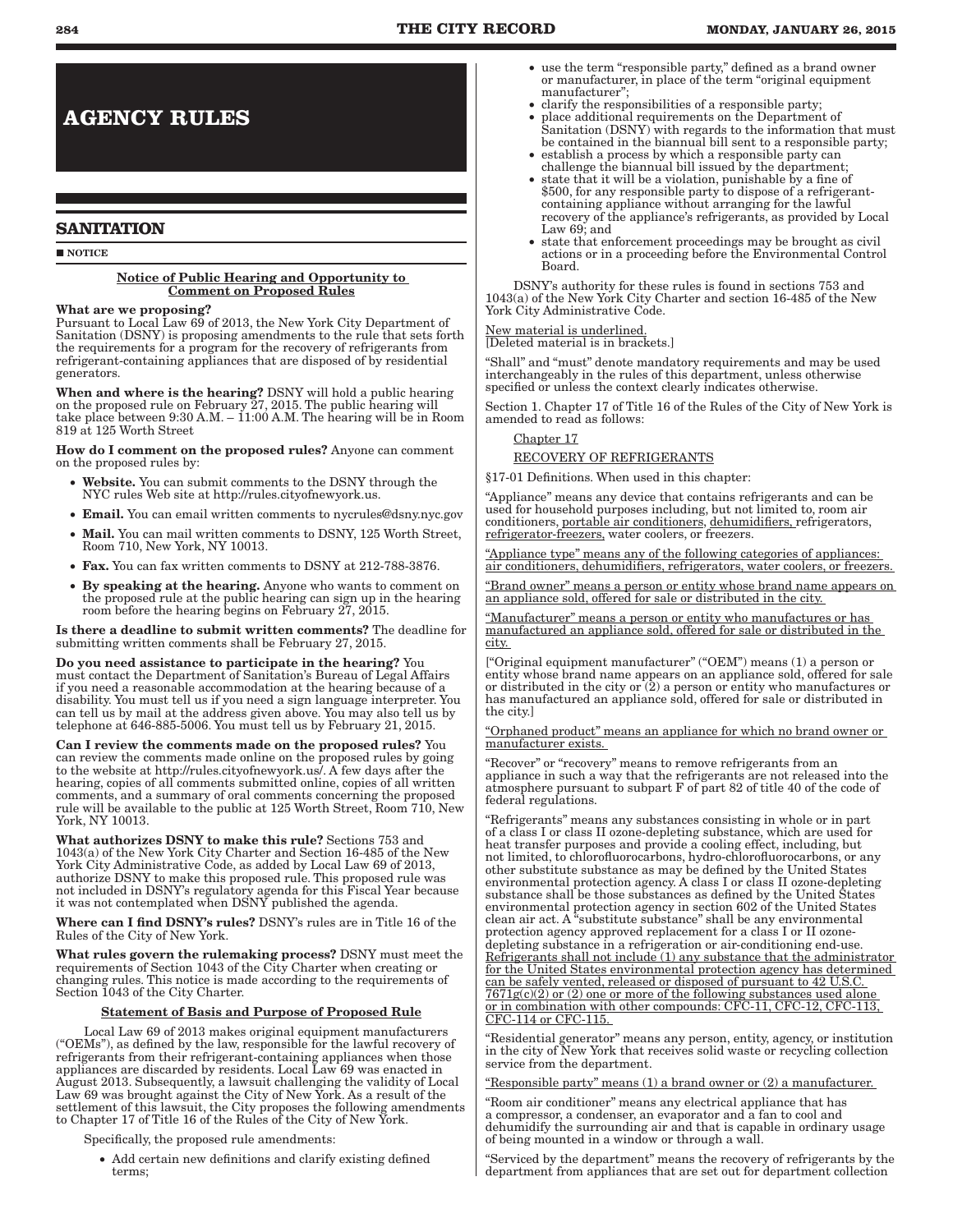# AGENCY RULES

## SANITATION

■ NOTICE

**Notice of Public Hearing and Opportunity to Comment on Proposed Rules**

**What are we proposing?**
Pursuant to Local Law 69 of 2013, the New York City Department of Sanitation (DSNY) is proposing amendments to the rule that sets forth the requirements for a program for the recovery of refrigerants from refrigerant-containing appliances that are disposed of by residential generators.

**When and where is the hearing?** DSNY will hold a public hearing on the proposed rule on February 27, 2015. The public hearing will take place between 9:30 A.M. – 11:00 A.M. The hearing will be in Room 819 at 125 Worth Street

**How do I comment on the proposed rules?** Anyone can comment on the proposed rules by:

- **Website.** You can submit comments to the DSNY through the NYC rules Web site at http://rules.cityofnewyork.us.
- **Email.** You can email written comments to nycrules@dsny.nyc.gov
- **Mail.** You can mail written comments to DSNY, 125 Worth Street, Room 710, New York, NY 10013.
- **Fax.** You can fax written comments to DSNY at 212-788-3876.
- **By speaking at the hearing.** Anyone who wants to comment on the proposed rule at the public hearing can sign up in the hearing room before the hearing begins on February 27, 2015.

**Is there a deadline to submit written comments?** The deadline for submitting written comments shall be February 27, 2015.

**Do you need assistance to participate in the hearing?** You must contact the Department of Sanitation's Bureau of Legal Affairs if you need a reasonable accommodation at the hearing because of a disability. You must tell us if you need a sign language interpreter. You can tell us by mail at the address given above. You may also tell us by telephone at 646-885-5006. You must tell us by February 21, 2015.

**Can I review the comments made on the proposed rules?** You can review the comments made online on the proposed rules by going to the website at http://rules.cityofnewyork.us/. A few days after the hearing, copies of all comments submitted online, copies of all written comments, and a summary of oral comments concerning the proposed rule will be available to the public at 125 Worth Street, Room 710, New York, NY 10013.

**What authorizes DSNY to make this rule?** Sections 753 and 1043(a) of the New York City Charter and Section 16-485 of the New York City Administrative Code, as added by Local Law 69 of 2013, authorize DSNY to make this proposed rule. This proposed rule was not included in DSNY's regulatory agenda for this Fiscal Year because it was not contemplated when DSNY published the agenda.

**Where can I find DSNY's rules?** DSNY's rules are in Title 16 of the Rules of the City of New York.

**What rules govern the rulemaking process?** DSNY must meet the requirements of Section 1043 of the City Charter when creating or changing rules. This notice is made according to the requirements of Section 1043 of the City Charter.

**Statement of Basis and Purpose of Proposed Rule**

Local Law 69 of 2013 makes original equipment manufacturers ("OEMs"), as defined by the law, responsible for the lawful recovery of refrigerants from their refrigerant-containing appliances when those appliances are discarded by residents. Local Law 69 was enacted in August 2013. Subsequently, a lawsuit challenging the validity of Local Law 69 was brought against the City of New York. As a result of the settlement of this lawsuit, the City proposes the following amendments to Chapter 17 of Title 16 of the Rules of the City of New York.

Specifically, the proposed rule amendments:

- Add certain new definitions and clarify existing defined terms;
- use the term "responsible party," defined as a brand owner or manufacturer, in place of the term "original equipment manufacturer";
- clarify the responsibilities of a responsible party;
- place additional requirements on the Department of Sanitation (DSNY) with regards to the information that must be contained in the biannual bill sent to a responsible party;
- establish a process by which a responsible party can challenge the biannual bill issued by the department;
- state that it will be a violation, punishable by a fine of $500, for any responsible party to dispose of a refrigerant-containing appliance without arranging for the lawful recovery of the appliance's refrigerants, as provided by Local Law 69; and
- state that enforcement proceedings may be brought as civil actions or in a proceeding before the Environmental Control Board.

DSNY's authority for these rules is found in sections 753 and 1043(a) of the New York City Charter and section 16-485 of the New York City Administrative Code.

New material is underlined.
[Deleted material is in brackets.]

"Shall" and "must" denote mandatory requirements and may be used interchangeably in the rules of this department, unless otherwise specified or unless the context clearly indicates otherwise.

Section 1. Chapter 17 of Title 16 of the Rules of the City of New York is amended to read as follows:

Chapter 17

RECOVERY OF REFRIGERANTS

§17-01 Definitions. When used in this chapter:

"Appliance" means any device that contains refrigerants and can be used for household purposes including, but not limited to, room air conditioners, portable air conditioners, dehumidifiers, refrigerators, refrigerator-freezers, water coolers, or freezers.

"Appliance type" means any of the following categories of appliances: air conditioners, dehumidifiers, refrigerators, water coolers, or freezers.

"Brand owner" means a person or entity whose brand name appears on an appliance sold, offered for sale or distributed in the city.

"Manufacturer" means a person or entity who manufactures or has manufactured an appliance sold, offered for sale or distributed in the city.

["Original equipment manufacturer" ("OEM") means (1) a person or entity whose brand name appears on an appliance sold, offered for sale or distributed in the city or (2) a person or entity who manufactures or has manufactured an appliance sold, offered for sale or distributed in the city.]

"Orphaned product" means an appliance for which no brand owner or manufacturer exists.

"Recover" or "recovery" means to remove refrigerants from an appliance in such a way that the refrigerants are not released into the atmosphere pursuant to subpart F of part 82 of title 40 of the code of federal regulations.

"Refrigerants" means any substances consisting in whole or in part of a class I or class II ozone-depleting substance, which are used for heat transfer purposes and provide a cooling effect, including, but not limited, to chlorofluorocarbons, hydro-chlorofluorocarbons, or any other substitute substance as may be defined by the United States environmental protection agency. A class I or class II ozone-depleting substance shall be those substances as defined by the United States environmental protection agency in section 602 of the United States clean air act. A "substitute substance" shall be any environmental protection agency approved replacement for a class I or II ozone-depleting substance in a refrigeration or air-conditioning end-use. Refrigerants shall not include (1) any substance that the administrator for the United States environmental protection agency has determined can be safely vented, released or disposed of pursuant to 42 U.S.C. 7671g(c)(2) or (2) one or more of the following substances used alone or in combination with other compounds: CFC-11, CFC-12, CFC-113, CFC-114 or CFC-115.

"Residential generator" means any person, entity, agency, or institution in the city of New York that receives solid waste or recycling collection service from the department.

"Responsible party" means (1) a brand owner or (2) a manufacturer.

"Room air conditioner" means any electrical appliance that has a compressor, a condenser, an evaporator and a fan to cool and dehumidify the surrounding air and that is capable in ordinary usage of being mounted in a window or through a wall.

"Serviced by the department" means the recovery of refrigerants by the department from appliances that are set out for department collection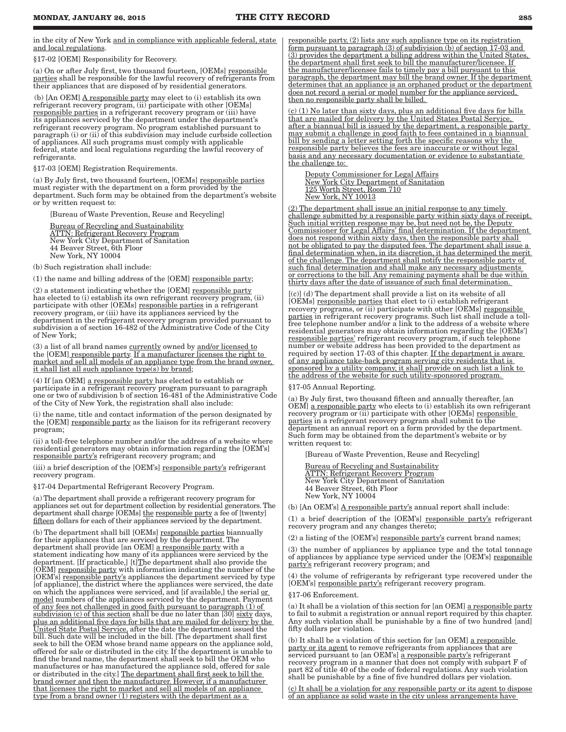in the city of New York and in compliance with applicable federal, state and local regulations.

§17-02 [OEM] Responsibility for Recovery.

(a) On or after July first, two thousand fourteen, [OEMs] responsible parties shall be responsible for the lawful recovery of refrigerants from their appliances that are disposed of by residential generators.

(b) [An OEM] A responsible party may elect to (i) establish its own refrigerant recovery program, (ii) participate with other [OEMs] responsible parties in a refrigerant recovery program or (iii) have its appliances serviced by the department under the department's refrigerant recovery program. No program established pursuant to paragraph (i) or (ii) of this subdivision may include curbside collection of appliances. All such programs must comply with applicable federal, state and local regulations regarding the lawful recovery of refrigerants.

§17-03 [OEM] Registration Requirements.

(a) By July first, two thousand fourteen, [OEMs] responsible parties must register with the department on a form provided by the department. Such form may be obtained from the department's website or by written request to:

[Bureau of Waste Prevention, Reuse and Recycling]

Bureau of Recycling and Sustainability
ATTN: Refrigerant Recovery Program
New York City Department of Sanitation
44 Beaver Street, 6th Floor
New York, NY 10004

(b) Such registration shall include:

(1) the name and billing address of the [OEM] responsible party;

(2) a statement indicating whether the [OEM] responsible party has elected to (i) establish its own refrigerant recovery program, (ii) participate with other [OEMs] responsible parties in a refrigerant recovery program, or (iii) have its appliances serviced by the department in the refrigerant recovery program provided pursuant to subdivision a of section 16-482 of the Administrative Code of the City of New York;

(3) a list of all brand names currently owned by and/or licensed to the [OEM] responsible party. If a manufacturer licenses the right to market and sell all models of an appliance type from the brand owner, it shall list all such appliance type(s) by brand;

(4) If [an OEM] a responsible party has elected to establish or participate in a refrigerant recovery program pursuant to paragraph one or two of subdivision b of section 16-481 of the Administrative Code of the City of New York, the registration shall also include:

(i) the name, title and contact information of the person designated by the [OEM] responsible party as the liaison for its refrigerant recovery program;

(ii) a toll-free telephone number and/or the address of a website where residential generators may obtain information regarding the [OEM's] responsible party's refrigerant recovery program; and

(iii) a brief description of the [OEM's] responsible party's refrigerant recovery program.

§17-04 Departmental Refrigerant Recovery Program.

(a) The department shall provide a refrigerant recovery program for appliances set out for department collection by residential generators. The department shall charge [OEMs] the responsible party a fee of [twenty] fifteen dollars for each of their appliances serviced by the department.

(b) The department shall bill [OEMs] responsible parties biannually for their appliances that are serviced by the department. The department shall provide [an OEM] a responsible party with a statement indicating how many of its appliances were serviced by the department. [If practicable,] [t]The department shall also provide the [OEM] responsible party with information indicating the number of the [OEM's] responsible party's appliances the department serviced by type [of appliance], the district where the appliances were serviced, the date on which the appliances were serviced, and [if available,] the serial or model numbers of the appliances serviced by the department. Payment of any fees not challenged in good faith pursuant to paragraph (1) of subdivision (c) of this section shall be due no later than [30] sixty days, plus an additional five days for bills that are mailed for delivery by the United State Postal Service, after the date the department issued the bill. Such date will be included in the bill. [The department shall first seek to bill the OEM whose brand name appears on the appliance sold, offered for sale or distributed in the city. If the department is unable to find the brand name, the department shall seek to bill the OEM who manufactures or has manufactured the appliance sold, offered for sale or distributed in the city.] The department shall first seek to bill the brand owner and then the manufacturer. However, if a manufacturer that licenses the right to market and sell all models of an appliance type from a brand owner (1) registers with the department as a responsible party, (2) lists any such appliance type on its registration form pursuant to paragraph (3) of subdivision (b) of section 17-03 and (3) provides the department a billing address within the United States, the department shall first seek to bill the manufacturer/licensee. If the manufacturer/licensee fails to timely pay a bill pursuant to this paragraph, the department may bill the brand owner. If the department determines that an appliance is an orphaned product or the department does not record a serial or model number for the appliance serviced, then no responsible party shall be billed.

(c) (1) No later than sixty days, plus an additional five days for bills that are mailed for delivery by the United States Postal Service, after a biannual bill is issued by the department, a responsible party may submit a challenge in good faith to fees contained in a biannual bill by sending a letter setting forth the specific reasons why the responsible party believes the fees are inaccurate or without legal basis and any necessary documentation or evidence to substantiate the challenge to:

Deputy Commissioner for Legal Affairs
New York City Department of Sanitation
125 Worth Street, Room 710
New York, NY 10013

(2) The department shall issue an initial response to any timely challenge submitted by a responsible party within sixty days of receipt. Such initial written response may be, but need not be, the Deputy Commissioner for Legal Affairs' final determination. If the department does not respond within sixty days, then the responsible party shall not be obligated to pay the disputed fees. The department shall issue a final determination when, in its discretion, it has determined the merit of the challenge. The department shall notify the responsible party of such final determination and shall make any necessary adjustments or corrections to the bill. Any remaining payments shall be due within thirty days after the date of issuance of such final determination.

[(c)] (d) The department shall provide a list on its website of all [OEMs] responsible parties that elect to (i) establish refrigerant recovery programs, or (ii) participate with other [OEMs] responsible parties in refrigerant recovery programs. Such list shall include a toll-free telephone number and/or a link to the address of a website where residential generators may obtain information regarding the [OEMs'] responsible parties' refrigerant recovery program, if such telephone number or website address has been provided to the department as required by section 17-03 of this chapter. If the department is aware of any appliance take-back program serving city residents that is sponsored by a utility company, it shall provide on such list a link to the address of the website for such utility-sponsored program.

§17-05 Annual Reporting.

(a) By July first, two thousand fifteen and annually thereafter, [an OEM] a responsible party who elects to (i) establish its own refrigerant recovery program or (ii) participate with other [OEMs] responsible parties in a refrigerant recovery program shall submit to the department an annual report on a form provided by the department. Such form may be obtained from the department's website or by written request to:

[Bureau of Waste Prevention, Reuse and Recycling]

Bureau of Recycling and Sustainability
ATTN: Refrigerant Recovery Program
New York City Department of Sanitation
44 Beaver Street, 6th Floor
New York, NY 10004

(b) [An OEM's] A responsible party's annual report shall include:

(1) a brief description of the [OEM's] responsible party's refrigerant recovery program and any changes thereto;

(2) a listing of the [OEM's] responsible party's current brand names;

(3) the number of appliances by appliance type and the total tonnage of appliances by appliance type serviced under the [OEM's] responsible party's refrigerant recovery program; and

(4) the volume of refrigerants by refrigerant type recovered under the [OEM's] responsible party's refrigerant recovery program.

§17-06 Enforcement.

(a) It shall be a violation of this section for [an OEM] a responsible party to fail to submit a registration or annual report required by this chapter. Any such violation shall be punishable by a fine of two hundred [and] fifty dollars per violation.

(b) It shall be a violation of this section for [an OEM] a responsible party or its agent to remove refrigerants from appliances that are serviced pursuant to [an OEM's] a responsible party's refrigerant recovery program in a manner that does not comply with subpart F of part 82 of title 40 of the code of federal regulations. Any such violation shall be punishable by a fine of five hundred dollars per violation.

(c) It shall be a violation for any responsible party or its agent to dispose of an appliance as solid waste in the city unless arrangements have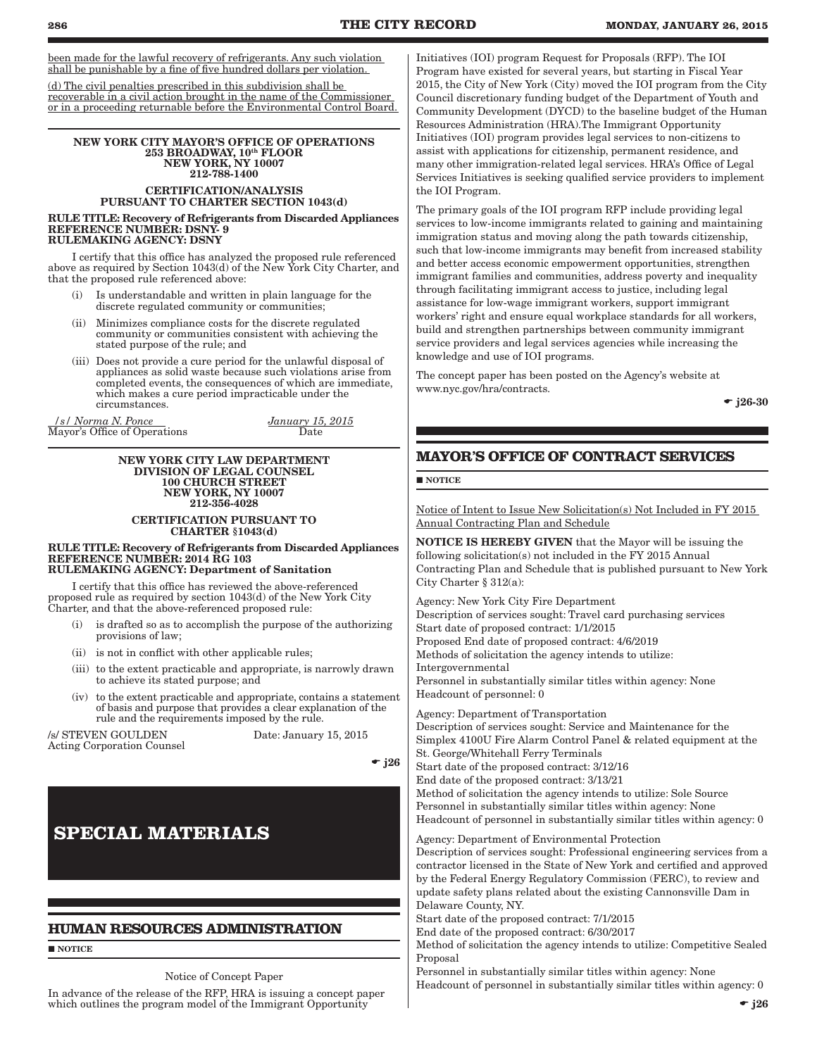been made for the lawful recovery of refrigerants. Any such violation shall be punishable by a fine of five hundred dollars per violation.

(d) The civil penalties prescribed in this subdivision shall be recoverable in a civil action brought in the name of the Commissioner or in a proceeding returnable before the Environmental Control Board.

**NEW YORK CITY MAYOR'S OFFICE OF OPERATIONS**
**253 BROADWAY, 10th FLOOR**
**NEW YORK, NY 10007**
**212-788-1400**

**CERTIFICATION/ANALYSIS**
**PURSUANT TO CHARTER SECTION 1043(d)**

**RULE TITLE: Recovery of Refrigerants from Discarded Appliances**
**REFERENCE NUMBER: DSNY- 9**
**RULEMAKING AGENCY: DSNY**

I certify that this office has analyzed the proposed rule referenced above as required by Section 1043(d) of the New York City Charter, and that the proposed rule referenced above:

(i) Is understandable and written in plain language for the discrete regulated community or communities;

(ii) Minimizes compliance costs for the discrete regulated community or communities consistent with achieving the stated purpose of the rule; and

(iii) Does not provide a cure period for the unlawful disposal of appliances as solid waste because such violations arise from completed events, the consequences of which are immediate, which makes a cure period impracticable under the circumstances.

/s/ Norma N. Ponce — January 15, 2015
Mayor's Office of Operations — Date

**NEW YORK CITY LAW DEPARTMENT**
**DIVISION OF LEGAL COUNSEL**
**100 CHURCH STREET**
**NEW YORK, NY 10007**
**212-356-4028**

**CERTIFICATION PURSUANT TO CHARTER §1043(d)**

**RULE TITLE: Recovery of Refrigerants from Discarded Appliances**
**REFERENCE NUMBER: 2014 RG 103**
**RULEMAKING AGENCY: Department of Sanitation**

I certify that this office has reviewed the above-referenced proposed rule as required by section 1043(d) of the New York City Charter, and that the above-referenced proposed rule:

(i) is drafted so as to accomplish the purpose of the authorizing provisions of law;

(ii) is not in conflict with other applicable rules;

(iii) to the extent practicable and appropriate, is narrowly drawn to achieve its stated purpose; and

(iv) to the extent practicable and appropriate, contains a statement of basis and purpose that provides a clear explanation of the rule and the requirements imposed by the rule.

/s/ STEVEN GOULDEN — Date: January 15, 2015
Acting Corporation Counsel

☛ j26

# SPECIAL MATERIALS

## HUMAN RESOURCES ADMINISTRATION

■ **NOTICE**

Notice of Concept Paper

In advance of the release of the RFP, HRA is issuing a concept paper which outlines the program model of the Immigrant Opportunity Initiatives (IOI) program Request for Proposals (RFP). The IOI Program have existed for several years, but starting in Fiscal Year 2015, the City of New York (City) moved the IOI program from the City Council discretionary funding budget of the Department of Youth and Community Development (DYCD) to the baseline budget of the Human Resources Administration (HRA).The Immigrant Opportunity Initiatives (IOI) program provides legal services to non-citizens to assist with applications for citizenship, permanent residence, and many other immigration-related legal services. HRA's Office of Legal Services Initiatives is seeking qualified service providers to implement the IOI Program.

The primary goals of the IOI program RFP include providing legal services to low-income immigrants related to gaining and maintaining immigration status and moving along the path towards citizenship, such that low-income immigrants may benefit from increased stability and better access economic empowerment opportunities, strengthen immigrant families and communities, address poverty and inequality through facilitating immigrant access to justice, including legal assistance for low-wage immigrant workers, support immigrant workers' right and ensure equal workplace standards for all workers, build and strengthen partnerships between community immigrant service providers and legal services agencies while increasing the knowledge and use of IOI programs.

The concept paper has been posted on the Agency's website at www.nyc.gov/hra/contracts.

☛ j26-30

## MAYOR'S OFFICE OF CONTRACT SERVICES

■ **NOTICE**

Notice of Intent to Issue New Solicitation(s) Not Included in FY 2015 Annual Contracting Plan and Schedule

**NOTICE IS HEREBY GIVEN** that the Mayor will be issuing the following solicitation(s) not included in the FY 2015 Annual Contracting Plan and Schedule that is published pursuant to New York City Charter § 312(a):

Agency: New York City Fire Department
Description of services sought: Travel card purchasing services
Start date of proposed contract: 1/1/2015
Proposed End date of proposed contract: 4/6/2019
Methods of solicitation the agency intends to utilize: Intergovernmental
Personnel in substantially similar titles within agency: None
Headcount of personnel: 0

Agency: Department of Transportation
Description of services sought: Service and Maintenance for the Simplex 4100U Fire Alarm Control Panel & related equipment at the St. George/Whitehall Ferry Terminals
Start date of the proposed contract: 3/12/16
End date of the proposed contract: 3/13/21
Method of solicitation the agency intends to utilize: Sole Source
Personnel in substantially similar titles within agency: None
Headcount of personnel in substantially similar titles within agency: 0

Agency: Department of Environmental Protection
Description of services sought: Professional engineering services from a contractor licensed in the State of New York and certified and approved by the Federal Energy Regulatory Commission (FERC), to review and update safety plans related about the existing Cannonsville Dam in Delaware County, NY.
Start date of the proposed contract: 7/1/2015
End date of the proposed contract: 6/30/2017
Method of solicitation the agency intends to utilize: Competitive Sealed Proposal
Personnel in substantially similar titles within agency: None
Headcount of personnel in substantially similar titles within agency: 0

☛ j26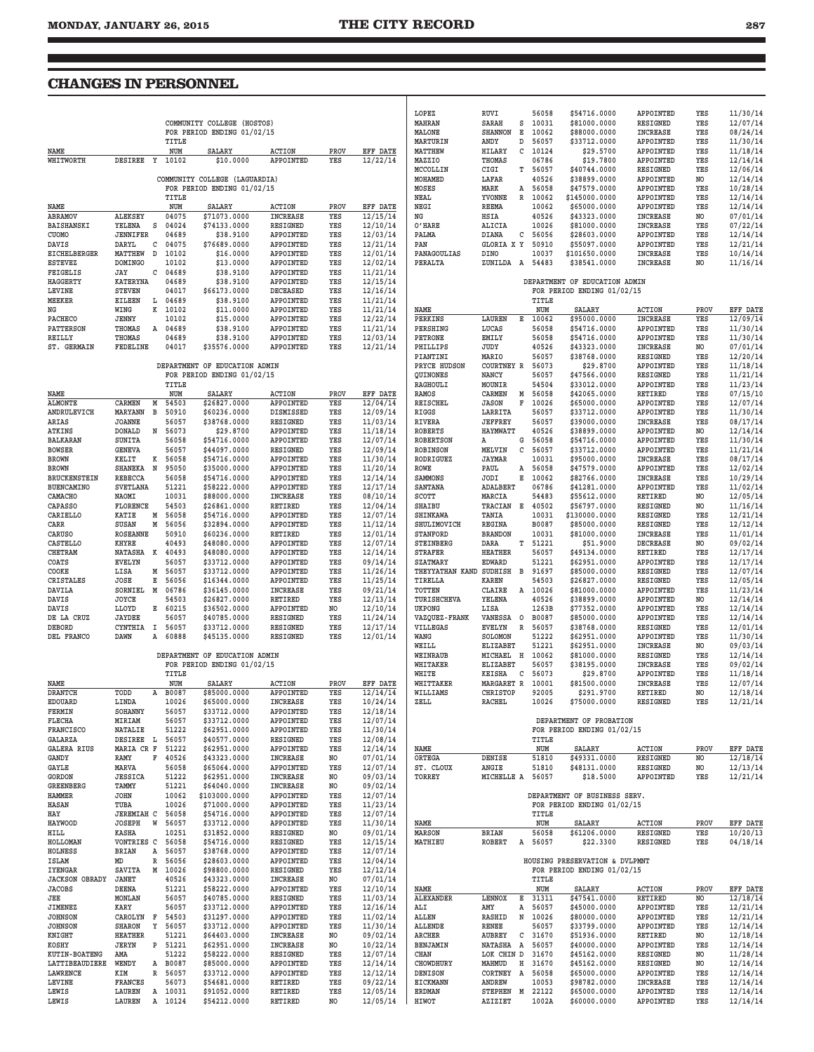## CHANGES IN PERSONNEL

COMMUNITY COLLEGE (HOSTOS)
FOR PERIOD ENDING 01/02/15

| NAME | | | TITLE NUM | SALARY | ACTION | PROV | EFF DATE |
|---|---|---|---|---|---|---|---|
| WHITWORTH | DESIREE | Y | 10102 | $10.0000 | APPOINTED | YES | 12/22/14 |

COMMUNITY COLLEGE (LAGUARDIA)
FOR PERIOD ENDING 01/02/15

| NAME | | | TITLE NUM | SALARY | ACTION | PROV | EFF DATE |
|---|---|---|---|---|---|---|---|
| ABRAMOV | ALEKSEY | | 04075 | $71073.0000 | INCREASE | YES | 12/15/14 |
| BAISHANSKI | YELENA | S | 04024 | $74133.0000 | RESIGNED | YES | 12/10/14 |
| CUOMO | JENNIFER | | 04689 | $38.9100 | APPOINTED | YES | 12/03/14 |
| DAVIS | DARYL | C | 04075 | $76689.0000 | APPOINTED | YES | 12/21/14 |
| EICHELBERGER | MATTHEW | D | 10102 | $16.0000 | APPOINTED | YES | 12/01/14 |
| ESTEVEZ | DOMINGO | | 10102 | $13.0000 | APPOINTED | YES | 12/02/14 |
| FEIGELIS | JAY | C | 04689 | $38.9100 | APPOINTED | YES | 11/21/14 |
| HAGGERTY | KATERYNA | | 04689 | $38.9100 | APPOINTED | YES | 12/15/14 |
| LEVINE | STEVEN | | 04017 | $66173.0000 | DECEASED | YES | 12/16/14 |
| MEEKER | EILEEN | L | 04689 | $38.9100 | APPOINTED | YES | 11/21/14 |
| NG | WING | K | 10102 | $11.0000 | APPOINTED | YES | 11/21/14 |
| PACHECO | JENNY | | 10102 | $15.0000 | APPOINTED | YES | 12/22/14 |
| PATTERSON | THOMAS | A | 04689 | $38.9100 | APPOINTED | YES | 11/21/14 |
| REILLY | THOMAS | | 04689 | $38.9100 | APPOINTED | YES | 12/03/14 |
| ST. GERMAIN | FEDELINE | | 04017 | $35576.0000 | APPOINTED | YES | 12/21/14 |

DEPARTMENT OF EDUCATION ADMIN
FOR PERIOD ENDING 01/02/15

| NAME | | | TITLE NUM | SALARY | ACTION | PROV | EFF DATE |
|---|---|---|---|---|---|---|---|
| ALMONTE | CARMEN | M | 54503 | $26827.0000 | APPOINTED | YES | 12/04/14 |
| ANDRULEVICH | MARYANN | B | 50910 | $60236.0000 | DISMISSED | YES | 12/09/14 |
| ARIAS | JOANNE | | 56057 | $38768.0000 | RESIGNED | YES | 11/03/14 |
| ATKINS | DONALD | N | 56073 | $29.8700 | APPOINTED | YES | 11/18/14 |
| BALKARAN | SUNITA | | 56058 | $54716.0000 | APPOINTED | YES | 12/07/14 |
| BOWSER | GENEVA | | 56057 | $44097.0000 | RESIGNED | YES | 12/09/14 |
| BROWN | KELIT | K | 56058 | $54716.0000 | APPOINTED | YES | 11/30/14 |
| BROWN | SHANEKA | N | 95050 | $35000.0000 | APPOINTED | YES | 11/20/14 |
| BRUCKENSTEIN | REBECCA | | 56058 | $54716.0000 | APPOINTED | YES | 12/14/14 |
| BUENCAMINO | SVETLANA | | 51221 | $58222.0000 | APPOINTED | YES | 12/17/14 |
| CAMACHO | NAOMI | | 10031 | $88000.0000 | INCREASE | YES | 08/10/14 |
| CAPASSO | FLORENCE | | 54503 | $26861.0000 | RETIRED | YES | 12/04/14 |
| CARIELLO | KATIE | M | 56058 | $54716.0000 | APPOINTED | YES | 12/07/14 |
| CARR | SUSAN | M | 56056 | $32894.0000 | APPOINTED | YES | 11/12/14 |
| CARUSO | ROSEANNE | | 50910 | $60236.0000 | RETIRED | YES | 12/01/14 |
| CASTELLO | KHYRE | | 40493 | $48080.0000 | APPOINTED | YES | 12/07/14 |
| CHETRAM | NATASHA | K | 40493 | $48080.0000 | APPOINTED | YES | 12/14/14 |
| COATS | EVELYN | | 56057 | $33712.0000 | APPOINTED | YES | 09/14/14 |
| COOKE | LISA | M | 56057 | $33712.0000 | APPOINTED | YES | 11/26/14 |
| CRISTALES | JOSE | E | 56056 | $16344.0000 | APPOINTED | YES | 11/25/14 |
| DAVILA | SORNIEL | M | 06786 | $36145.0000 | INCREASE | YES | 09/21/14 |
| DAVIS | JOYCE | | 54503 | $26827.0000 | RETIRED | YES | 12/13/14 |
| DAVIS | LLOYD | E | 60215 | $36502.0000 | APPOINTED | NO | 12/10/14 |
| DE LA CRUZ | JAYDEE | | 56057 | $40785.0000 | RESIGNED | YES | 11/24/14 |
| DEBORD | CYNTHIA | I | 56057 | $33712.0000 | RESIGNED | YES | 12/17/14 |
| DEL FRANCO | DAWN | A | 60888 | $45135.0000 | RESIGNED | YES | 12/01/14 |

DEPARTMENT OF EDUCATION ADMIN
FOR PERIOD ENDING 01/02/15

| NAME | | | TITLE NUM | SALARY | ACTION | PROV | EFF DATE |
|---|---|---|---|---|---|---|---|
| DRANTCH | TODD | A | B0087 | $85000.0000 | APPOINTED | YES | 12/14/14 |
| EDOUARD | LINDA | | 10026 | $65000.0000 | INCREASE | YES | 10/24/14 |
| FERMIN | SOHANNY | | 56057 | $33712.0000 | APPOINTED | YES | 12/18/14 |
| FLECHA | MIRIAM | | 56057 | $33712.0000 | APPOINTED | YES | 12/07/14 |
| FRANCISCO | NATALIE | | 51222 | $62951.0000 | APPOINTED | YES | 11/30/14 |
| GALARZA | DESIREE | L | 56057 | $40577.0000 | RESIGNED | YES | 12/08/14 |
| GALERA RIUS | MARIA CR | F | 51222 | $62951.0000 | APPOINTED | YES | 12/14/14 |
| GANDY | RAMY | F | 40526 | $43323.0000 | INCREASE | NO | 07/01/14 |
| GAYLE | MARVA | | 56058 | $65064.0000 | APPOINTED | YES | 12/07/14 |
| GORDON | JESSICA | | 51222 | $62951.0000 | INCREASE | NO | 09/03/14 |
| GREENBERG | TAMMY | | 51221 | $64040.0000 | INCREASE | NO | 09/02/14 |
| HAMMER | JOHN | | 10062 | $103000.0000 | APPOINTED | YES | 12/07/14 |
| HASAN | TUBA | | 10026 | $71000.0000 | APPOINTED | YES | 11/23/14 |
| HAY | JEREMIAH | C | 56058 | $54716.0000 | APPOINTED | YES | 12/07/14 |
| HAYWOOD | JOSEPH | W | 56057 | $33712.0000 | APPOINTED | YES | 11/30/14 |
| HILL | KASHA | | 10251 | $31852.0000 | RESIGNED | NO | 09/01/14 |
| HOLLOMAN | VONTRIES | C | 56058 | $54716.0000 | RESIGNED | YES | 12/15/14 |
| HOLNESS | BRIAN | A | 56057 | $38768.0000 | APPOINTED | YES | 12/07/14 |
| ISLAM | MD | R | 56056 | $28603.0000 | APPOINTED | YES | 12/04/14 |
| IYENGAR | SAVITA | M | 10026 | $98800.0000 | RESIGNED | YES | 12/12/14 |
| JACKSON OBRADY | JANET | | 40526 | $43323.0000 | INCREASE | NO | 07/01/14 |
| JACOBS | DEENA | | 51221 | $58222.0000 | APPOINTED | YES | 12/10/14 |
| JEE | MONLAN | | 56057 | $40785.0000 | RESIGNED | YES | 11/03/14 |
| JIMENEZ | KARY | | 56057 | $33712.0000 | APPOINTED | YES | 12/16/14 |
| JOHNSON | CAROLYN | F | 54503 | $31297.0000 | APPOINTED | YES | 11/02/14 |
| JOHNSON | SHARON | Y | 56057 | $33712.0000 | APPOINTED | YES | 11/30/14 |
| KNIGHT | HEATHER | | 51221 | $64403.0000 | INCREASE | NO | 09/02/14 |
| KOSHY | JERYN | P | 51221 | $62951.0000 | INCREASE | NO | 10/22/14 |
| KUTIN-BOATENG | AMA | | 51222 | $58222.0000 | RESIGNED | YES | 12/07/14 |
| LATTIBEAUDIERE | WENDY | A | B0087 | $85000.0000 | APPOINTED | YES | 12/14/14 |
| LAWRENCE | KIM | R | 56057 | $33712.0000 | APPOINTED | YES | 12/12/14 |
| LEVINE | FRANCES | | 56073 | $54681.0000 | RETIRED | YES | 09/22/14 |
| LEWIS | LAUREN | A | 10031 | $91052.0000 | RETIRED | YES | 12/05/14 |
| LEWIS | LAUREN | A | 10124 | $54212.0000 | RETIRED | NO | 12/05/14 |
| LOPEZ | RUVI | | 56058 | $54716.0000 | APPOINTED | YES | 11/30/14 |
| MAHRAN | SARAH | S | 10031 | $81000.0000 | RESIGNED | YES | 12/07/14 |
| MALONE | SHANNON | E | 10062 | $88000.0000 | INCREASE | YES | 08/24/14 |
| MARTURIN | ANDY | D | 56057 | $33712.0000 | APPOINTED | YES | 11/30/14 |
| MATTHEW | HILARY | C | 10124 | $29.5700 | APPOINTED | YES | 11/18/14 |
| MAZZIO | THOMAS | | 06786 | $19.7800 | APPOINTED | YES | 12/14/14 |
| MCCOLLIN | CIGI | T | 56057 | $40744.0000 | RESIGNED | YES | 12/06/14 |
| MOHAMED | LAFAR | | 40526 | $38899.0000 | APPOINTED | NO | 12/14/14 |
| MOSES | MARK | A | 56058 | $47579.0000 | APPOINTED | YES | 10/28/14 |
| NEAL | YVONNE | R | 10062 | $145000.0000 | APPOINTED | YES | 12/14/14 |
| NEGI | REEMA | | 10062 | $65000.0000 | APPOINTED | YES | 12/14/14 |
| NG | HSIA | | 40526 | $43323.0000 | INCREASE | NO | 07/01/14 |
| O'HARE | ALICIA | | 10026 | $81000.0000 | INCREASE | YES | 07/22/14 |
| PALMA | DIANA | C | 56056 | $28603.0000 | APPOINTED | YES | 12/14/14 |
| PAN | GLORIA X | Y | 50910 | $55097.0000 | APPOINTED | YES | 12/21/14 |
| PANAGOULIAS | DINO | | 10037 | $101650.0000 | INCREASE | YES | 10/14/14 |
| PERALTA | ZUNILDA | A | 54483 | $38541.0000 | INCREASE | NO | 11/16/14 |

DEPARTMENT OF EDUCATION ADMIN
FOR PERIOD ENDING 01/02/15

| NAME | | | TITLE NUM | SALARY | ACTION | PROV | EFF DATE |
|---|---|---|---|---|---|---|---|
| PERKINS | LAUREN | E | 10062 | $95000.0000 | INCREASE | YES | 12/09/14 |
| PERSHING | LUCAS | | 56058 | $54716.0000 | APPOINTED | YES | 11/30/14 |
| PETRONE | EMILY | | 56058 | $54716.0000 | APPOINTED | YES | 11/30/14 |
| PHILLIPS | JUDY | | 40526 | $43323.0000 | INCREASE | NO | 07/01/14 |
| PIANTINI | MARIO | | 56057 | $38768.0000 | RESIGNED | YES | 12/20/14 |
| PRYCE HUDSON | COURTNEY | R | 56073 | $29.8700 | APPOINTED | YES | 11/18/14 |
| QUINONES | NANCY | | 56057 | $47566.0000 | RESIGNED | YES | 11/21/14 |
| RAGHOULI | MOUNIR | | 54504 | $33012.0000 | APPOINTED | YES | 11/23/14 |
| RAMOS | CARMEN | M | 56058 | $42065.0000 | RETIRED | YES | 07/15/10 |
| REISCHEL | JASON | F | 10026 | $65000.0000 | APPOINTED | YES | 12/07/14 |
| RIGGS | LARRITA | | 56057 | $33712.0000 | APPOINTED | YES | 11/30/14 |
| RIVERA | JEFFREY | | 56057 | $39000.0000 | INCREASE | YES | 08/17/14 |
| ROBERTS | HAYMWATT | | 40526 | $38899.0000 | APPOINTED | NO | 12/14/14 |
| ROBERTSON | A | G | 56058 | $54716.0000 | APPOINTED | YES | 11/30/14 |
| ROBINSON | MELVIN | C | 56057 | $33712.0000 | APPOINTED | YES | 11/21/14 |
| RODRIGUEZ | JAYMAR | | 10031 | $95000.0000 | INCREASE | YES | 08/17/14 |
| ROWE | PAUL | A | 56058 | $47579.0000 | APPOINTED | YES | 12/02/14 |
| SAMMONS | JODI | E | 10062 | $82766.0000 | INCREASE | YES | 10/29/14 |
| SANTANA | ADALBERT | | 06786 | $41281.0000 | APPOINTED | YES | 11/02/14 |
| SCOTT | MARCIA | | 54483 | $55612.0000 | RETIRED | NO | 12/05/14 |
| SHAIBU | TRACIAN | E | 40502 | $56797.0000 | RESIGNED | NO | 11/16/14 |
| SHINKAWA | TANIA | | 10031 | $130000.0000 | RESIGNED | YES | 12/21/14 |
| SHULIMOVICH | REGINA | | B0087 | $85000.0000 | RESIGNED | YES | 12/12/14 |
| STANFORD | BRANDON | | 10031 | $81000.0000 | INCREASE | YES | 11/01/14 |
| STEINBERG | DARA | T | 51221 | $51.9000 | DECREASE | NO | 09/02/14 |
| STRAFER | HEATHER | | 56057 | $49134.0000 | RETIRED | YES | 12/17/14 |
| SZATMARY | EDWARD | | 51221 | $62951.0000 | APPOINTED | YES | 12/17/14 |
| THEYYATHAN KAND | SUDHISH | B | 91697 | $85000.0000 | RESIGNED | YES | 12/07/14 |
| TIRELLA | KAREN | | 54503 | $26827.0000 | RESIGNED | YES | 12/05/14 |
| TOTTEN | CLAIRE | A | 10026 | $81000.0000 | APPOINTED | YES | 11/23/14 |
| TURISHCHEVA | YELENA | | 40526 | $38899.0000 | APPOINTED | NO | 12/14/14 |
| UKPONG | LISA | | 12638 | $77352.0000 | APPOINTED | YES | 12/14/14 |
| VAZQUEZ-FRANK | VANESSA | O | B0087 | $85000.0000 | APPOINTED | YES | 12/14/14 |
| VILLEGAS | EVELYN | R | 56057 | $38768.0000 | RESIGNED | YES | 12/01/14 |
| WANG | SOLOMON | | 51222 | $62951.0000 | APPOINTED | YES | 11/30/14 |
| WEILL | ELIZABET | | 51221 | $62951.0000 | INCREASE | NO | 09/03/14 |
| WEINRAUB | MICHAEL | H | 10062 | $81000.0000 | RESIGNED | YES | 12/14/14 |
| WHITAKER | ELIZABET | | 56057 | $38195.0000 | INCREASE | YES | 09/02/14 |
| WHITE | KEISHA | C | 56073 | $29.8700 | APPOINTED | YES | 11/18/14 |
| WHITTAKER | MARGARET | R | 10001 | $81500.0000 | INCREASE | YES | 12/07/14 |
| WILLIAMS | CHRISTOP | | 92005 | $291.9700 | RETIRED | NO | 12/18/14 |
| ZELL | RACHEL | | 10026 | $75000.0000 | RESIGNED | YES | 12/21/14 |

DEPARTMENT OF PROBATION
FOR PERIOD ENDING 01/02/15

| NAME | | | TITLE NUM | SALARY | ACTION | PROV | EFF DATE |
|---|---|---|---|---|---|---|---|
| ORTEGA | DENISE | | 51810 | $49331.0000 | RESIGNED | NO | 12/18/14 |
| ST. CLOUX | ANGIE | | 51810 | $48131.0000 | RESIGNED | NO | 12/13/14 |
| TORREY | MICHELLE | A | 56057 | $18.5000 | APPOINTED | YES | 12/21/14 |

DEPARTMENT OF BUSINESS SERV.
FOR PERIOD ENDING 01/02/15

| NAME | | | TITLE NUM | SALARY | ACTION | PROV | EFF DATE |
|---|---|---|---|---|---|---|---|
| MARSON | BRIAN | | 56058 | $61206.0000 | RESIGNED | YES | 10/20/13 |
| MATHIEU | ROBERT | A | 56057 | $22.3300 | RESIGNED | YES | 04/18/14 |

HOUSING PRESERVATION & DVLPMNT
FOR PERIOD ENDING 01/02/15

| NAME | | | TITLE NUM | SALARY | ACTION | PROV | EFF DATE |
|---|---|---|---|---|---|---|---|
| ALEXANDER | LENNOX | E | 31311 | $47541.0000 | RETIRED | NO | 12/18/14 |
| ALI | AMY | A | 56057 | $45000.0000 | APPOINTED | YES | 12/21/14 |
| ALLEN | RASHID | N | 10026 | $80000.0000 | APPOINTED | YES | 12/21/14 |
| ALLENDE | RENEE | | 56057 | $33799.0000 | APPOINTED | YES | 12/14/14 |
| ARCHER | AUBREY | C | 31670 | $51936.0000 | RETIRED | NO | 12/18/14 |
| BENJAMIN | NATASHA | A | 56057 | $40000.0000 | APPOINTED | YES | 12/14/14 |
| CHAN | LOK CHIN | D | 31670 | $45162.0000 | RESIGNED | NO | 11/28/14 |
| CHOWDHURY | MAHMUD | H | 31670 | $45162.0000 | RESIGNED | NO | 12/14/14 |
| DENISON | CORTNEY | A | 56058 | $65000.0000 | APPOINTED | YES | 12/14/14 |
| EICKMANN | ANDREW | | 10053 | $98782.0000 | INCREASE | YES | 12/14/14 |
| ERDMAN | STEPHEN | M | 22122 | $65000.0000 | APPOINTED | YES | 12/14/14 |
| HIWOT | AZIZIET | | 1002A | $60000.0000 | APPOINTED | YES | 12/14/14 |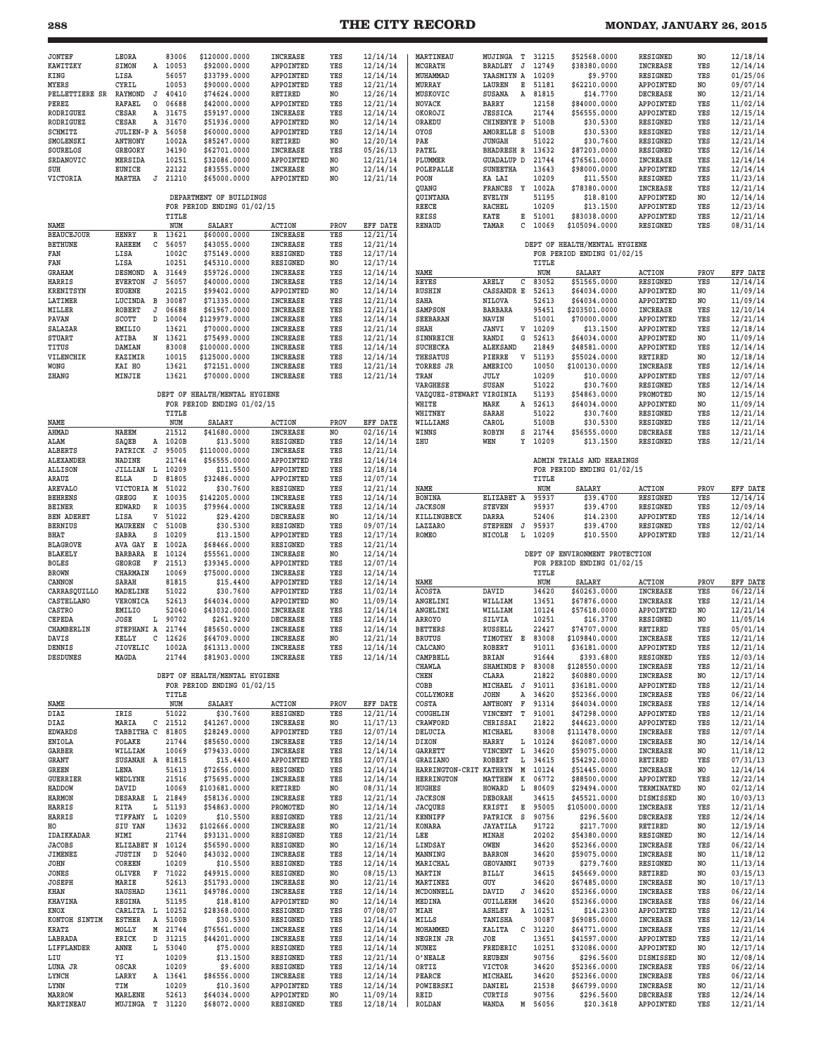| NAME | | | TITLE NUM | SALARY | ACTION | PROV | EFF DATE |
|---|---|---|---|---|---|---|---|
| JONTEF | LEORA | | 83006 | $120000.0000 | INCREASE | YES | 12/14/14 |
| KAWITZKY | SIMON | A | 10053 | $92000.0000 | APPOINTED | YES | 12/14/14 |
| KING | LISA | | 56057 | $33799.0000 | APPOINTED | YES | 12/14/14 |
| MYERS | CYRIL | | 10053 | $90000.0000 | APPOINTED | YES | 12/21/14 |
| PELLETTIERE SR | RAYMOND | J | 40410 | $74624.0000 | RETIRED | NO | 12/26/14 |
| PEREZ | RAFAEL | O | 06688 | $42000.0000 | APPOINTED | YES | 12/21/14 |
| RODRIGUEZ | CESAR | A | 31675 | $59197.0000 | INCREASE | YES | 12/14/14 |
| RODRIGUEZ | CESAR | A | 31670 | $51936.0000 | APPOINTED | NO | 12/14/14 |
| SCHMITZ | JULIEN-P | A | 56058 | $60000.0000 | APPOINTED | YES | 12/14/14 |
| SMOLENSKI | ANTHONY | | 1002A | $85247.0000 | RETIRED | NO | 12/20/14 |
| SOURELOS | GREGORY | | 34190 | $62701.0000 | INCREASE | YES | 05/26/13 |
| SRDANOVIC | MERSIDA | | 10251 | $32086.0000 | APPOINTED | NO | 12/21/14 |
| SUH | EUNICE | | 22122 | $83555.0000 | INCREASE | NO | 12/14/14 |
| VICTORIA | MARTHA | J | 21210 | $65000.0000 | APPOINTED | NO | 12/21/14 |

DEPARTMENT OF BUILDINGS
FOR PERIOD ENDING 01/02/15

| NAME | | | TITLE NUM | SALARY | ACTION | PROV | EFF DATE |
|---|---|---|---|---|---|---|---|
| BEAUCEJOUR | HENRY | R | 13621 | $60000.0000 | INCREASE | YES | 12/21/14 |
| BETHUNE | RAHEEM | C | 56057 | $43055.0000 | INCREASE | YES | 12/21/14 |
| FAN | LISA | | 1002C | $75149.0000 | RESIGNED | YES | 12/17/14 |
| FAN | LISA | | 10251 | $45310.0000 | RESIGNED | NO | 12/17/14 |
| GRAHAM | DESMOND | A | 31649 | $59726.0000 | INCREASE | YES | 12/14/14 |
| HARRIS | EVERTON | J | 56057 | $40000.0000 | INCREASE | YES | 12/14/14 |
| KRENITSYN | EUGENE | | 20215 | $99402.0000 | APPOINTED | NO | 12/14/14 |
| LATIMER | LUCINDA | B | 30087 | $71335.0000 | INCREASE | YES | 12/21/14 |
| MILLER | ROBERT | J | 06688 | $61967.0000 | INCREASE | YES | 12/21/14 |
| PAVAN | SCOTT | D | 10004 | $129979.0000 | INCREASE | YES | 12/14/14 |
| SALAZAR | EMILIO | | 13621 | $70000.0000 | INCREASE | YES | 12/21/14 |
| STUART | ATIBA | N | 13621 | $75499.0000 | INCREASE | YES | 12/21/14 |
| TITUS | DAMIAN | | 83008 | $100000.0000 | INCREASE | YES | 12/14/14 |
| VILENCHIK | KAZIMIR | | 10015 | $125000.0000 | INCREASE | YES | 12/14/14 |
| WONG | KAI HO | | 13621 | $72151.0000 | INCREASE | YES | 12/21/14 |
| ZHANG | MINJIE | | 13621 | $70000.0000 | INCREASE | YES | 12/21/14 |

DEPT OF HEALTH/MENTAL HYGIENE
FOR PERIOD ENDING 01/02/15

| NAME | | | TITLE NUM | SALARY | ACTION | PROV | EFF DATE |
|---|---|---|---|---|---|---|---|
| AHMAD | NAEEM | | 21512 | $41680.0000 | INCREASE | NO | 02/16/14 |
| ALAM | SAQEB | A | 1020B | $13.5000 | RESIGNED | YES | 12/14/14 |
| ALBERTS | PATRICK | J | 95005 | $110000.0000 | INCREASE | YES | 12/21/14 |
| ALEXANDER | NADINE | | 21744 | $56555.0000 | APPOINTED | YES | 12/14/14 |
| ALLISON | JILLIAN | L | 10209 | $11.5500 | APPOINTED | YES | 12/18/14 |
| ARAUZ | ELLA | D | 81805 | $32486.0000 | APPOINTED | YES | 12/07/14 |
| AREVALO | VICTORIA | M | 51022 | $30.7600 | RESIGNED | YES | 12/21/14 |
| BEHRENS | GREGG | K | 10035 | $142205.0000 | INCREASE | YES | 12/14/14 |
| BEINER | EDWARD | R | 10035 | $79964.0000 | INCREASE | YES | 12/14/14 |
| BEN ADERET | LISA | V | 51022 | $29.4200 | DECREASE | NO | 12/14/14 |
| BERNIUS | MAUREEN | C | 5100B | $30.5300 | RESIGNED | YES | 09/07/14 |
| BHAT | SABRA | S | 10209 | $13.1500 | APPOINTED | YES | 12/17/14 |
| BLAGROVE | AVA GAY | E | 1002A | $68466.0000 | RESIGNED | YES | 12/21/14 |
| BLAKELY | BARBARA | E | 10124 | $55561.0000 | INCREASE | NO | 12/14/14 |
| BOLES | GEORGE | F | 21513 | $39345.0000 | APPOINTED | YES | 12/07/14 |
| BROWN | CHARMAIN | | 10069 | $75000.0000 | INCREASE | YES | 12/14/14 |
| CANNON | SARAH | | 81815 | $15.4400 | APPOINTED | YES | 12/14/14 |
| CARRASQUILLO | MADELINE | | 51022 | $30.7600 | APPOINTED | YES | 11/02/14 |
| CASTELLANO | VERONICA | | 52613 | $64034.0000 | APPOINTED | NO | 11/09/14 |
| CASTRO | EMILIO | | 52040 | $43032.0000 | INCREASE | YES | 12/14/14 |
| CEPEDA | JOSE | L | 90702 | $261.9200 | DECREASE | YES | 12/14/14 |
| CHAMBERLIN | STEPHANI | A | 21744 | $85650.0000 | INCREASE | YES | 12/14/14 |
| DAVIS | KELLY | C | 12626 | $64709.0000 | INCREASE | NO | 12/21/14 |
| DENNIS | JIOVELIC | | 1002A | $61313.0000 | INCREASE | YES | 12/14/14 |
| DESDUNES | MAGDA | | 21744 | $81903.0000 | INCREASE | YES | 12/14/14 |

DEPT OF HEALTH/MENTAL HYGIENE
FOR PERIOD ENDING 01/02/15

| NAME | | | TITLE NUM | SALARY | ACTION | PROV | EFF DATE |
|---|---|---|---|---|---|---|---|
| DIAZ | IRIS | | 51022 | $30.7600 | RESIGNED | YES | 12/21/14 |
| DIAZ | MARIA | C | 21512 | $41267.0000 | INCREASE | NO | 11/17/13 |
| EDWARDS | TABBITHA | C | 81805 | $28249.0000 | APPOINTED | YES | 12/07/14 |
| ENIOLA | FOLAKE | | 21744 | $85650.0000 | INCREASE | YES | 12/14/14 |
| GARBER | WILLIAM | | 10069 | $79433.0000 | INCREASE | YES | 12/14/14 |
| GRANT | SUSANAH | A | 81815 | $15.4400 | APPOINTED | YES | 12/07/14 |
| GREEN | LENA | | 51613 | $72656.0000 | RESIGNED | YES | 12/14/14 |
| GUERRIER | WEDLYNE | | 21516 | $75695.0000 | INCREASE | YES | 12/14/14 |
| HADDOW | DAVID | | 10069 | $103681.0000 | RETIRED | NO | 08/31/14 |
| HARMON | DESARAE | L | 21849 | $58136.0000 | INCREASE | YES | 12/21/14 |
| HARRIS | RITA | L | 51193 | $54863.0000 | PROMOTED | NO | 12/14/14 |
| HARRIS | TIFFANY | L | 10209 | $10.5500 | RESIGNED | YES | 12/21/14 |
| HO | SIU YAN | | 13632 | $102666.0000 | INCREASE | NO | 12/21/14 |
| IDAIKKADAR | NIMI | | 21744 | $93131.0000 | RESIGNED | YES | 12/21/14 |
| JACOBS | ELIZABET | N | 10124 | $56590.0000 | RESIGNED | NO | 12/16/14 |
| JIMENEZ | JUSTIN | D | 52040 | $43032.0000 | INCREASE | YES | 12/14/14 |
| JOHN | COREEN | | 10209 | $10.5500 | RESIGNED | YES | 12/14/14 |
| JONES | OLIVER | F | 71022 | $49915.0000 | RESIGNED | NO | 08/15/13 |
| JOSEPH | MARIE | | 52613 | $51793.0000 | INCREASE | NO | 12/21/14 |
| KHAN | NAUSHAD | | 13611 | $49786.0000 | INCREASE | YES | 12/14/14 |
| KHAVINA | REGINA | | 51195 | $18.8100 | APPOINTED | NO | 12/14/14 |
| KNOX | CARLITA | L | 10252 | $28368.0000 | RESIGNED | YES | 07/08/07 |
| KONTOH SINTIM | ESTHER | A | 5100B | $30.5300 | RESIGNED | YES | 12/14/14 |
| KRATZ | MOLLY | M | 21744 | $76561.0000 | INCREASE | YES | 12/14/14 |
| LABRADA | ERICK | D | 31215 | $44201.0000 | INCREASE | YES | 12/14/14 |
| LIFFLANDER | ANNE | L | 53040 | $75.0000 | RESIGNED | YES | 12/14/14 |
| LIU | YI | | 10209 | $13.1500 | RESIGNED | YES | 12/21/14 |
| LUNA JR | OSCAR | | 10209 | $9.6000 | RESIGNED | YES | 12/14/14 |
| LYNCH | LARRY | A | 13641 | $86556.0000 | INCREASE | YES | 12/14/14 |
| LYNN | TIM | | 10209 | $10.3600 | APPOINTED | YES | 12/14/14 |
| MARROW | MARLENE | | 52613 | $64034.0000 | APPOINTED | NO | 11/09/14 |
| MARTINEAU | MUJINGA | T | 31220 | $68072.0000 | RESIGNED | YES | 12/18/14 |
| MARTINEAU | MUJINGA | T | 31215 | $52568.0000 | RESIGNED | NO | 12/18/14 |
| MCGRATH | BRADLEY | J | 12749 | $38380.0000 | INCREASE | YES | 12/14/14 |
| MUHAMMAD | YAASMIYN | A | 10209 | $9.9700 | RESIGNED | YES | 01/25/06 |
| MURRAY | LAUREN | E | 51181 | $62210.0000 | APPOINTED | NO | 09/07/14 |
| MUSKOVIC | SUSANA | A | 81815 | $14.7700 | DECREASE | NO | 12/21/14 |
| NOVACK | BARRY | | 12158 | $84000.0000 | APPOINTED | YES | 11/02/14 |
| OKOROJI | JESSICA | | 21744 | $56555.0000 | APPOINTED | YES | 12/15/14 |
| ORAEDU | CHINENYE | P | 5100B | $30.5300 | RESIGNED | YES | 12/21/14 |
| OYOS | AMORELLE | S | 5100B | $30.5300 | RESIGNED | YES | 12/21/14 |
| PAE | JUNGAH | | 51022 | $30.7600 | RESIGNED | YES | 12/21/14 |
| PATEL | BHADRESH | R | 13632 | $87203.0000 | RESIGNED | YES | 12/16/14 |
| PLUMMER | GUADALUP | D | 21744 | $76561.0000 | INCREASE | YES | 12/14/14 |
| POLEPALLE | SUNEETHA | | 13643 | $98000.0000 | APPOINTED | YES | 12/14/14 |
| POON | KA LAI | | 10209 | $11.5500 | RESIGNED | YES | 11/23/14 |
| QUANG | FRANCES | Y | 1002A | $78380.0000 | INCREASE | YES | 12/21/14 |
| QUINTANA | EVELYN | | 51195 | $18.8100 | APPOINTED | NO | 12/14/14 |
| REECE | RACHEL | | 10209 | $13.1500 | APPOINTED | YES | 12/23/14 |
| REISS | KATE | E | 51001 | $83038.0000 | APPOINTED | YES | 12/21/14 |
| RENAUD | TAMAR | C | 10069 | $105094.0000 | RESIGNED | YES | 08/31/14 |

DEPT OF HEALTH/MENTAL HYGIENE
FOR PERIOD ENDING 01/02/15

| NAME | | | TITLE NUM | SALARY | ACTION | PROV | EFF DATE |
|---|---|---|---|---|---|---|---|
| REYES | ARELY | C | 83052 | $51565.0000 | RESIGNED | YES | 12/14/14 |
| RUSHIN | CASSANDR | E | 52613 | $64034.0000 | APPOINTED | NO | 11/09/14 |
| SAHA | NILOVA | | 52613 | $64034.0000 | APPOINTED | NO | 11/09/14 |
| SAMPSON | BARBARA | | 95451 | $203501.0000 | INCREASE | YES | 12/10/14 |
| SEEBARAN | NAVIN | | 51001 | $70000.0000 | APPOINTED | YES | 12/21/14 |
| SHAH | JANVI | V | 10209 | $13.1500 | APPOINTED | YES | 12/18/14 |
| SINNREICH | RANDI | G | 52613 | $64034.0000 | APPOINTED | NO | 11/09/14 |
| SUCHECKA | ALEKSAND | | 21849 | $48581.0000 | APPOINTED | YES | 12/14/14 |
| THESATUS | PIERRE | V | 51193 | $55024.0000 | RETIRED | NO | 12/18/14 |
| TORRES JR | AMERICO | | 10050 | $100130.0000 | INCREASE | YES | 12/14/14 |
| TRAN | JULY | | 10209 | $10.0000 | APPOINTED | YES | 12/07/14 |
| VARGHESE | SUSAN | | 51022 | $30.7600 | RESIGNED | YES | 12/14/14 |
| VAZQUEZ-STEWART | VIRGINIA | | 51193 | $54863.0000 | PROMOTED | NO | 12/15/14 |
| WHITE | MARK | A | 52613 | $64034.0000 | APPOINTED | NO | 11/09/14 |
| WHITNEY | SARAH | | 51022 | $30.7600 | RESIGNED | YES | 12/21/14 |
| WILLIAMS | CAROL | | 5100B | $30.5300 | RESIGNED | YES | 12/21/14 |
| WINNS | ROBYN | S | 21744 | $56555.0000 | DECREASE | YES | 12/21/14 |
| ZHU | WEN | Y | 10209 | $13.1500 | RESIGNED | YES | 12/21/14 |

ADMIN TRIALS AND HEARINGS
FOR PERIOD ENDING 01/02/15

| NAME | | | TITLE NUM | SALARY | ACTION | PROV | EFF DATE |
|---|---|---|---|---|---|---|---|
| BONINA | ELIZABET | A | 95937 | $39.4700 | RESIGNED | YES | 12/14/14 |
| JACKSON | STEVEN | | 95937 | $39.4700 | RESIGNED | YES | 12/09/14 |
| KILLINGBECK | DARRA | | 52406 | $14.2300 | APPOINTED | YES | 12/14/14 |
| LAZZARO | STEPHEN | J | 95937 | $39.4700 | RESIGNED | YES | 12/02/14 |
| ROMEO | NICOLE | L | 10209 | $10.5500 | APPOINTED | YES | 12/21/14 |

DEPT OF ENVIRONMENT PROTECTION
FOR PERIOD ENDING 01/02/15

| NAME | | | TITLE NUM | SALARY | ACTION | PROV | EFF DATE |
|---|---|---|---|---|---|---|---|
| ACOSTA | DAVID | | 34620 | $60263.0000 | INCREASE | YES | 06/22/14 |
| ANGELINI | WILLIAM | | 13651 | $67876.0000 | INCREASE | YES | 12/21/14 |
| ANGELINI | WILLIAM | | 10124 | $57618.0000 | APPOINTED | NO | 12/21/14 |
| ARROYO | SILVIA | | 10251 | $16.3700 | RESIGNED | NO | 11/05/14 |
| BETTERS | RUSSELL | | 22427 | $74707.0000 | RETIRED | YES | 05/01/14 |
| BRUTUS | TIMOTHY | E | 83008 | $109840.0000 | INCREASE | YES | 12/21/14 |
| CALCANO | ROBERT | | 91011 | $36181.0000 | APPOINTED | YES | 12/21/14 |
| CAMPBELL | BRIAN | | 91644 | $393.6800 | RESIGNED | YES | 12/03/14 |
| CHAWLA | SHAMINDE | P | 83008 | $128550.0000 | INCREASE | YES | 12/21/14 |
| CHEN | CLARA | | 21822 | $60880.0000 | INCREASE | NO | 12/17/14 |
| COBB | MICHAEL | J | 91011 | $36181.0000 | APPOINTED | YES | 12/21/14 |
| COLLYMORE | JOHN | A | 34620 | $52366.0000 | INCREASE | YES | 06/22/14 |
| COSTA | ANTHONY | F | 91314 | $64034.0000 | INCREASE | YES | 12/14/14 |
| COUGHLIN | VINCENT | T | 91001 | $47298.0000 | APPOINTED | YES | 12/21/14 |
| CRAWFORD | CHRISSAI | | 21822 | $44623.0000 | APPOINTED | YES | 12/21/14 |
| DELUCIA | MICHAEL | | 83008 | $111478.0000 | INCREASE | YES | 12/07/14 |
| DIXON | HARRY | L | 10124 | $62087.0000 | INCREASE | NO | 12/14/14 |
| GARRETT | VINCENT | L | 34620 | $59075.0000 | INCREASE | NO | 11/18/12 |
| GRAZIANO | ROBERT | L | 34615 | $54292.0000 | RETIRED | YES | 07/31/13 |
| HARRINGTON-CRIT | KATHRYN | M | 10124 | $51445.0000 | INCREASE | NO | 12/14/14 |
| HERRINGTON | MATTHEW | K | 06772 | $88500.0000 | APPOINTED | YES | 12/22/14 |
| HUGHES | HOWARD | L | 80609 | $29494.0000 | TERMINATED | NO | 02/12/14 |
| JACKSON | DEBORAH | | 34615 | $45521.0000 | DISMISSED | NO | 10/03/13 |
| JACQUES | KRISTI | E | 95005 | $105000.0000 | INCREASE | YES | 12/21/14 |
| KENNIFF | PATRICK | S | 90756 | $296.5600 | DECREASE | YES | 12/24/14 |
| KONARA | JAYATILA | | 91722 | $217.7000 | RETIRED | NO | 12/19/14 |
| LEE | MINAH | | 20202 | $54380.0000 | RESIGNED | NO | 12/14/14 |
| LINDSAY | OWEN | | 34620 | $52366.0000 | INCREASE | YES | 06/22/14 |
| MANNING | BARRON | | 34620 | $59075.0000 | INCREASE | NO | 11/18/12 |
| MARICHAL | GEOVANNI | | 90739 | $279.7600 | RESIGNED | NO | 11/13/14 |
| MARTIN | BILLY | | 34615 | $45669.0000 | RETIRED | NO | 03/15/13 |
| MARTINEZ | GUY | | 34620 | $67485.0000 | INCREASE | NO | 10/17/13 |
| MCDONNELL | DAVID | J | 34620 | $52366.0000 | INCREASE | YES | 06/22/14 |
| MEDINA | GUILLERM | | 34620 | $52366.0000 | INCREASE | YES | 06/22/14 |
| MIAH | ASHLEY | A | 10251 | $14.2300 | APPOINTED | YES | 12/21/14 |
| MILLS | TANISHA | | 30087 | $69085.0000 | INCREASE | YES | 12/23/14 |
| MOHAMMED | KALITA | C | 31220 | $64771.0000 | INCREASE | YES | 12/21/14 |
| NEGRIN JR | JOE | | 13651 | $41597.0000 | APPOINTED | YES | 12/21/14 |
| NUNEZ | FREDERIC | | 10251 | $32086.0000 | APPOINTED | NO | 12/17/14 |
| O'NEALE | REUBEN | | 90756 | $296.5600 | DISMISSED | NO | 12/08/14 |
| ORTIZ | VICTOR | | 34620 | $52366.0000 | INCREASE | YES | 06/22/14 |
| PEARCE | MICHAEL | | 34620 | $52366.0000 | INCREASE | YES | 06/22/14 |
| POWIERSKI | DANIEL | | 21538 | $66799.0000 | INCREASE | NO | 12/21/14 |
| REID | CURTIS | | 90756 | $296.5600 | DECREASE | YES | 12/24/14 |
| ROLDAN | WANDA | M | 56056 | $20.3618 | APPOINTED | YES | 12/21/14 |